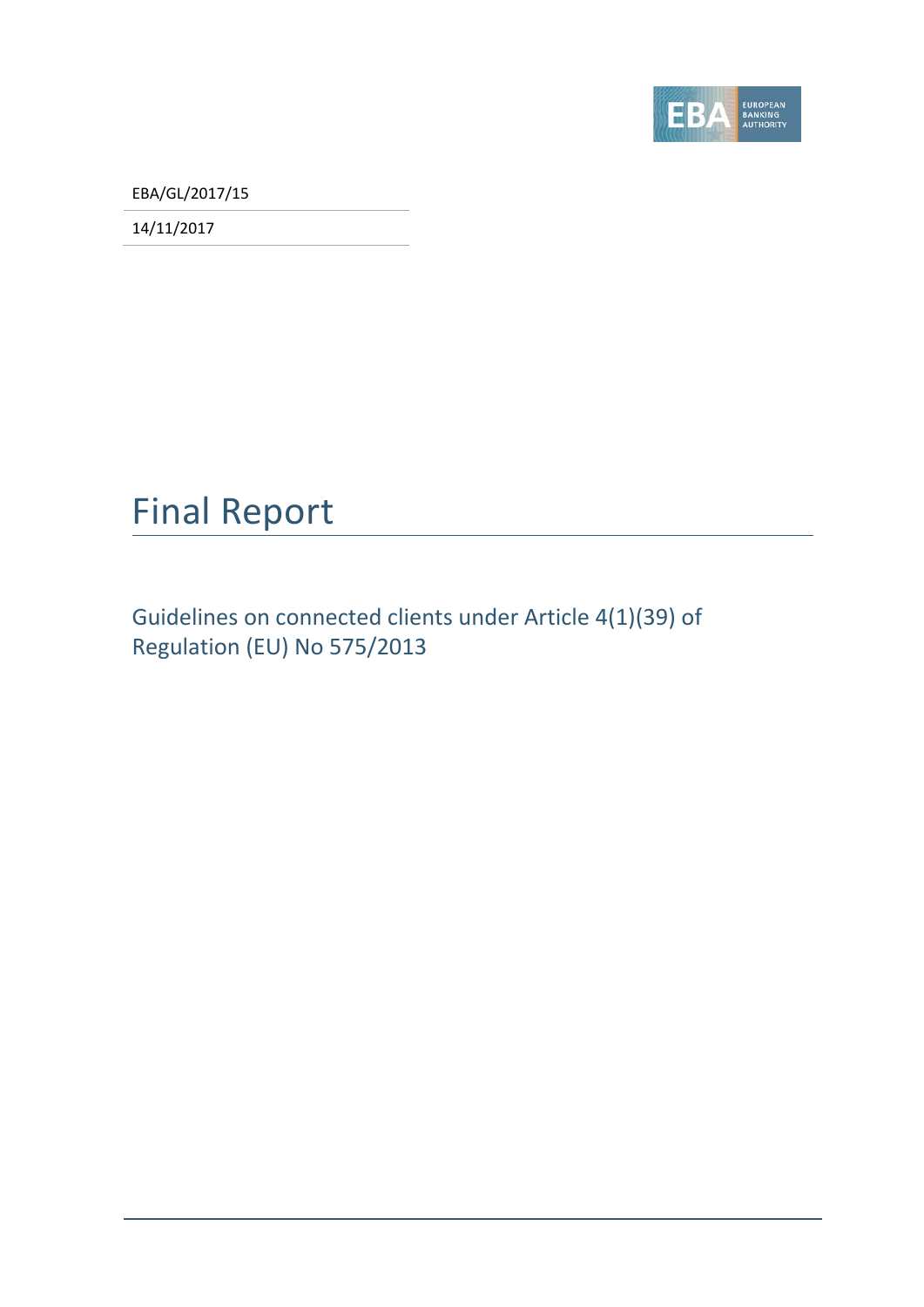EBA/GL/2017/15

14/11/2017

# Final Report

## Guidelines on connected clients under Article 4(1)(39) of Regulation (EU) No 575/2013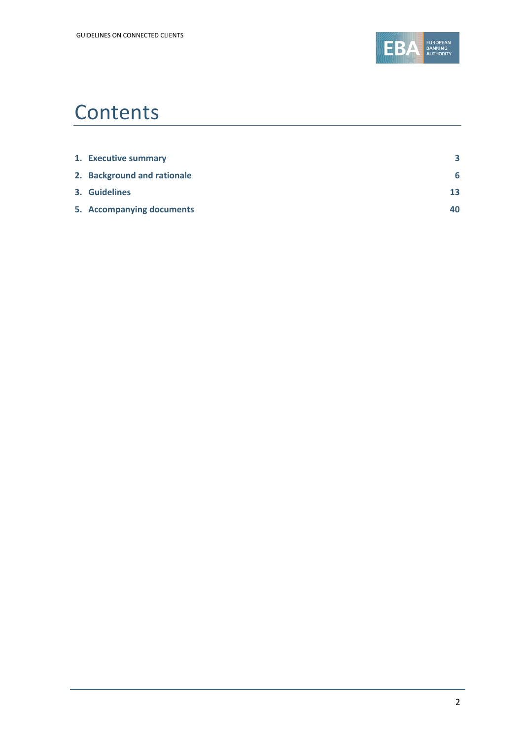# Contents

| | |
|---|---|
| **1. Executive summary** | **3** |
| **2. Background and rationale** | **6** |
| **3. Guidelines** | **13** |
| **5. Accompanying documents** | **40** |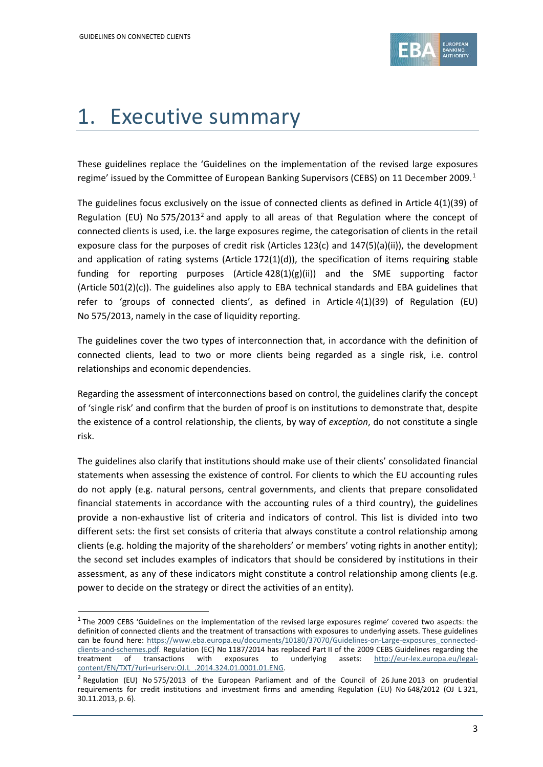# 1. Executive summary

These guidelines replace the 'Guidelines on the implementation of the revised large exposures regime' issued by the Committee of European Banking Supervisors (CEBS) on 11 December 2009.[1]

The guidelines focus exclusively on the issue of connected clients as defined in Article 4(1)(39) of Regulation (EU) No 575/2013[2] and apply to all areas of that Regulation where the concept of connected clients is used, i.e. the large exposures regime, the categorisation of clients in the retail exposure class for the purposes of credit risk (Articles 123(c) and 147(5)(a)(ii)), the development and application of rating systems (Article 172(1)(d)), the specification of items requiring stable funding for reporting purposes (Article 428(1)(g)(ii)) and the SME supporting factor (Article 501(2)(c)). The guidelines also apply to EBA technical standards and EBA guidelines that refer to 'groups of connected clients', as defined in Article 4(1)(39) of Regulation (EU) No 575/2013, namely in the case of liquidity reporting.

The guidelines cover the two types of interconnection that, in accordance with the definition of connected clients, lead to two or more clients being regarded as a single risk, i.e. control relationships and economic dependencies.

Regarding the assessment of interconnections based on control, the guidelines clarify the concept of 'single risk' and confirm that the burden of proof is on institutions to demonstrate that, despite the existence of a control relationship, the clients, by way of *exception*, do not constitute a single risk.

The guidelines also clarify that institutions should make use of their clients' consolidated financial statements when assessing the existence of control. For clients to which the EU accounting rules do not apply (e.g. natural persons, central governments, and clients that prepare consolidated financial statements in accordance with the accounting rules of a third country), the guidelines provide a non-exhaustive list of criteria and indicators of control. This list is divided into two different sets: the first set consists of criteria that always constitute a control relationship among clients (e.g. holding the majority of the shareholders' or members' voting rights in another entity); the second set includes examples of indicators that should be considered by institutions in their assessment, as any of these indicators might constitute a control relationship among clients (e.g. power to decide on the strategy or direct the activities of an entity).

---

[1] The 2009 CEBS 'Guidelines on the implementation of the revised large exposures regime' covered two aspects: the definition of connected clients and the treatment of transactions with exposures to underlying assets. These guidelines can be found here: https://www.eba.europa.eu/documents/10180/37070/Guidelines-on-Large-exposures_connected-clients-and-schemes.pdf. Regulation (EC) No 1187/2014 has replaced Part II of the 2009 CEBS Guidelines regarding the treatment of transactions with exposures to underlying assets: http://eur-lex.europa.eu/legal-content/EN/TXT/?uri=uriserv:OJ.L_.2014.324.01.0001.01.ENG.

[2] Regulation (EU) No 575/2013 of the European Parliament and of the Council of 26 June 2013 on prudential requirements for credit institutions and investment firms and amending Regulation (EU) No 648/2012 (OJ L 321, 30.11.2013, p. 6).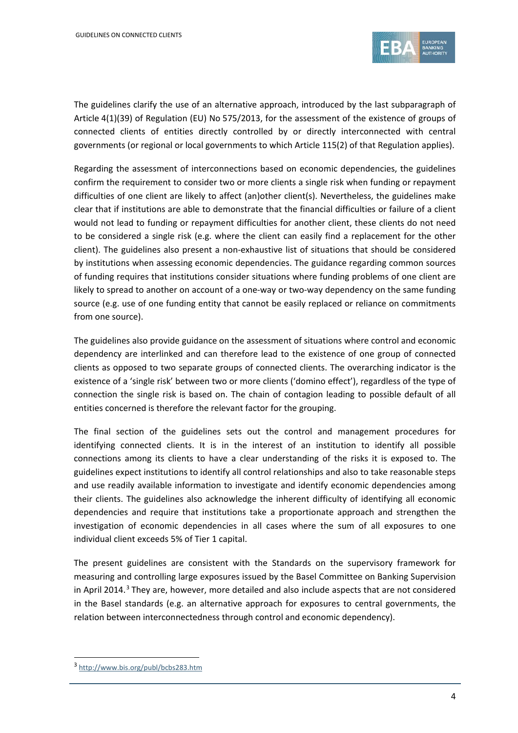The guidelines clarify the use of an alternative approach, introduced by the last subparagraph of Article 4(1)(39) of Regulation (EU) No 575/2013, for the assessment of the existence of groups of connected clients of entities directly controlled by or directly interconnected with central governments (or regional or local governments to which Article 115(2) of that Regulation applies).

Regarding the assessment of interconnections based on economic dependencies, the guidelines confirm the requirement to consider two or more clients a single risk when funding or repayment difficulties of one client are likely to affect (an)other client(s). Nevertheless, the guidelines make clear that if institutions are able to demonstrate that the financial difficulties or failure of a client would not lead to funding or repayment difficulties for another client, these clients do not need to be considered a single risk (e.g. where the client can easily find a replacement for the other client). The guidelines also present a non-exhaustive list of situations that should be considered by institutions when assessing economic dependencies. The guidance regarding common sources of funding requires that institutions consider situations where funding problems of one client are likely to spread to another on account of a one-way or two-way dependency on the same funding source (e.g. use of one funding entity that cannot be easily replaced or reliance on commitments from one source).

The guidelines also provide guidance on the assessment of situations where control and economic dependency are interlinked and can therefore lead to the existence of one group of connected clients as opposed to two separate groups of connected clients. The overarching indicator is the existence of a 'single risk' between two or more clients ('domino effect'), regardless of the type of connection the single risk is based on. The chain of contagion leading to possible default of all entities concerned is therefore the relevant factor for the grouping.

The final section of the guidelines sets out the control and management procedures for identifying connected clients. It is in the interest of an institution to identify all possible connections among its clients to have a clear understanding of the risks it is exposed to. The guidelines expect institutions to identify all control relationships and also to take reasonable steps and use readily available information to investigate and identify economic dependencies among their clients. The guidelines also acknowledge the inherent difficulty of identifying all economic dependencies and require that institutions take a proportionate approach and strengthen the investigation of economic dependencies in all cases where the sum of all exposures to one individual client exceeds 5% of Tier 1 capital.

The present guidelines are consistent with the Standards on the supervisory framework for measuring and controlling large exposures issued by the Basel Committee on Banking Supervision in April 2014.[3] They are, however, more detailed and also include aspects that are not considered in the Basel standards (e.g. an alternative approach for exposures to central governments, the relation between interconnectedness through control and economic dependency).

[3] http://www.bis.org/publ/bcbs283.htm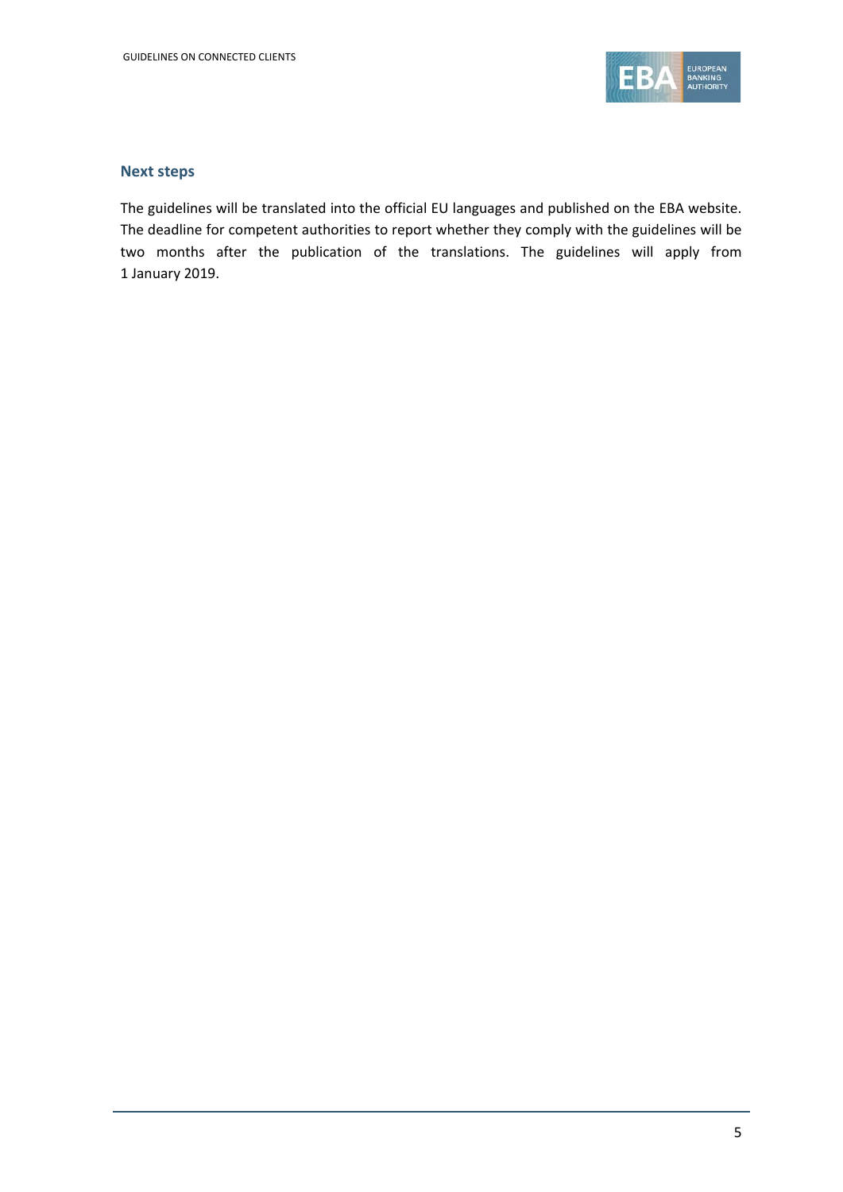## Next steps

The guidelines will be translated into the official EU languages and published on the EBA website. The deadline for competent authorities to report whether they comply with the guidelines will be two months after the publication of the translations. The guidelines will apply from 1 January 2019.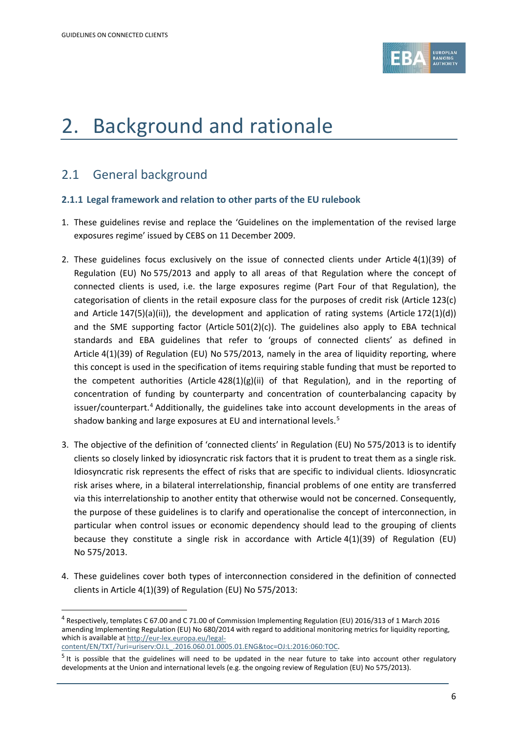# 2. Background and rationale

## 2.1 General background

### 2.1.1 Legal framework and relation to other parts of the EU rulebook

1. These guidelines revise and replace the 'Guidelines on the implementation of the revised large exposures regime' issued by CEBS on 11 December 2009.

2. These guidelines focus exclusively on the issue of connected clients under Article 4(1)(39) of Regulation (EU) No 575/2013 and apply to all areas of that Regulation where the concept of connected clients is used, i.e. the large exposures regime (Part Four of that Regulation), the categorisation of clients in the retail exposure class for the purposes of credit risk (Article 123(c) and Article 147(5)(a)(ii)), the development and application of rating systems (Article 172(1)(d)) and the SME supporting factor (Article 501(2)(c)). The guidelines also apply to EBA technical standards and EBA guidelines that refer to 'groups of connected clients' as defined in Article 4(1)(39) of Regulation (EU) No 575/2013, namely in the area of liquidity reporting, where this concept is used in the specification of items requiring stable funding that must be reported to the competent authorities (Article 428(1)(g)(ii) of that Regulation), and in the reporting of concentration of funding by counterparty and concentration of counterbalancing capacity by issuer/counterpart.[4] Additionally, the guidelines take into account developments in the areas of shadow banking and large exposures at EU and international levels.[5]

3. The objective of the definition of 'connected clients' in Regulation (EU) No 575/2013 is to identify clients so closely linked by idiosyncratic risk factors that it is prudent to treat them as a single risk. Idiosyncratic risk represents the effect of risks that are specific to individual clients. Idiosyncratic risk arises where, in a bilateral interrelationship, financial problems of one entity are transferred via this interrelationship to another entity that otherwise would not be concerned. Consequently, the purpose of these guidelines is to clarify and operationalise the concept of interconnection, in particular when control issues or economic dependency should lead to the grouping of clients because they constitute a single risk in accordance with Article 4(1)(39) of Regulation (EU) No 575/2013.

4. These guidelines cover both types of interconnection considered in the definition of connected clients in Article 4(1)(39) of Regulation (EU) No 575/2013:

---

[4] Respectively, templates C 67.00 and C 71.00 of Commission Implementing Regulation (EU) 2016/313 of 1 March 2016 amending Implementing Regulation (EU) No 680/2014 with regard to additional monitoring metrics for liquidity reporting, which is available at http://eur-lex.europa.eu/legal-content/EN/TXT/?uri=uriserv:OJ.L_.2016.060.01.0005.01.ENG&toc=OJ:L:2016:060:TOC.

[5] It is possible that the guidelines will need to be updated in the near future to take into account other regulatory developments at the Union and international levels (e.g. the ongoing review of Regulation (EU) No 575/2013).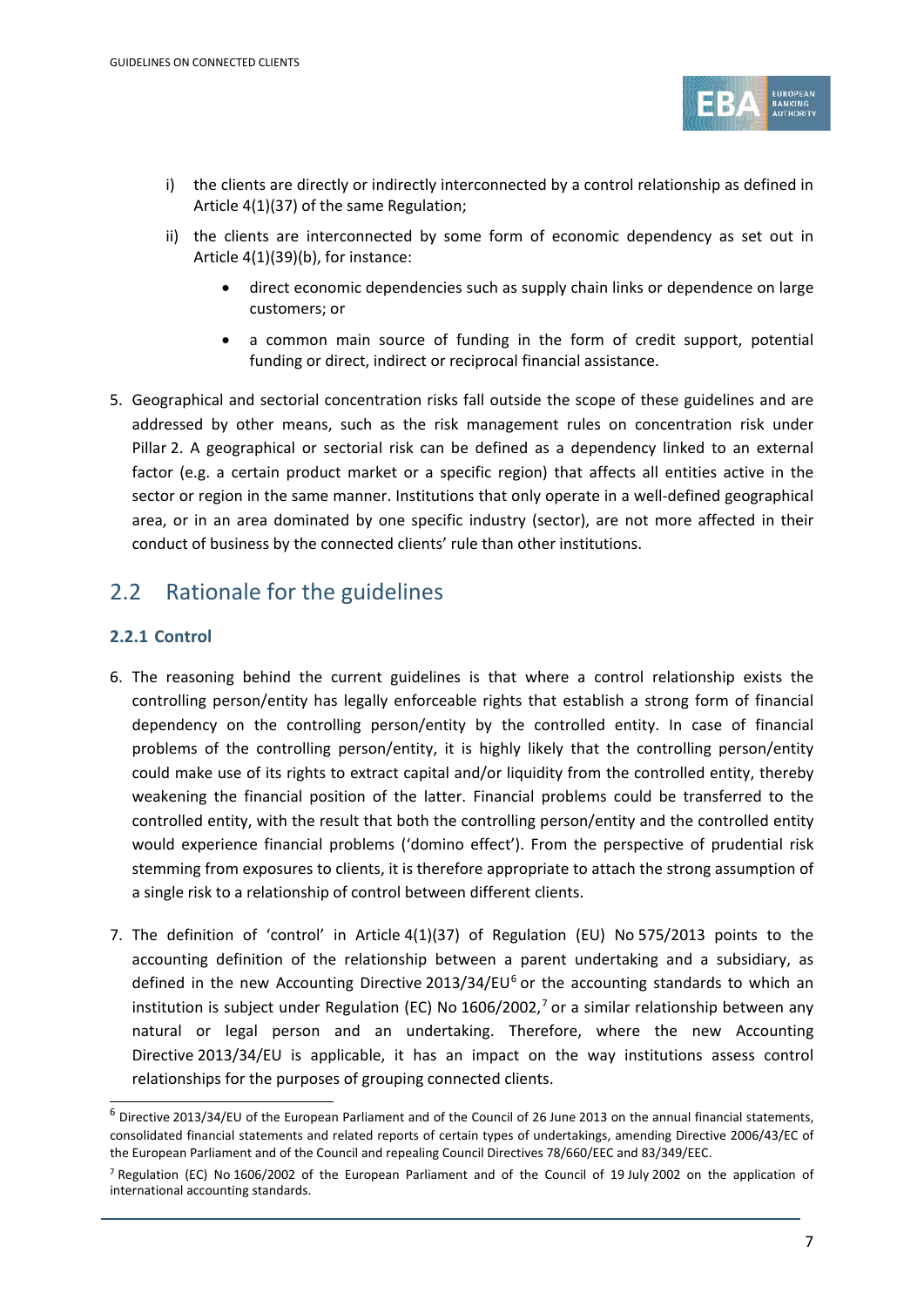i) the clients are directly or indirectly interconnected by a control relationship as defined in Article 4(1)(37) of the same Regulation;

ii) the clients are interconnected by some form of economic dependency as set out in Article 4(1)(39)(b), for instance:

- direct economic dependencies such as supply chain links or dependence on large customers; or
- a common main source of funding in the form of credit support, potential funding or direct, indirect or reciprocal financial assistance.

5. Geographical and sectorial concentration risks fall outside the scope of these guidelines and are addressed by other means, such as the risk management rules on concentration risk under Pillar 2. A geographical or sectorial risk can be defined as a dependency linked to an external factor (e.g. a certain product market or a specific region) that affects all entities active in the sector or region in the same manner. Institutions that only operate in a well-defined geographical area, or in an area dominated by one specific industry (sector), are not more affected in their conduct of business by the connected clients' rule than other institutions.

## 2.2 Rationale for the guidelines

### 2.2.1 Control

6. The reasoning behind the current guidelines is that where a control relationship exists the controlling person/entity has legally enforceable rights that establish a strong form of financial dependency on the controlling person/entity by the controlled entity. In case of financial problems of the controlling person/entity, it is highly likely that the controlling person/entity could make use of its rights to extract capital and/or liquidity from the controlled entity, thereby weakening the financial position of the latter. Financial problems could be transferred to the controlled entity, with the result that both the controlling person/entity and the controlled entity would experience financial problems ('domino effect'). From the perspective of prudential risk stemming from exposures to clients, it is therefore appropriate to attach the strong assumption of a single risk to a relationship of control between different clients.

7. The definition of 'control' in Article 4(1)(37) of Regulation (EU) No 575/2013 points to the accounting definition of the relationship between a parent undertaking and a subsidiary, as defined in the new Accounting Directive 2013/34/EU[6] or the accounting standards to which an institution is subject under Regulation (EC) No 1606/2002,[7] or a similar relationship between any natural or legal person and an undertaking. Therefore, where the new Accounting Directive 2013/34/EU is applicable, it has an impact on the way institutions assess control relationships for the purposes of grouping connected clients.

---

[6] Directive 2013/34/EU of the European Parliament and of the Council of 26 June 2013 on the annual financial statements, consolidated financial statements and related reports of certain types of undertakings, amending Directive 2006/43/EC of the European Parliament and of the Council and repealing Council Directives 78/660/EEC and 83/349/EEC.

[7] Regulation (EC) No 1606/2002 of the European Parliament and of the Council of 19 July 2002 on the application of international accounting standards.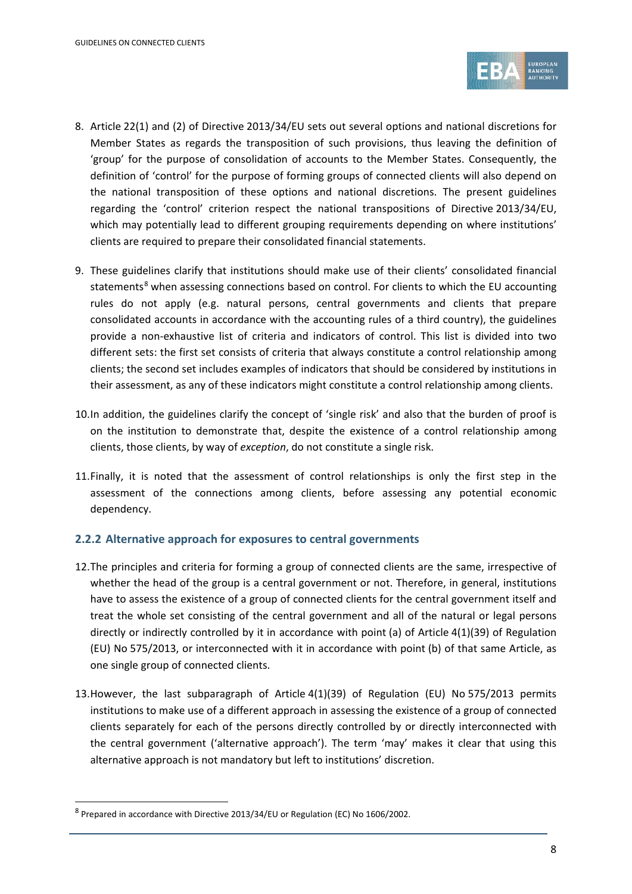8. Article 22(1) and (2) of Directive 2013/34/EU sets out several options and national discretions for Member States as regards the transposition of such provisions, thus leaving the definition of 'group' for the purpose of consolidation of accounts to the Member States. Consequently, the definition of 'control' for the purpose of forming groups of connected clients will also depend on the national transposition of these options and national discretions. The present guidelines regarding the 'control' criterion respect the national transpositions of Directive 2013/34/EU, which may potentially lead to different grouping requirements depending on where institutions' clients are required to prepare their consolidated financial statements.

9. These guidelines clarify that institutions should make use of their clients' consolidated financial statements[8] when assessing connections based on control. For clients to which the EU accounting rules do not apply (e.g. natural persons, central governments and clients that prepare consolidated accounts in accordance with the accounting rules of a third country), the guidelines provide a non-exhaustive list of criteria and indicators of control. This list is divided into two different sets: the first set consists of criteria that always constitute a control relationship among clients; the second set includes examples of indicators that should be considered by institutions in their assessment, as any of these indicators might constitute a control relationship among clients.

10. In addition, the guidelines clarify the concept of 'single risk' and also that the burden of proof is on the institution to demonstrate that, despite the existence of a control relationship among clients, those clients, by way of *exception*, do not constitute a single risk.

11. Finally, it is noted that the assessment of control relationships is only the first step in the assessment of the connections among clients, before assessing any potential economic dependency.

### 2.2.2 Alternative approach for exposures to central governments

12. The principles and criteria for forming a group of connected clients are the same, irrespective of whether the head of the group is a central government or not. Therefore, in general, institutions have to assess the existence of a group of connected clients for the central government itself and treat the whole set consisting of the central government and all of the natural or legal persons directly or indirectly controlled by it in accordance with point (a) of Article 4(1)(39) of Regulation (EU) No 575/2013, or interconnected with it in accordance with point (b) of that same Article, as one single group of connected clients.

13. However, the last subparagraph of Article 4(1)(39) of Regulation (EU) No 575/2013 permits institutions to make use of a different approach in assessing the existence of a group of connected clients separately for each of the persons directly controlled by or directly interconnected with the central government ('alternative approach'). The term 'may' makes it clear that using this alternative approach is not mandatory but left to institutions' discretion.

---

[8] Prepared in accordance with Directive 2013/34/EU or Regulation (EC) No 1606/2002.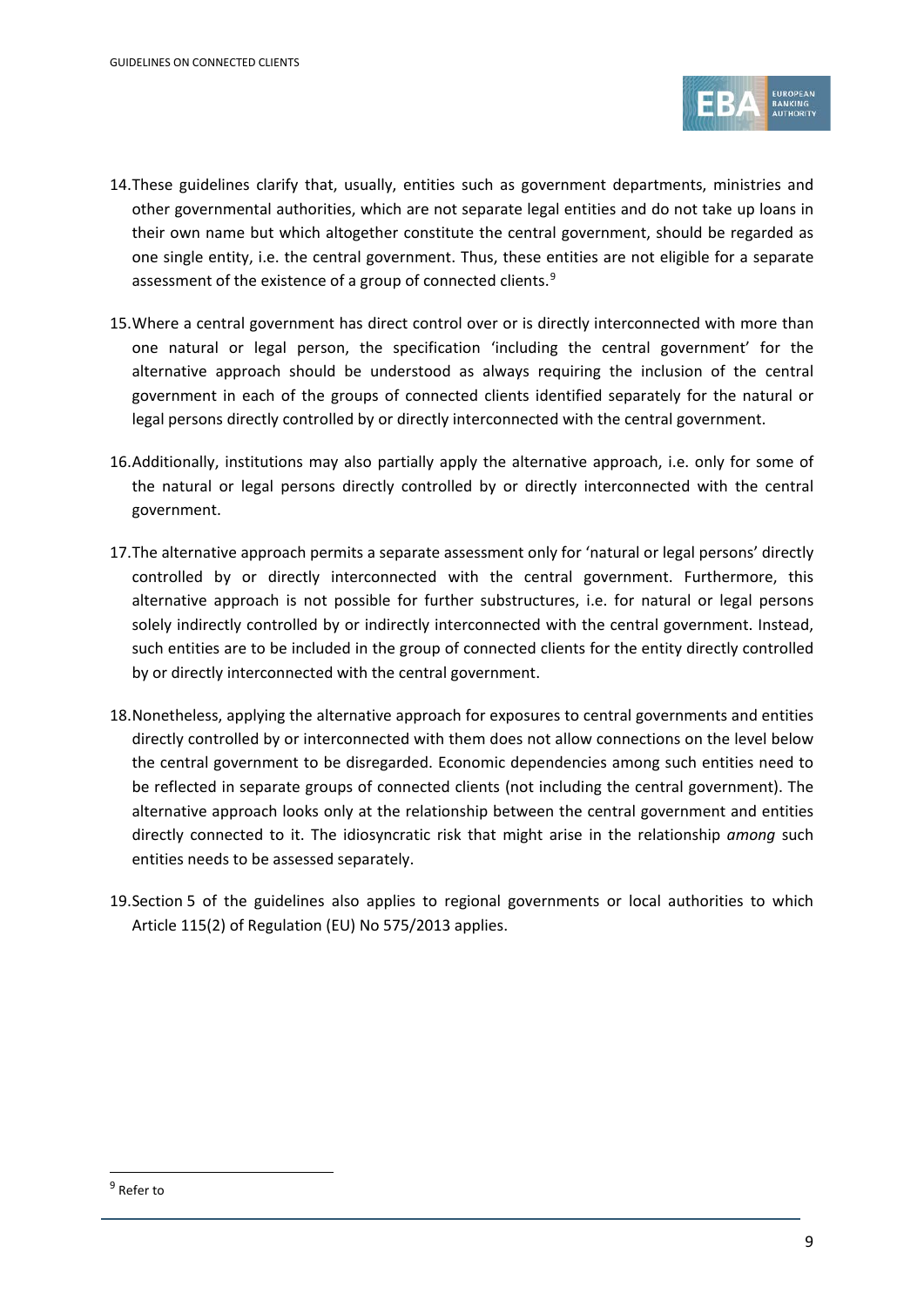14. These guidelines clarify that, usually, entities such as government departments, ministries and other governmental authorities, which are not separate legal entities and do not take up loans in their own name but which altogether constitute the central government, should be regarded as one single entity, i.e. the central government. Thus, these entities are not eligible for a separate assessment of the existence of a group of connected clients.[9]

15. Where a central government has direct control over or is directly interconnected with more than one natural or legal person, the specification 'including the central government' for the alternative approach should be understood as always requiring the inclusion of the central government in each of the groups of connected clients identified separately for the natural or legal persons directly controlled by or directly interconnected with the central government.

16. Additionally, institutions may also partially apply the alternative approach, i.e. only for some of the natural or legal persons directly controlled by or directly interconnected with the central government.

17. The alternative approach permits a separate assessment only for 'natural or legal persons' directly controlled by or directly interconnected with the central government. Furthermore, this alternative approach is not possible for further substructures, i.e. for natural or legal persons solely indirectly controlled by or indirectly interconnected with the central government. Instead, such entities are to be included in the group of connected clients for the entity directly controlled by or directly interconnected with the central government.

18. Nonetheless, applying the alternative approach for exposures to central governments and entities directly controlled by or interconnected with them does not allow connections on the level below the central government to be disregarded. Economic dependencies among such entities need to be reflected in separate groups of connected clients (not including the central government). The alternative approach looks only at the relationship between the central government and entities directly connected to it. The idiosyncratic risk that might arise in the relationship *among* such entities needs to be assessed separately.

19. Section 5 of the guidelines also applies to regional governments or local authorities to which Article 115(2) of Regulation (EU) No 575/2013 applies.

[9] Refer to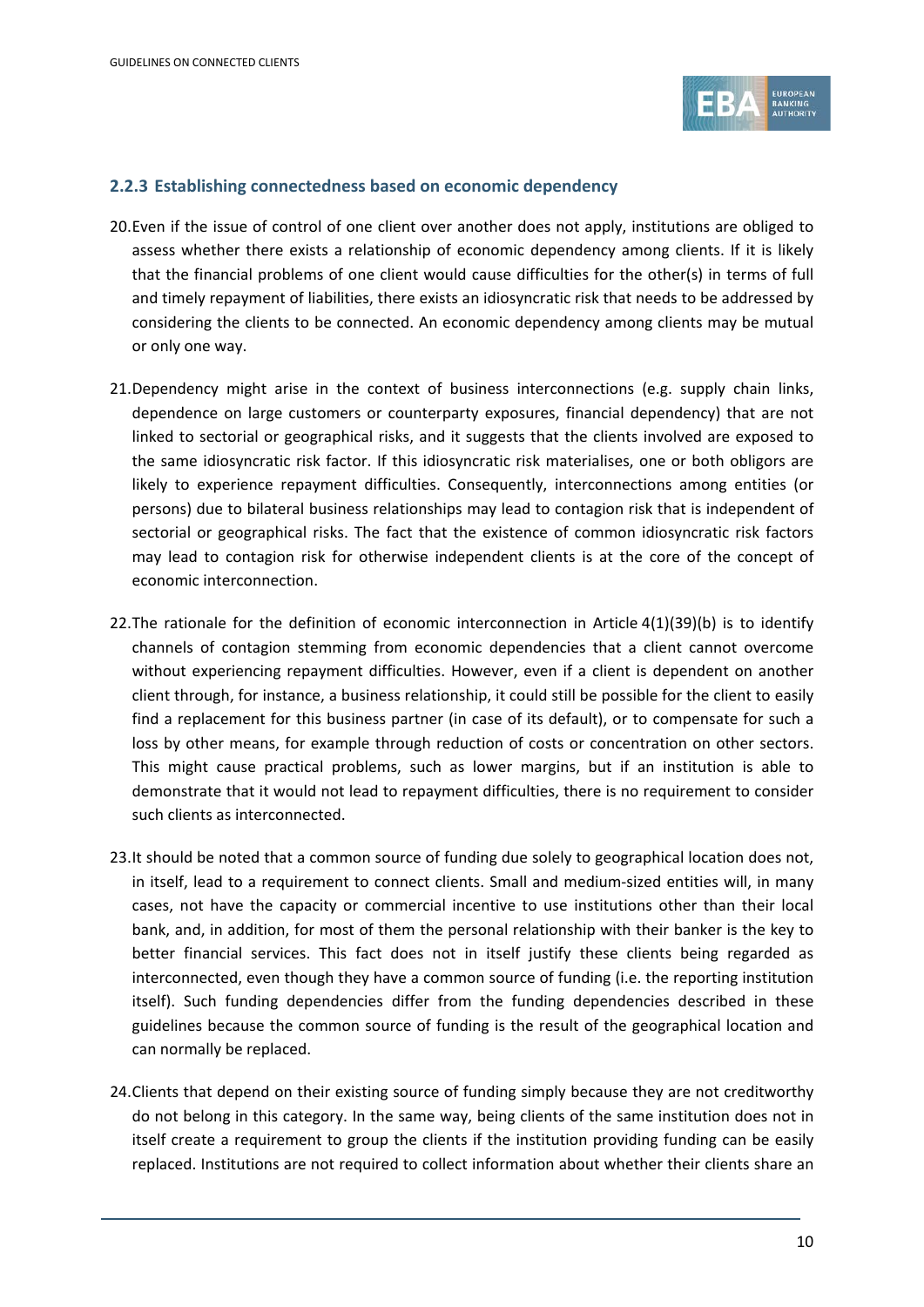### 2.2.3 Establishing connectedness based on economic dependency

20. Even if the issue of control of one client over another does not apply, institutions are obliged to assess whether there exists a relationship of economic dependency among clients. If it is likely that the financial problems of one client would cause difficulties for the other(s) in terms of full and timely repayment of liabilities, there exists an idiosyncratic risk that needs to be addressed by considering the clients to be connected. An economic dependency among clients may be mutual or only one way.

21. Dependency might arise in the context of business interconnections (e.g. supply chain links, dependence on large customers or counterparty exposures, financial dependency) that are not linked to sectorial or geographical risks, and it suggests that the clients involved are exposed to the same idiosyncratic risk factor. If this idiosyncratic risk materialises, one or both obligors are likely to experience repayment difficulties. Consequently, interconnections among entities (or persons) due to bilateral business relationships may lead to contagion risk that is independent of sectorial or geographical risks. The fact that the existence of common idiosyncratic risk factors may lead to contagion risk for otherwise independent clients is at the core of the concept of economic interconnection.

22. The rationale for the definition of economic interconnection in Article 4(1)(39)(b) is to identify channels of contagion stemming from economic dependencies that a client cannot overcome without experiencing repayment difficulties. However, even if a client is dependent on another client through, for instance, a business relationship, it could still be possible for the client to easily find a replacement for this business partner (in case of its default), or to compensate for such a loss by other means, for example through reduction of costs or concentration on other sectors. This might cause practical problems, such as lower margins, but if an institution is able to demonstrate that it would not lead to repayment difficulties, there is no requirement to consider such clients as interconnected.

23. It should be noted that a common source of funding due solely to geographical location does not, in itself, lead to a requirement to connect clients. Small and medium-sized entities will, in many cases, not have the capacity or commercial incentive to use institutions other than their local bank, and, in addition, for most of them the personal relationship with their banker is the key to better financial services. This fact does not in itself justify these clients being regarded as interconnected, even though they have a common source of funding (i.e. the reporting institution itself). Such funding dependencies differ from the funding dependencies described in these guidelines because the common source of funding is the result of the geographical location and can normally be replaced.

24. Clients that depend on their existing source of funding simply because they are not creditworthy do not belong in this category. In the same way, being clients of the same institution does not in itself create a requirement to group the clients if the institution providing funding can be easily replaced. Institutions are not required to collect information about whether their clients share an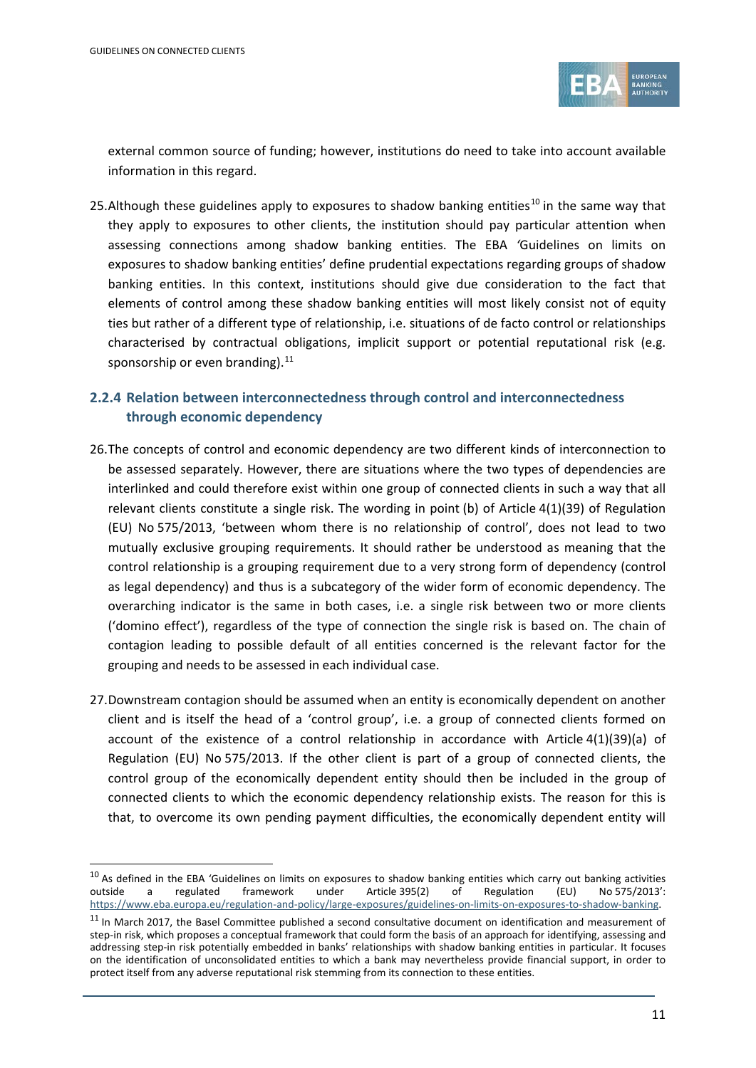external common source of funding; however, institutions do need to take into account available information in this regard.

25. Although these guidelines apply to exposures to shadow banking entities[10] in the same way that they apply to exposures to other clients, the institution should pay particular attention when assessing connections among shadow banking entities. The EBA 'Guidelines on limits on exposures to shadow banking entities' define prudential expectations regarding groups of shadow banking entities. In this context, institutions should give due consideration to the fact that elements of control among these shadow banking entities will most likely consist not of equity ties but rather of a different type of relationship, i.e. situations of de facto control or relationships characterised by contractual obligations, implicit support or potential reputational risk (e.g. sponsorship or even branding).[11]

### 2.2.4 Relation between interconnectedness through control and interconnectedness through economic dependency

26. The concepts of control and economic dependency are two different kinds of interconnection to be assessed separately. However, there are situations where the two types of dependencies are interlinked and could therefore exist within one group of connected clients in such a way that all relevant clients constitute a single risk. The wording in point (b) of Article 4(1)(39) of Regulation (EU) No 575/2013, 'between whom there is no relationship of control', does not lead to two mutually exclusive grouping requirements. It should rather be understood as meaning that the control relationship is a grouping requirement due to a very strong form of dependency (control as legal dependency) and thus is a subcategory of the wider form of economic dependency. The overarching indicator is the same in both cases, i.e. a single risk between two or more clients ('domino effect'), regardless of the type of connection the single risk is based on. The chain of contagion leading to possible default of all entities concerned is the relevant factor for the grouping and needs to be assessed in each individual case.

27. Downstream contagion should be assumed when an entity is economically dependent on another client and is itself the head of a 'control group', i.e. a group of connected clients formed on account of the existence of a control relationship in accordance with Article 4(1)(39)(a) of Regulation (EU) No 575/2013. If the other client is part of a group of connected clients, the control group of the economically dependent entity should then be included in the group of connected clients to which the economic dependency relationship exists. The reason for this is that, to overcome its own pending payment difficulties, the economically dependent entity will

---

[10] As defined in the EBA 'Guidelines on limits on exposures to shadow banking entities which carry out banking activities outside a regulated framework under Article 395(2) of Regulation (EU) No 575/2013': https://www.eba.europa.eu/regulation-and-policy/large-exposures/guidelines-on-limits-on-exposures-to-shadow-banking.

[11] In March 2017, the Basel Committee published a second consultative document on identification and measurement of step-in risk, which proposes a conceptual framework that could form the basis of an approach for identifying, assessing and addressing step-in risk potentially embedded in banks' relationships with shadow banking entities in particular. It focuses on the identification of unconsolidated entities to which a bank may nevertheless provide financial support, in order to protect itself from any adverse reputational risk stemming from its connection to these entities.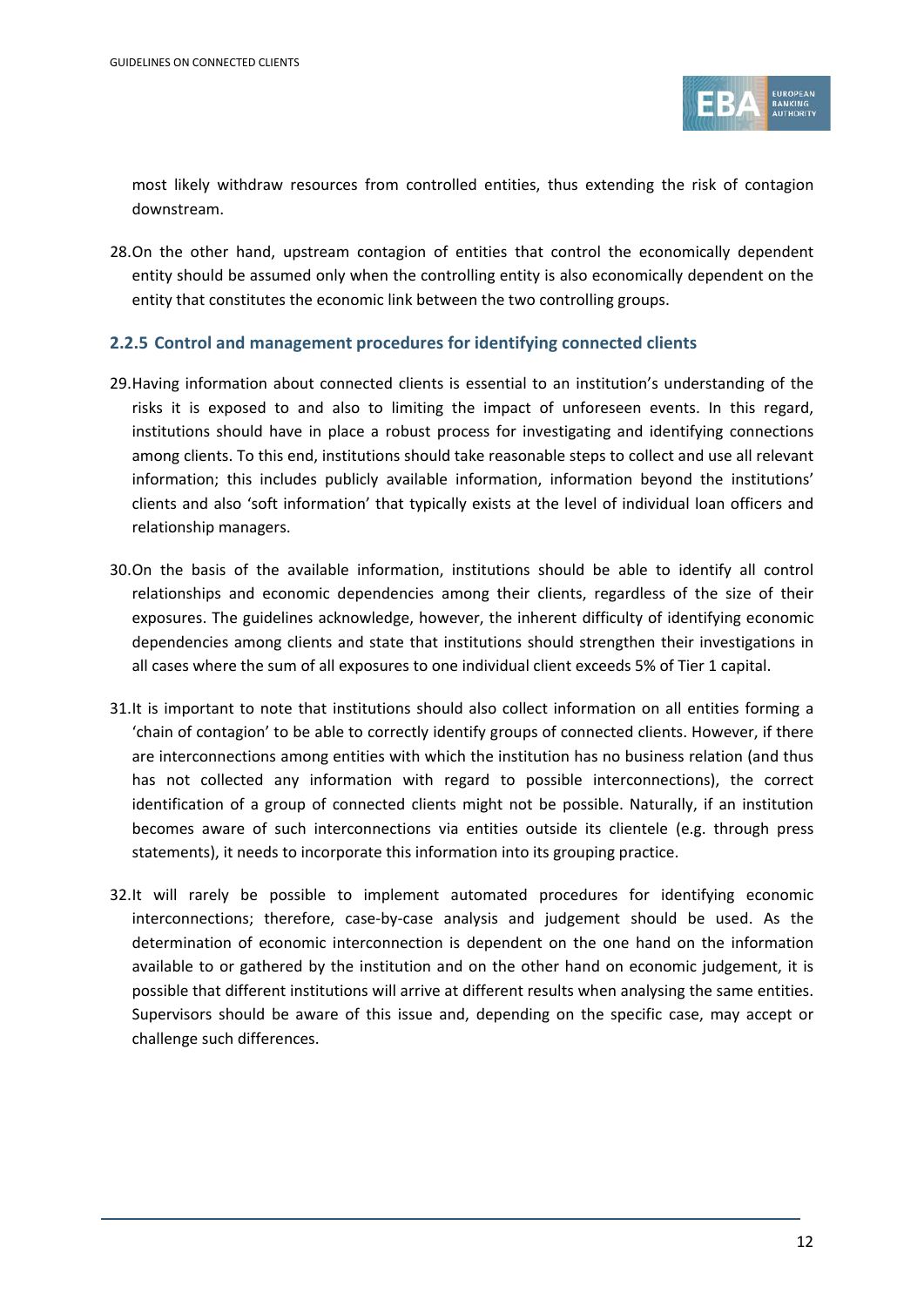most likely withdraw resources from controlled entities, thus extending the risk of contagion downstream.

28. On the other hand, upstream contagion of entities that control the economically dependent entity should be assumed only when the controlling entity is also economically dependent on the entity that constitutes the economic link between the two controlling groups.

### 2.2.5 Control and management procedures for identifying connected clients

29. Having information about connected clients is essential to an institution's understanding of the risks it is exposed to and also to limiting the impact of unforeseen events. In this regard, institutions should have in place a robust process for investigating and identifying connections among clients. To this end, institutions should take reasonable steps to collect and use all relevant information; this includes publicly available information, information beyond the institutions' clients and also 'soft information' that typically exists at the level of individual loan officers and relationship managers.

30. On the basis of the available information, institutions should be able to identify all control relationships and economic dependencies among their clients, regardless of the size of their exposures. The guidelines acknowledge, however, the inherent difficulty of identifying economic dependencies among clients and state that institutions should strengthen their investigations in all cases where the sum of all exposures to one individual client exceeds 5% of Tier 1 capital.

31. It is important to note that institutions should also collect information on all entities forming a 'chain of contagion' to be able to correctly identify groups of connected clients. However, if there are interconnections among entities with which the institution has no business relation (and thus has not collected any information with regard to possible interconnections), the correct identification of a group of connected clients might not be possible. Naturally, if an institution becomes aware of such interconnections via entities outside its clientele (e.g. through press statements), it needs to incorporate this information into its grouping practice.

32. It will rarely be possible to implement automated procedures for identifying economic interconnections; therefore, case-by-case analysis and judgement should be used. As the determination of economic interconnection is dependent on the one hand on the information available to or gathered by the institution and on the other hand on economic judgement, it is possible that different institutions will arrive at different results when analysing the same entities. Supervisors should be aware of this issue and, depending on the specific case, may accept or challenge such differences.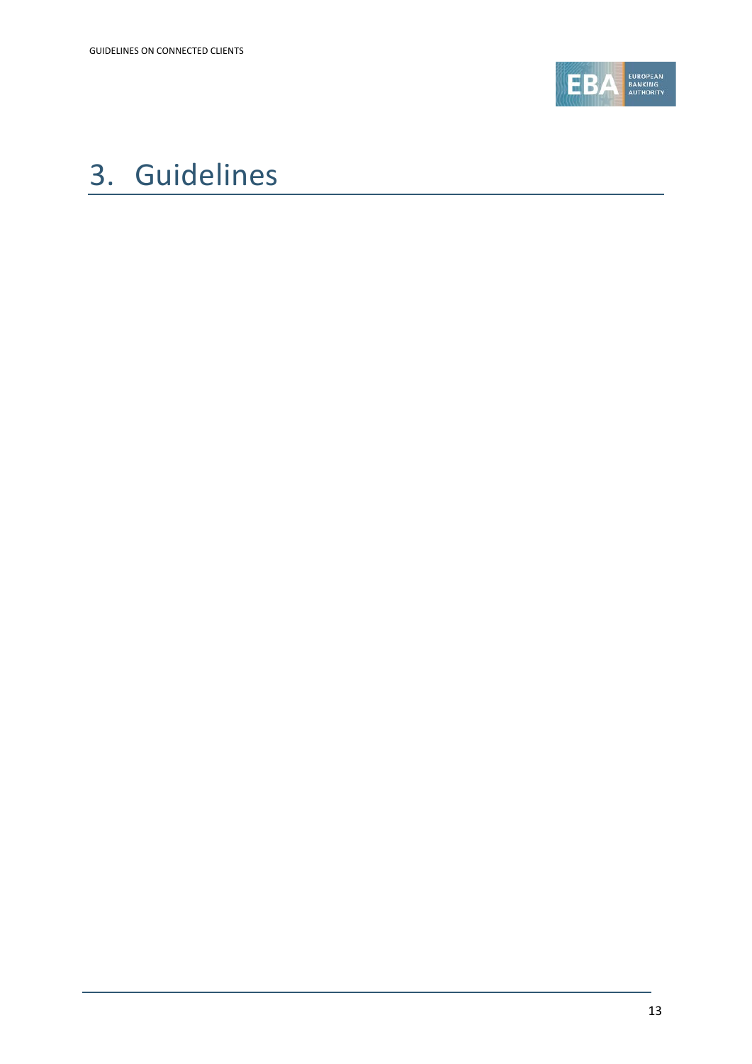# 3. Guidelines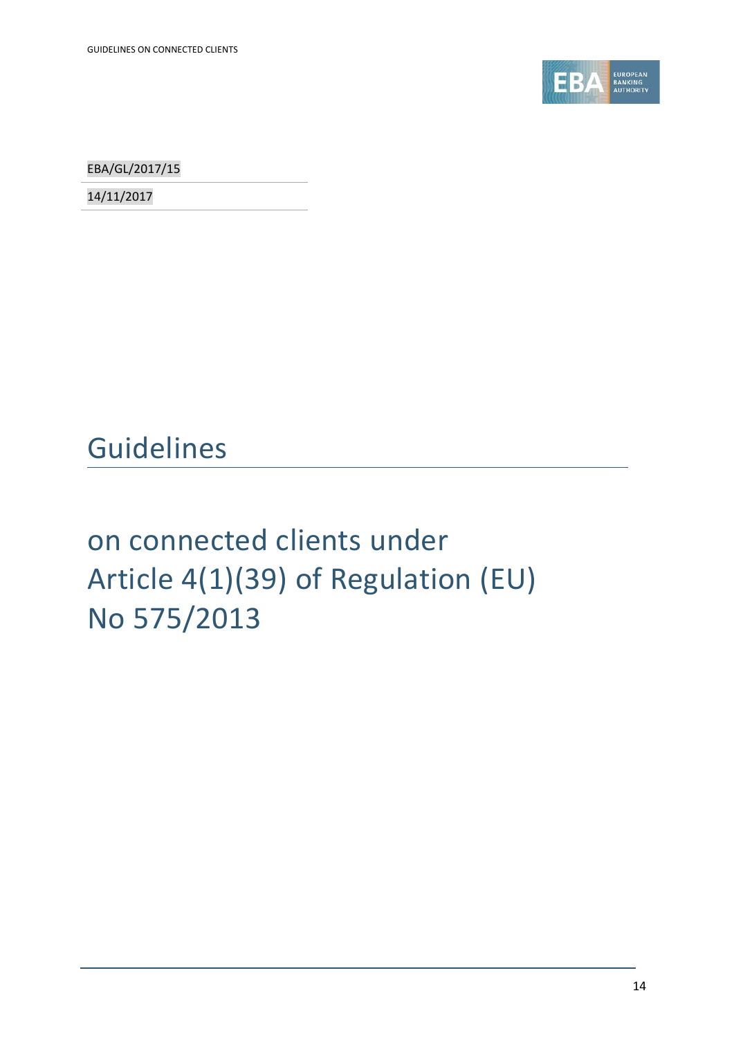EBA/GL/2017/15

14/11/2017

# Guidelines

# on connected clients under Article 4(1)(39) of Regulation (EU) No 575/2013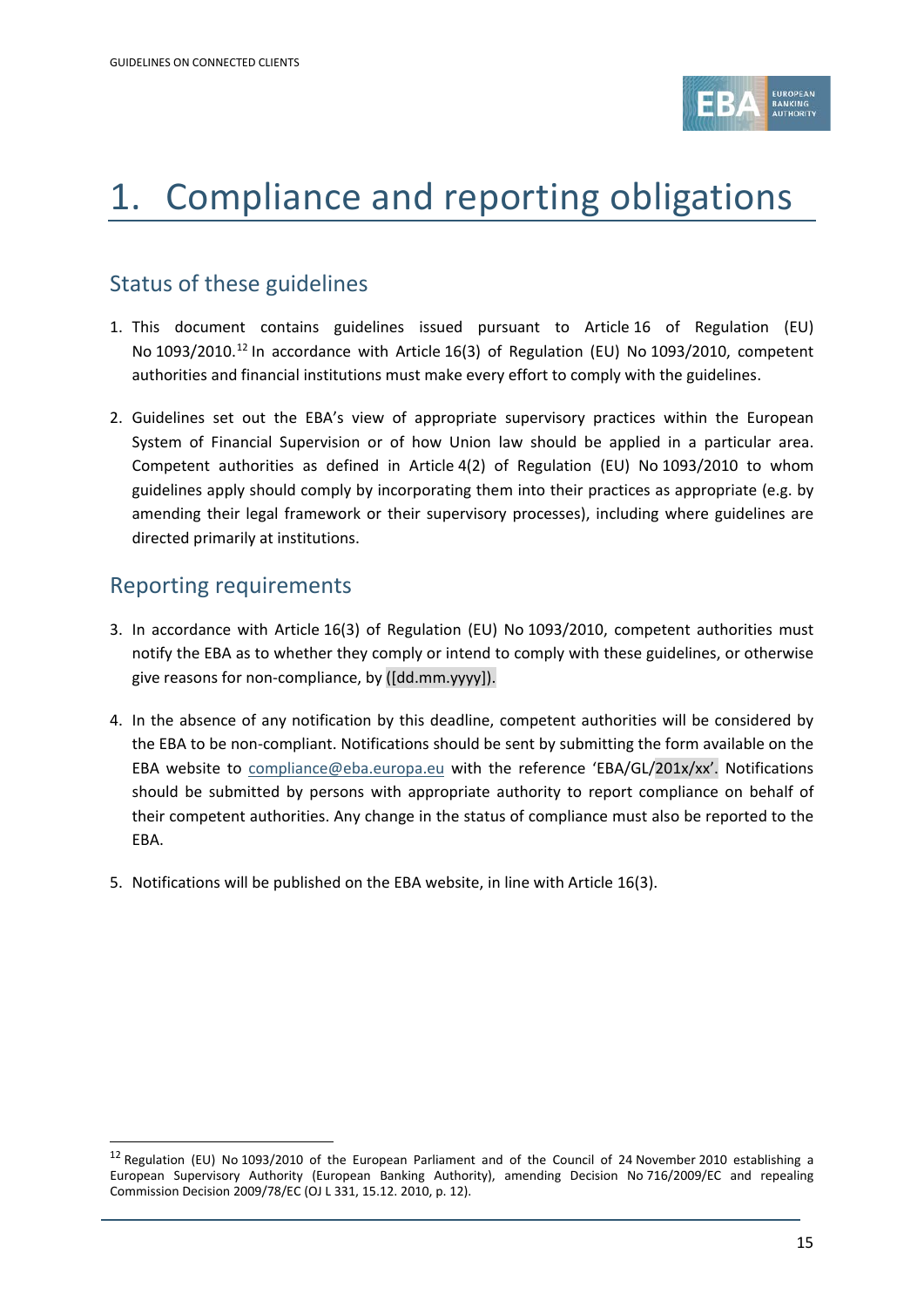# 1. Compliance and reporting obligations

## Status of these guidelines

1. This document contains guidelines issued pursuant to Article 16 of Regulation (EU) No 1093/2010.[12] In accordance with Article 16(3) of Regulation (EU) No 1093/2010, competent authorities and financial institutions must make every effort to comply with the guidelines.

2. Guidelines set out the EBA's view of appropriate supervisory practices within the European System of Financial Supervision or of how Union law should be applied in a particular area. Competent authorities as defined in Article 4(2) of Regulation (EU) No 1093/2010 to whom guidelines apply should comply by incorporating them into their practices as appropriate (e.g. by amending their legal framework or their supervisory processes), including where guidelines are directed primarily at institutions.

## Reporting requirements

3. In accordance with Article 16(3) of Regulation (EU) No 1093/2010, competent authorities must notify the EBA as to whether they comply or intend to comply with these guidelines, or otherwise give reasons for non-compliance, by ([dd.mm.yyyy]).

4. In the absence of any notification by this deadline, competent authorities will be considered by the EBA to be non-compliant. Notifications should be sent by submitting the form available on the EBA website to compliance@eba.europa.eu with the reference 'EBA/GL/201x/xx'. Notifications should be submitted by persons with appropriate authority to report compliance on behalf of their competent authorities. Any change in the status of compliance must also be reported to the EBA.

5. Notifications will be published on the EBA website, in line with Article 16(3).

[12] Regulation (EU) No 1093/2010 of the European Parliament and of the Council of 24 November 2010 establishing a European Supervisory Authority (European Banking Authority), amending Decision No 716/2009/EC and repealing Commission Decision 2009/78/EC (OJ L 331, 15.12. 2010, p. 12).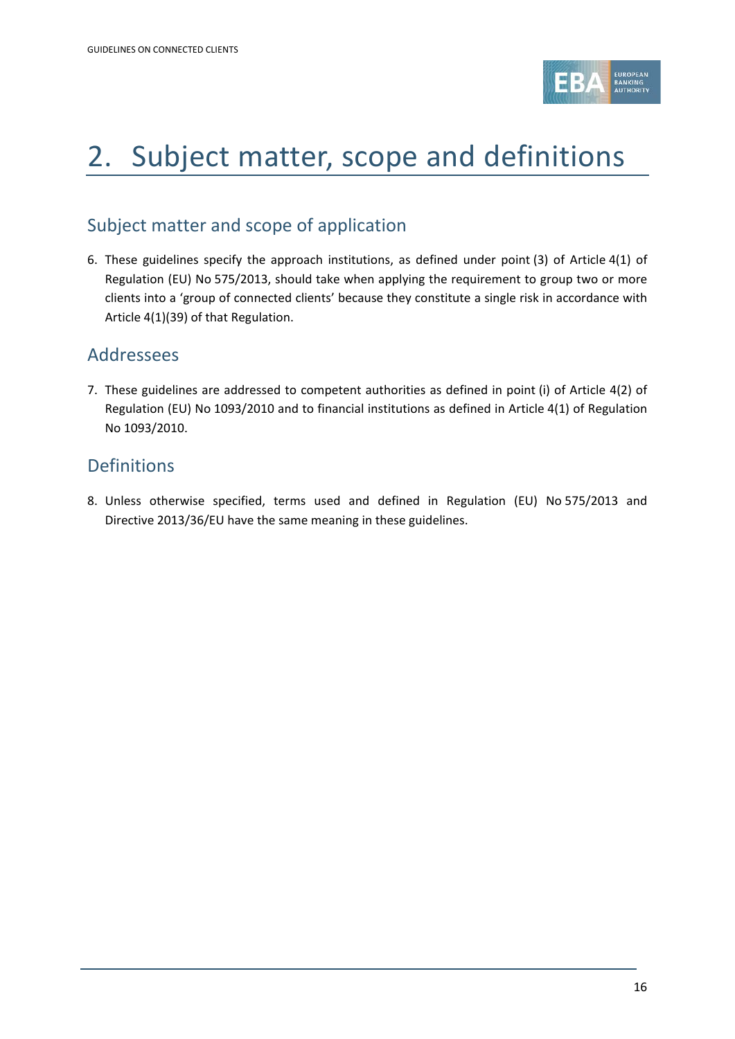# 2. Subject matter, scope and definitions

## Subject matter and scope of application

6. These guidelines specify the approach institutions, as defined under point (3) of Article 4(1) of Regulation (EU) No 575/2013, should take when applying the requirement to group two or more clients into a 'group of connected clients' because they constitute a single risk in accordance with Article 4(1)(39) of that Regulation.

## Addressees

7. These guidelines are addressed to competent authorities as defined in point (i) of Article 4(2) of Regulation (EU) No 1093/2010 and to financial institutions as defined in Article 4(1) of Regulation No 1093/2010.

## Definitions

8. Unless otherwise specified, terms used and defined in Regulation (EU) No 575/2013 and Directive 2013/36/EU have the same meaning in these guidelines.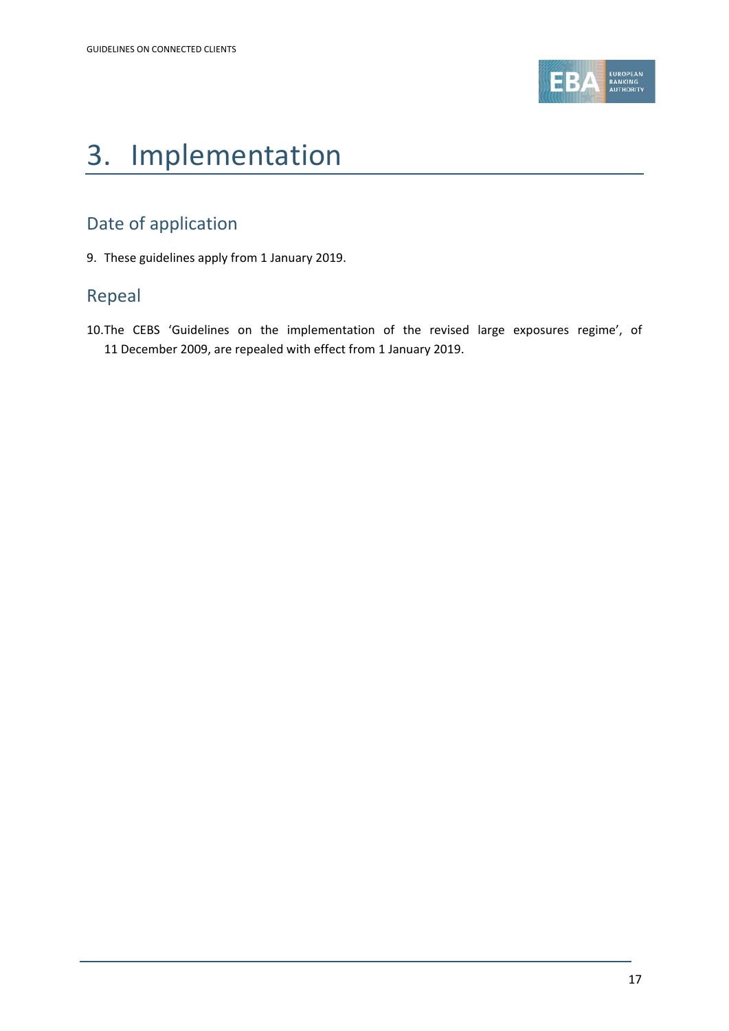# 3. Implementation

## Date of application

9. These guidelines apply from 1 January 2019.

## Repeal

10. The CEBS 'Guidelines on the implementation of the revised large exposures regime', of 11 December 2009, are repealed with effect from 1 January 2019.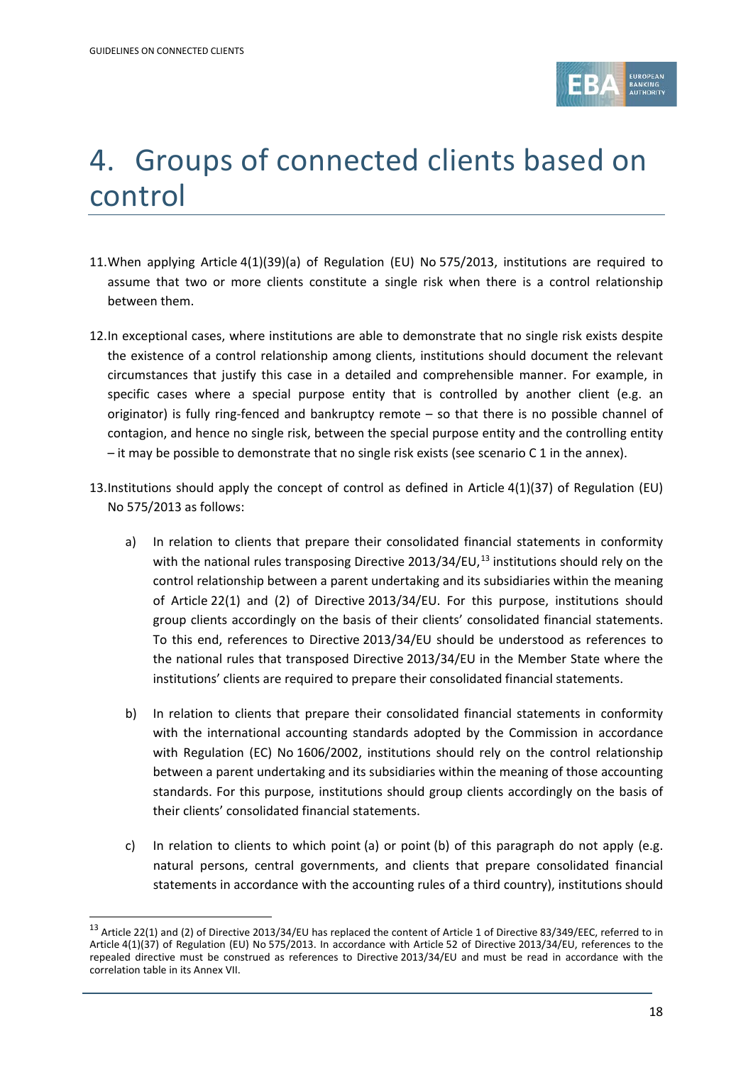# 4. Groups of connected clients based on control

11. When applying Article 4(1)(39)(a) of Regulation (EU) No 575/2013, institutions are required to assume that two or more clients constitute a single risk when there is a control relationship between them.

12. In exceptional cases, where institutions are able to demonstrate that no single risk exists despite the existence of a control relationship among clients, institutions should document the relevant circumstances that justify this case in a detailed and comprehensible manner. For example, in specific cases where a special purpose entity that is controlled by another client (e.g. an originator) is fully ring-fenced and bankruptcy remote – so that there is no possible channel of contagion, and hence no single risk, between the special purpose entity and the controlling entity – it may be possible to demonstrate that no single risk exists (see scenario C 1 in the annex).

13. Institutions should apply the concept of control as defined in Article 4(1)(37) of Regulation (EU) No 575/2013 as follows:

    a) In relation to clients that prepare their consolidated financial statements in conformity with the national rules transposing Directive 2013/34/EU,[13] institutions should rely on the control relationship between a parent undertaking and its subsidiaries within the meaning of Article 22(1) and (2) of Directive 2013/34/EU. For this purpose, institutions should group clients accordingly on the basis of their clients' consolidated financial statements. To this end, references to Directive 2013/34/EU should be understood as references to the national rules that transposed Directive 2013/34/EU in the Member State where the institutions' clients are required to prepare their consolidated financial statements.

    b) In relation to clients that prepare their consolidated financial statements in conformity with the international accounting standards adopted by the Commission in accordance with Regulation (EC) No 1606/2002, institutions should rely on the control relationship between a parent undertaking and its subsidiaries within the meaning of those accounting standards. For this purpose, institutions should group clients accordingly on the basis of their clients' consolidated financial statements.

    c) In relation to clients to which point (a) or point (b) of this paragraph do not apply (e.g. natural persons, central governments, and clients that prepare consolidated financial statements in accordance with the accounting rules of a third country), institutions should

[13] Article 22(1) and (2) of Directive 2013/34/EU has replaced the content of Article 1 of Directive 83/349/EEC, referred to in Article 4(1)(37) of Regulation (EU) No 575/2013. In accordance with Article 52 of Directive 2013/34/EU, references to the repealed directive must be construed as references to Directive 2013/34/EU and must be read in accordance with the correlation table in its Annex VII.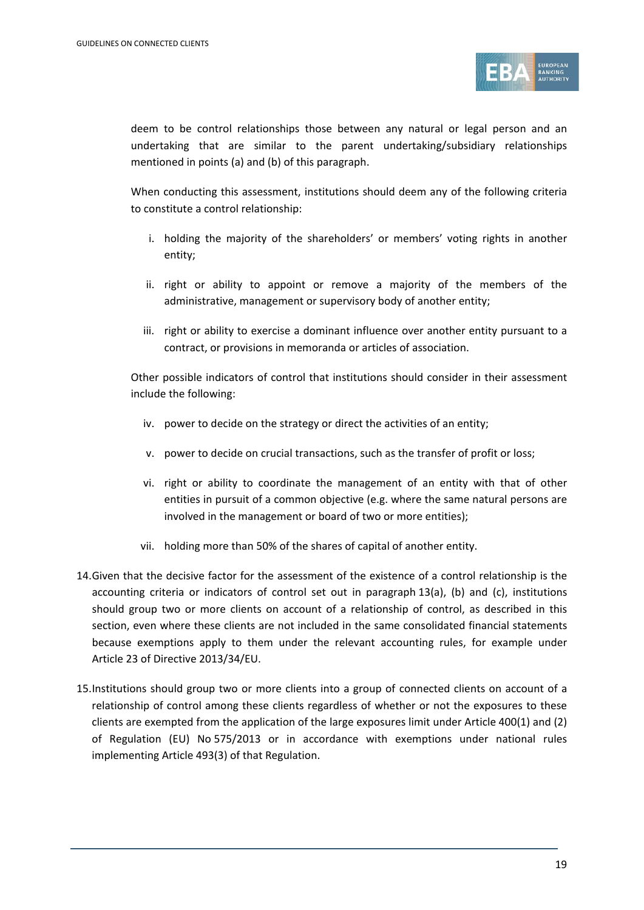deem to be control relationships those between any natural or legal person and an undertaking that are similar to the parent undertaking/subsidiary relationships mentioned in points (a) and (b) of this paragraph.

When conducting this assessment, institutions should deem any of the following criteria to constitute a control relationship:

i. holding the majority of the shareholders' or members' voting rights in another entity;

ii. right or ability to appoint or remove a majority of the members of the administrative, management or supervisory body of another entity;

iii. right or ability to exercise a dominant influence over another entity pursuant to a contract, or provisions in memoranda or articles of association.

Other possible indicators of control that institutions should consider in their assessment include the following:

iv. power to decide on the strategy or direct the activities of an entity;

v. power to decide on crucial transactions, such as the transfer of profit or loss;

vi. right or ability to coordinate the management of an entity with that of other entities in pursuit of a common objective (e.g. where the same natural persons are involved in the management or board of two or more entities);

vii. holding more than 50% of the shares of capital of another entity.

14. Given that the decisive factor for the assessment of the existence of a control relationship is the accounting criteria or indicators of control set out in paragraph 13(a), (b) and (c), institutions should group two or more clients on account of a relationship of control, as described in this section, even where these clients are not included in the same consolidated financial statements because exemptions apply to them under the relevant accounting rules, for example under Article 23 of Directive 2013/34/EU.

15. Institutions should group two or more clients into a group of connected clients on account of a relationship of control among these clients regardless of whether or not the exposures to these clients are exempted from the application of the large exposures limit under Article 400(1) and (2) of Regulation (EU) No 575/2013 or in accordance with exemptions under national rules implementing Article 493(3) of that Regulation.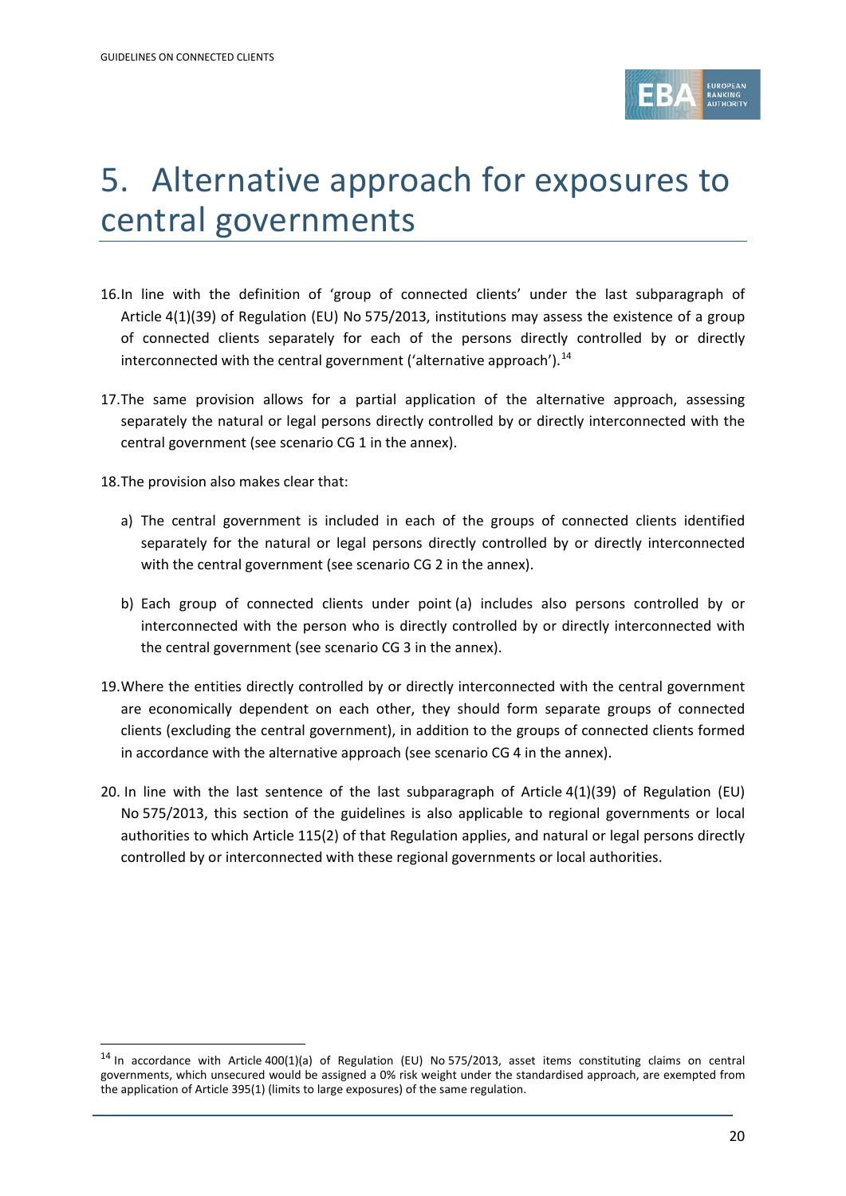# 5. Alternative approach for exposures to central governments

16. In line with the definition of 'group of connected clients' under the last subparagraph of Article 4(1)(39) of Regulation (EU) No 575/2013, institutions may assess the existence of a group of connected clients separately for each of the persons directly controlled by or directly interconnected with the central government ('alternative approach').[14]

17. The same provision allows for a partial application of the alternative approach, assessing separately the natural or legal persons directly controlled by or directly interconnected with the central government (see scenario CG 1 in the annex).

18. The provision also makes clear that:

    a) The central government is included in each of the groups of connected clients identified separately for the natural or legal persons directly controlled by or directly interconnected with the central government (see scenario CG 2 in the annex).

    b) Each group of connected clients under point (a) includes also persons controlled by or interconnected with the person who is directly controlled by or directly interconnected with the central government (see scenario CG 3 in the annex).

19. Where the entities directly controlled by or directly interconnected with the central government are economically dependent on each other, they should form separate groups of connected clients (excluding the central government), in addition to the groups of connected clients formed in accordance with the alternative approach (see scenario CG 4 in the annex).

20. In line with the last sentence of the last subparagraph of Article 4(1)(39) of Regulation (EU) No 575/2013, this section of the guidelines is also applicable to regional governments or local authorities to which Article 115(2) of that Regulation applies, and natural or legal persons directly controlled by or interconnected with these regional governments or local authorities.

---

[14] In accordance with Article 400(1)(a) of Regulation (EU) No 575/2013, asset items constituting claims on central governments, which unsecured would be assigned a 0% risk weight under the standardised approach, are exempted from the application of Article 395(1) (limits to large exposures) of the same regulation.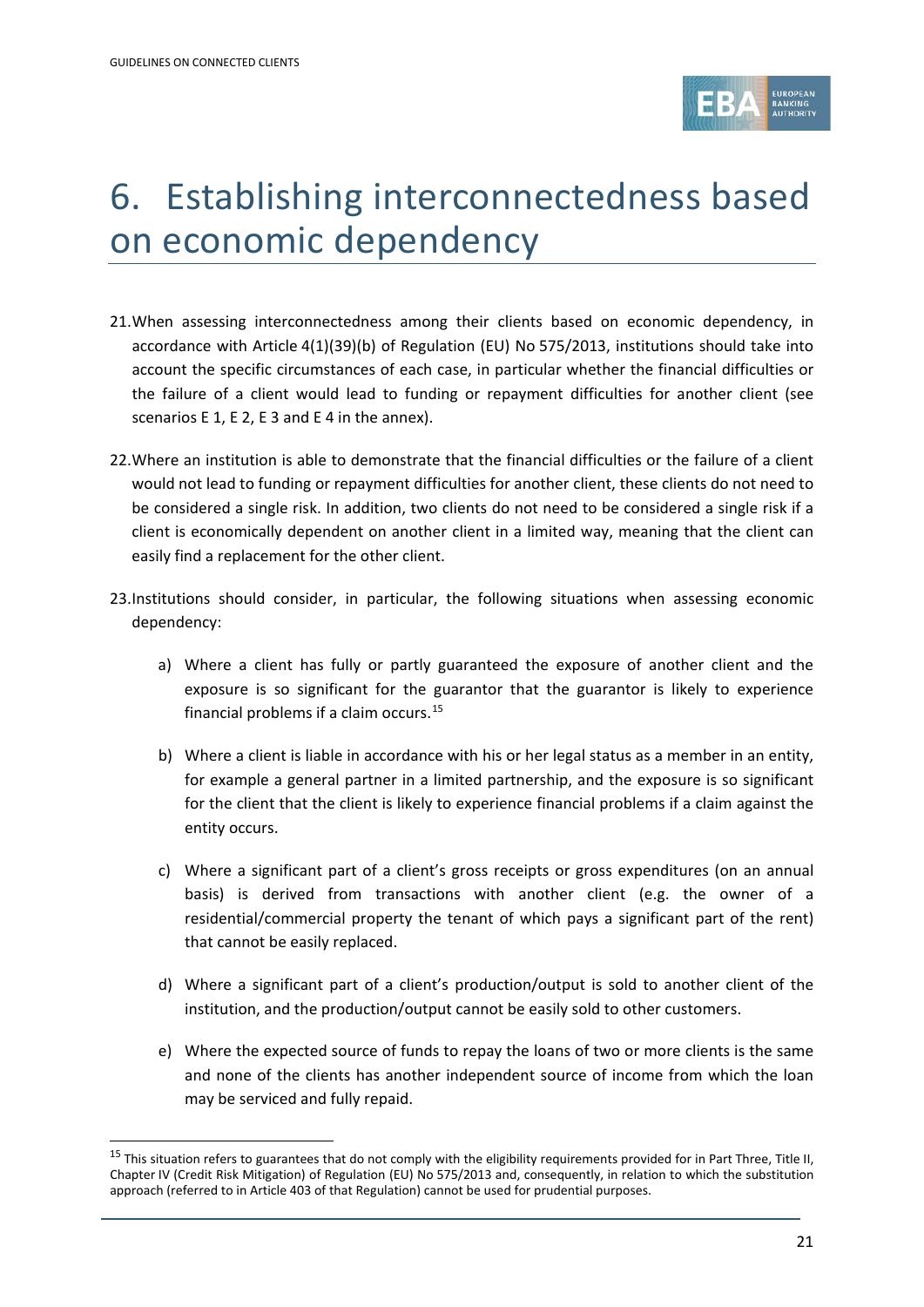# 6. Establishing interconnectedness based on economic dependency

21. When assessing interconnectedness among their clients based on economic dependency, in accordance with Article 4(1)(39)(b) of Regulation (EU) No 575/2013, institutions should take into account the specific circumstances of each case, in particular whether the financial difficulties or the failure of a client would lead to funding or repayment difficulties for another client (see scenarios E 1, E 2, E 3 and E 4 in the annex).

22. Where an institution is able to demonstrate that the financial difficulties or the failure of a client would not lead to funding or repayment difficulties for another client, these clients do not need to be considered a single risk. In addition, two clients do not need to be considered a single risk if a client is economically dependent on another client in a limited way, meaning that the client can easily find a replacement for the other client.

23. Institutions should consider, in particular, the following situations when assessing economic dependency:

    a) Where a client has fully or partly guaranteed the exposure of another client and the exposure is so significant for the guarantor that the guarantor is likely to experience financial problems if a claim occurs.[15]

    b) Where a client is liable in accordance with his or her legal status as a member in an entity, for example a general partner in a limited partnership, and the exposure is so significant for the client that the client is likely to experience financial problems if a claim against the entity occurs.

    c) Where a significant part of a client's gross receipts or gross expenditures (on an annual basis) is derived from transactions with another client (e.g. the owner of a residential/commercial property the tenant of which pays a significant part of the rent) that cannot be easily replaced.

    d) Where a significant part of a client's production/output is sold to another client of the institution, and the production/output cannot be easily sold to other customers.

    e) Where the expected source of funds to repay the loans of two or more clients is the same and none of the clients has another independent source of income from which the loan may be serviced and fully repaid.

[15] This situation refers to guarantees that do not comply with the eligibility requirements provided for in Part Three, Title II, Chapter IV (Credit Risk Mitigation) of Regulation (EU) No 575/2013 and, consequently, in relation to which the substitution approach (referred to in Article 403 of that Regulation) cannot be used for prudential purposes.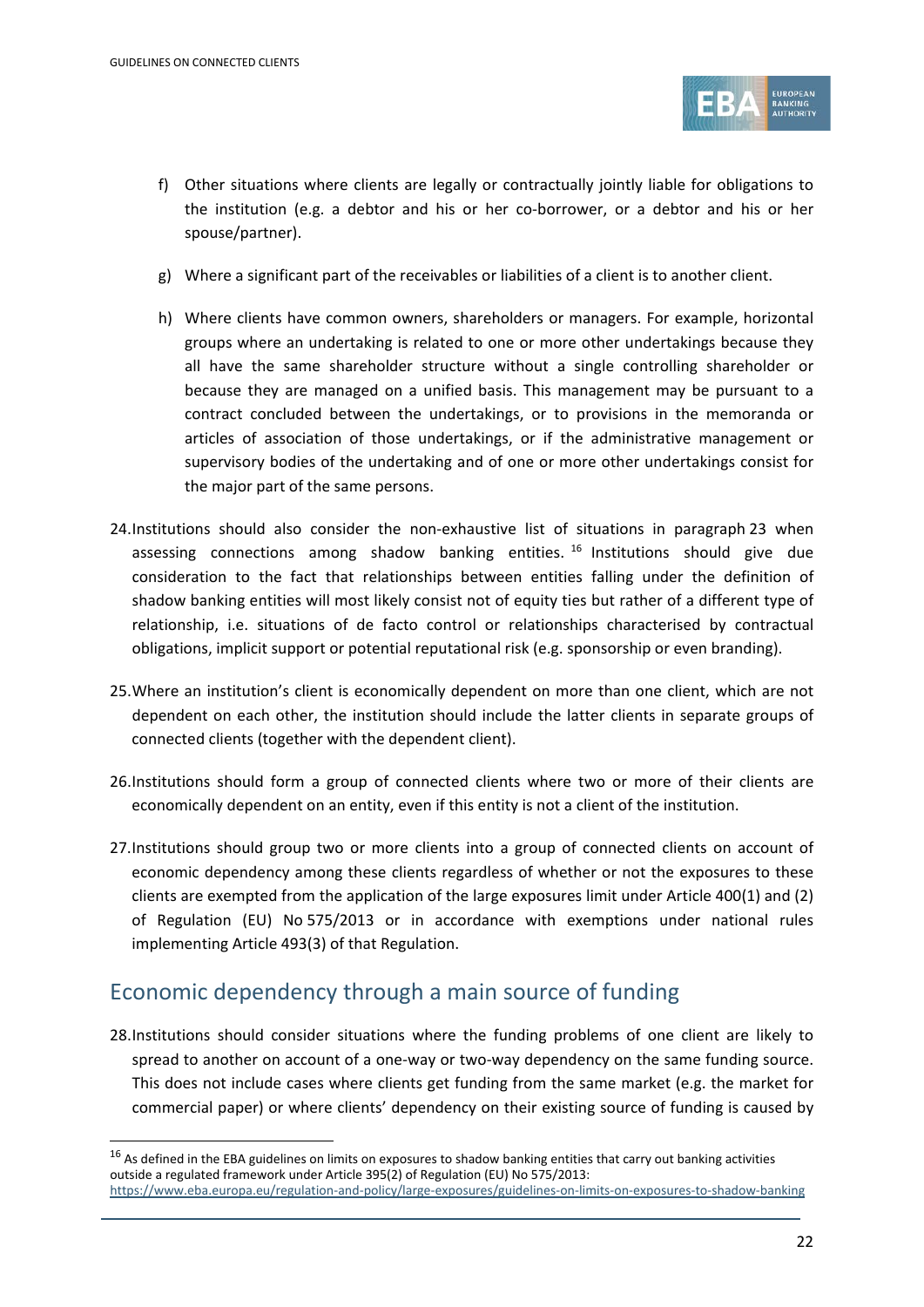f) Other situations where clients are legally or contractually jointly liable for obligations to the institution (e.g. a debtor and his or her co-borrower, or a debtor and his or her spouse/partner).

g) Where a significant part of the receivables or liabilities of a client is to another client.

h) Where clients have common owners, shareholders or managers. For example, horizontal groups where an undertaking is related to one or more other undertakings because they all have the same shareholder structure without a single controlling shareholder or because they are managed on a unified basis. This management may be pursuant to a contract concluded between the undertakings, or to provisions in the memoranda or articles of association of those undertakings, or if the administrative management or supervisory bodies of the undertaking and of one or more other undertakings consist for the major part of the same persons.

24. Institutions should also consider the non-exhaustive list of situations in paragraph 23 when assessing connections among shadow banking entities. [16] Institutions should give due consideration to the fact that relationships between entities falling under the definition of shadow banking entities will most likely consist not of equity ties but rather of a different type of relationship, i.e. situations of de facto control or relationships characterised by contractual obligations, implicit support or potential reputational risk (e.g. sponsorship or even branding).

25. Where an institution's client is economically dependent on more than one client, which are not dependent on each other, the institution should include the latter clients in separate groups of connected clients (together with the dependent client).

26. Institutions should form a group of connected clients where two or more of their clients are economically dependent on an entity, even if this entity is not a client of the institution.

27. Institutions should group two or more clients into a group of connected clients on account of economic dependency among these clients regardless of whether or not the exposures to these clients are exempted from the application of the large exposures limit under Article 400(1) and (2) of Regulation (EU) No 575/2013 or in accordance with exemptions under national rules implementing Article 493(3) of that Regulation.

## Economic dependency through a main source of funding

28. Institutions should consider situations where the funding problems of one client are likely to spread to another on account of a one-way or two-way dependency on the same funding source. This does not include cases where clients get funding from the same market (e.g. the market for commercial paper) or where clients' dependency on their existing source of funding is caused by

[16] As defined in the EBA guidelines on limits on exposures to shadow banking entities that carry out banking activities outside a regulated framework under Article 395(2) of Regulation (EU) No 575/2013: https://www.eba.europa.eu/regulation-and-policy/large-exposures/guidelines-on-limits-on-exposures-to-shadow-banking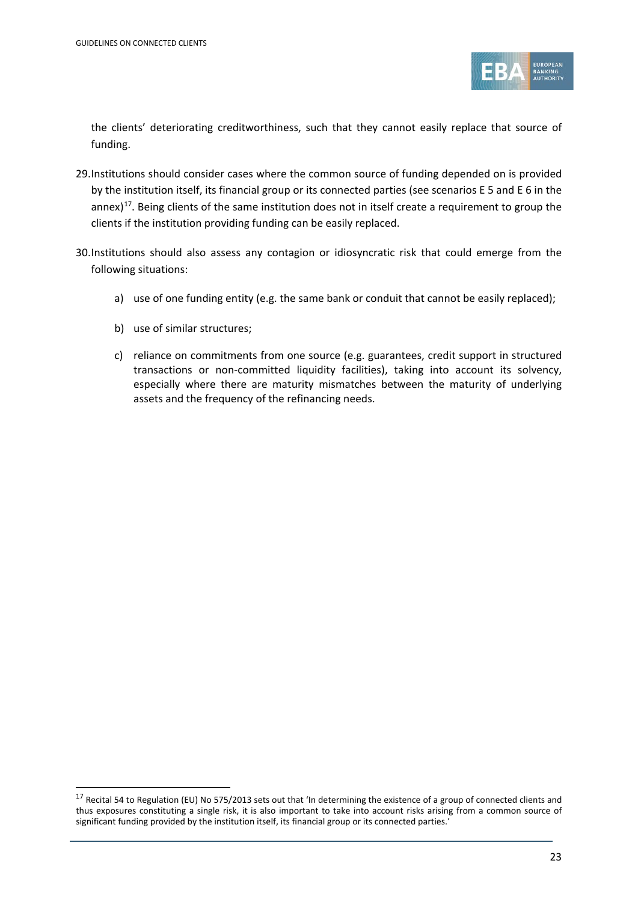the clients' deteriorating creditworthiness, such that they cannot easily replace that source of funding.

29. Institutions should consider cases where the common source of funding depended on is provided by the institution itself, its financial group or its connected parties (see scenarios E 5 and E 6 in the annex)[17]. Being clients of the same institution does not in itself create a requirement to group the clients if the institution providing funding can be easily replaced.

30. Institutions should also assess any contagion or idiosyncratic risk that could emerge from the following situations:

   a) use of one funding entity (e.g. the same bank or conduit that cannot be easily replaced);

   b) use of similar structures;

   c) reliance on commitments from one source (e.g. guarantees, credit support in structured transactions or non-committed liquidity facilities), taking into account its solvency, especially where there are maturity mismatches between the maturity of underlying assets and the frequency of the refinancing needs.

[17] Recital 54 to Regulation (EU) No 575/2013 sets out that 'In determining the existence of a group of connected clients and thus exposures constituting a single risk, it is also important to take into account risks arising from a common source of significant funding provided by the institution itself, its financial group or its connected parties.'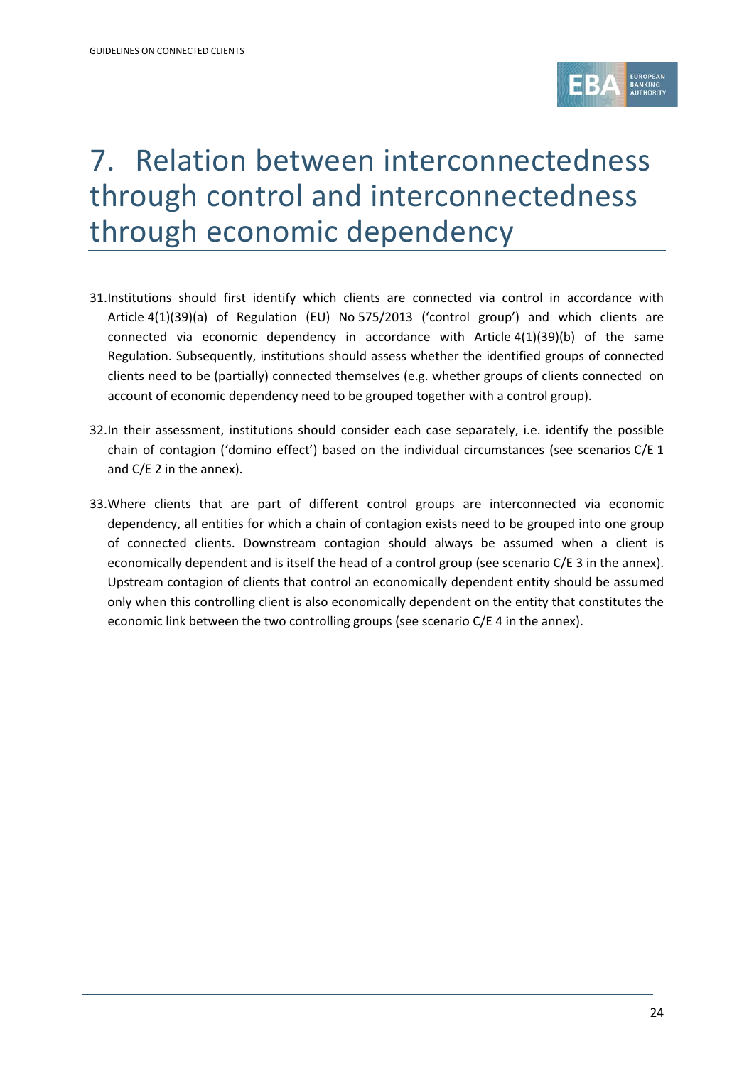# 7. Relation between interconnectedness through control and interconnectedness through economic dependency

31. Institutions should first identify which clients are connected via control in accordance with Article 4(1)(39)(a) of Regulation (EU) No 575/2013 ('control group') and which clients are connected via economic dependency in accordance with Article 4(1)(39)(b) of the same Regulation. Subsequently, institutions should assess whether the identified groups of connected clients need to be (partially) connected themselves (e.g. whether groups of clients connected on account of economic dependency need to be grouped together with a control group).

32. In their assessment, institutions should consider each case separately, i.e. identify the possible chain of contagion ('domino effect') based on the individual circumstances (see scenarios C/E 1 and C/E 2 in the annex).

33. Where clients that are part of different control groups are interconnected via economic dependency, all entities for which a chain of contagion exists need to be grouped into one group of connected clients. Downstream contagion should always be assumed when a client is economically dependent and is itself the head of a control group (see scenario C/E 3 in the annex). Upstream contagion of clients that control an economically dependent entity should be assumed only when this controlling client is also economically dependent on the entity that constitutes the economic link between the two controlling groups (see scenario C/E 4 in the annex).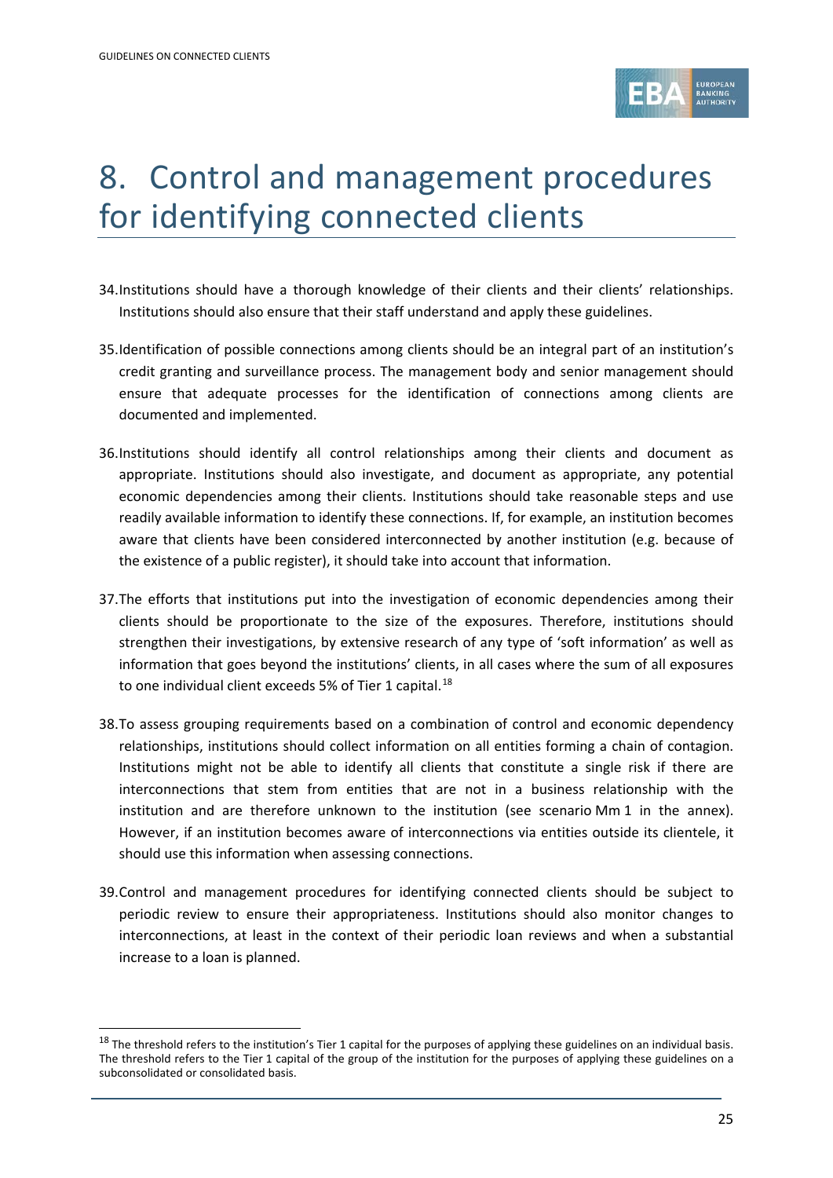# 8. Control and management procedures for identifying connected clients

34. Institutions should have a thorough knowledge of their clients and their clients' relationships. Institutions should also ensure that their staff understand and apply these guidelines.

35. Identification of possible connections among clients should be an integral part of an institution's credit granting and surveillance process. The management body and senior management should ensure that adequate processes for the identification of connections among clients are documented and implemented.

36. Institutions should identify all control relationships among their clients and document as appropriate. Institutions should also investigate, and document as appropriate, any potential economic dependencies among their clients. Institutions should take reasonable steps and use readily available information to identify these connections. If, for example, an institution becomes aware that clients have been considered interconnected by another institution (e.g. because of the existence of a public register), it should take into account that information.

37. The efforts that institutions put into the investigation of economic dependencies among their clients should be proportionate to the size of the exposures. Therefore, institutions should strengthen their investigations, by extensive research of any type of 'soft information' as well as information that goes beyond the institutions' clients, in all cases where the sum of all exposures to one individual client exceeds 5% of Tier 1 capital.[18]

38. To assess grouping requirements based on a combination of control and economic dependency relationships, institutions should collect information on all entities forming a chain of contagion. Institutions might not be able to identify all clients that constitute a single risk if there are interconnections that stem from entities that are not in a business relationship with the institution and are therefore unknown to the institution (see scenario Mm 1 in the annex). However, if an institution becomes aware of interconnections via entities outside its clientele, it should use this information when assessing connections.

39. Control and management procedures for identifying connected clients should be subject to periodic review to ensure their appropriateness. Institutions should also monitor changes to interconnections, at least in the context of their periodic loan reviews and when a substantial increase to a loan is planned.

---

[18] The threshold refers to the institution's Tier 1 capital for the purposes of applying these guidelines on an individual basis. The threshold refers to the Tier 1 capital of the group of the institution for the purposes of applying these guidelines on a subconsolidated or consolidated basis.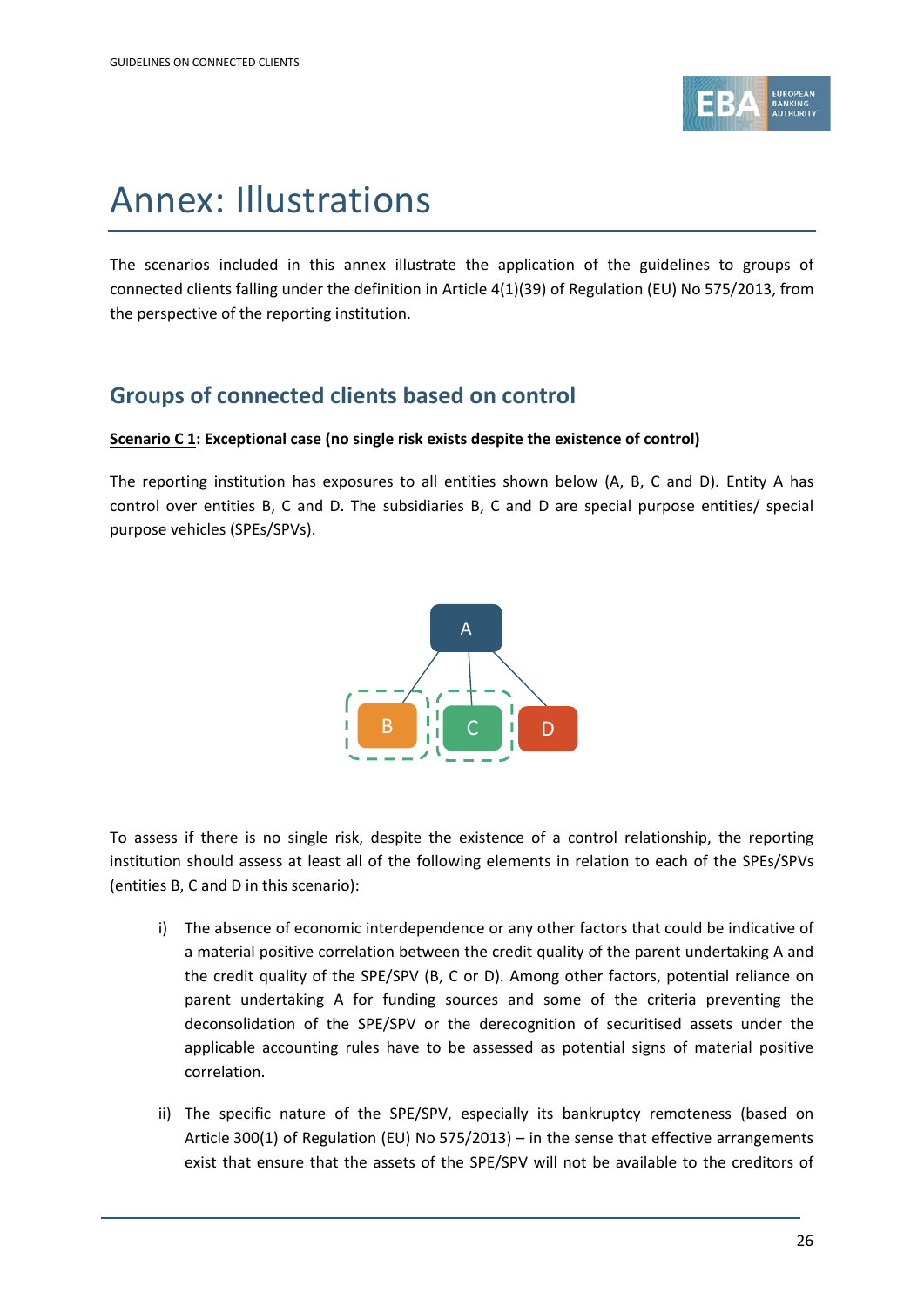# Annex: Illustrations

The scenarios included in this annex illustrate the application of the guidelines to groups of connected clients falling under the definition in Article 4(1)(39) of Regulation (EU) No 575/2013, from the perspective of the reporting institution.

## Groups of connected clients based on control

**<u>Scenario C 1</u>: Exceptional case (no single risk exists despite the existence of control)**

The reporting institution has exposures to all entities shown below (A, B, C and D). Entity A has control over entities B, C and D. The subsidiaries B, C and D are special purpose entities/ special purpose vehicles (SPEs/SPVs).

To assess if there is no single risk, despite the existence of a control relationship, the reporting institution should assess at least all of the following elements in relation to each of the SPEs/SPVs (entities B, C and D in this scenario):

i) The absence of economic interdependence or any other factors that could be indicative of a material positive correlation between the credit quality of the parent undertaking A and the credit quality of the SPE/SPV (B, C or D). Among other factors, potential reliance on parent undertaking A for funding sources and some of the criteria preventing the deconsolidation of the SPE/SPV or the derecognition of securitised assets under the applicable accounting rules have to be assessed as potential signs of material positive correlation.

ii) The specific nature of the SPE/SPV, especially its bankruptcy remoteness (based on Article 300(1) of Regulation (EU) No 575/2013) – in the sense that effective arrangements exist that ensure that the assets of the SPE/SPV will not be available to the creditors of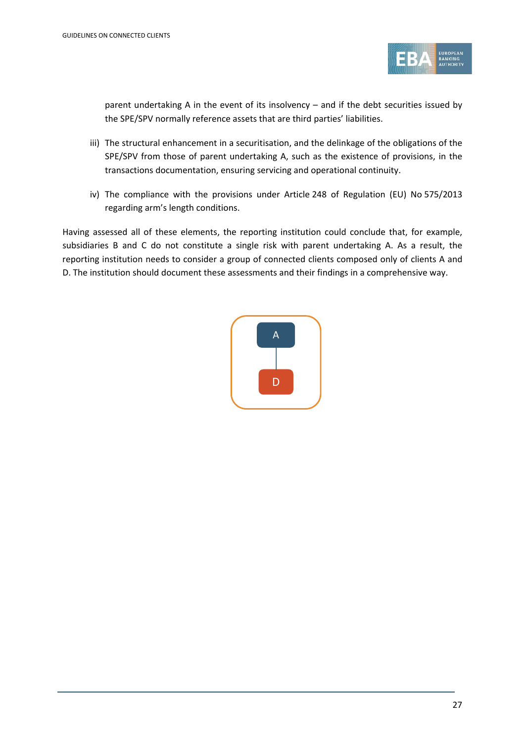parent undertaking A in the event of its insolvency – and if the debt securities issued by the SPE/SPV normally reference assets that are third parties' liabilities.

iii) The structural enhancement in a securitisation, and the delinkage of the obligations of the SPE/SPV from those of parent undertaking A, such as the existence of provisions, in the transactions documentation, ensuring servicing and operational continuity.

iv) The compliance with the provisions under Article 248 of Regulation (EU) No 575/2013 regarding arm's length conditions.

Having assessed all of these elements, the reporting institution could conclude that, for example, subsidiaries B and C do not constitute a single risk with parent undertaking A. As a result, the reporting institution needs to consider a group of connected clients composed only of clients A and D. The institution should document these assessments and their findings in a comprehensive way.

A

D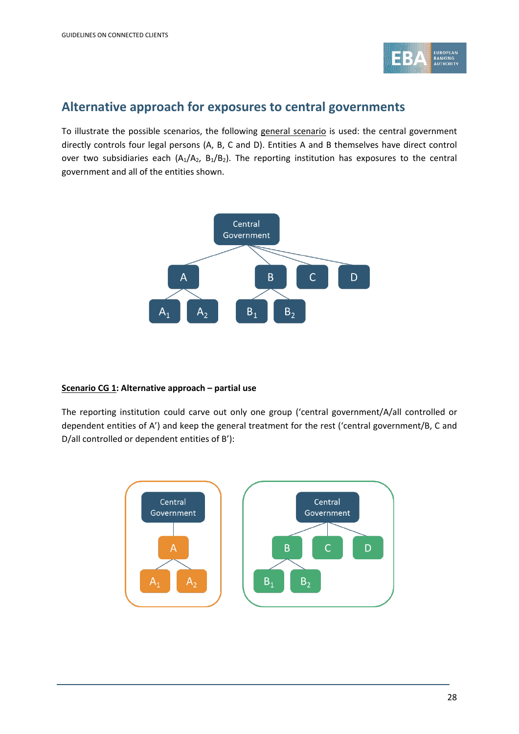## Alternative approach for exposures to central governments

To illustrate the possible scenarios, the following general scenario is used: the central government directly controls four legal persons (A, B, C and D). Entities A and B themselves have direct control over two subsidiaries each ($A_1/A_2$, $B_1/B_2$). The reporting institution has exposures to the central government and all of the entities shown.

**Scenario CG 1: Alternative approach – partial use**

The reporting institution could carve out only one group ('central government/A/all controlled or dependent entities of A') and keep the general treatment for the rest ('central government/B, C and D/all controlled or dependent entities of B'):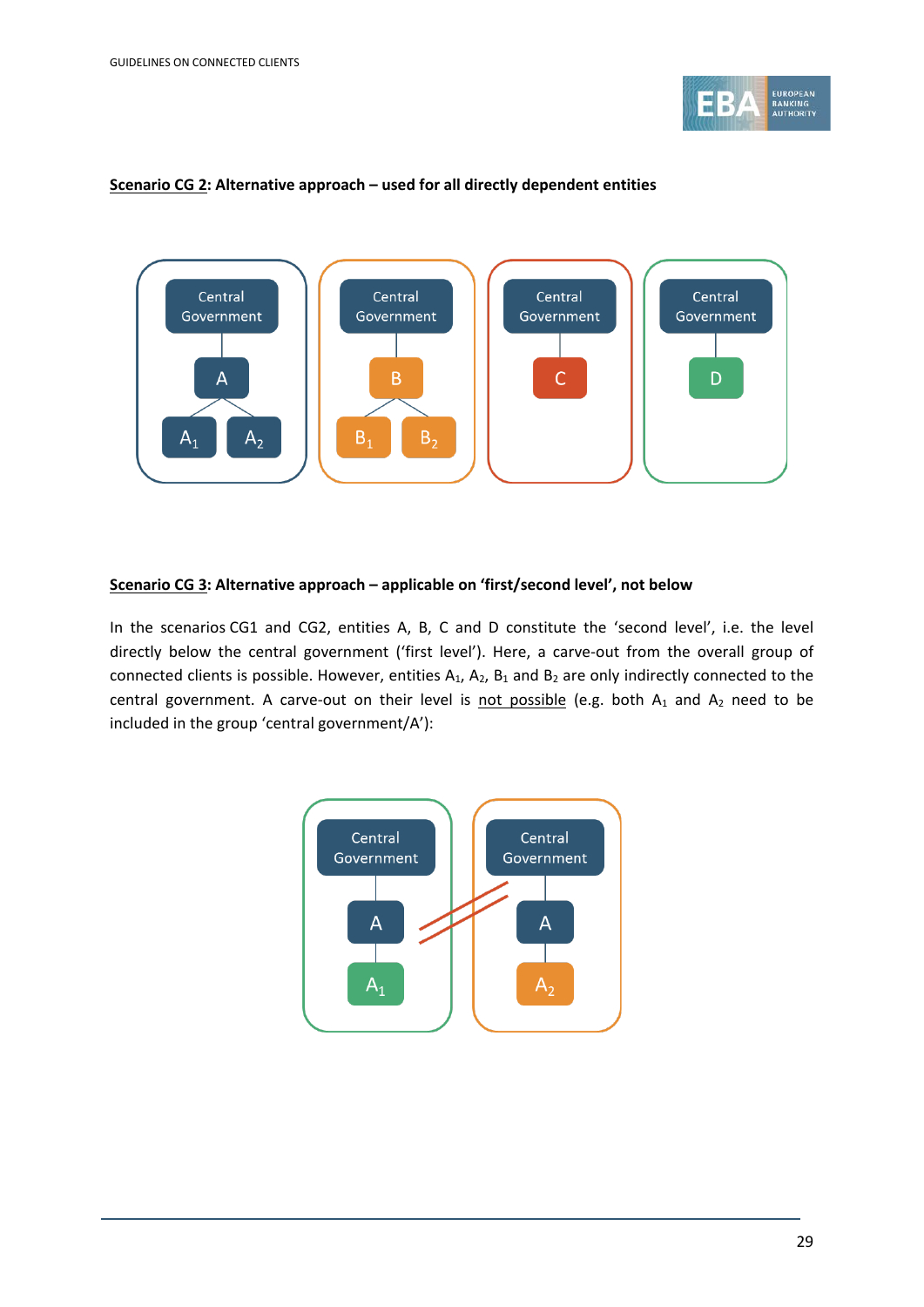**<u>Scenario CG 2</u>: Alternative approach – used for all directly dependent entities**

**<u>Scenario CG 3</u>: Alternative approach – applicable on 'first/second level', not below**

In the scenarios CG1 and CG2, entities A, B, C and D constitute the 'second level', i.e. the level directly below the central government ('first level'). Here, a carve-out from the overall group of connected clients is possible. However, entities $A_1$, $A_2$, $B_1$ and $B_2$ are only indirectly connected to the central government. A carve-out on their level is <u>not possible</u> (e.g. both $A_1$ and $A_2$ need to be included in the group 'central government/A'):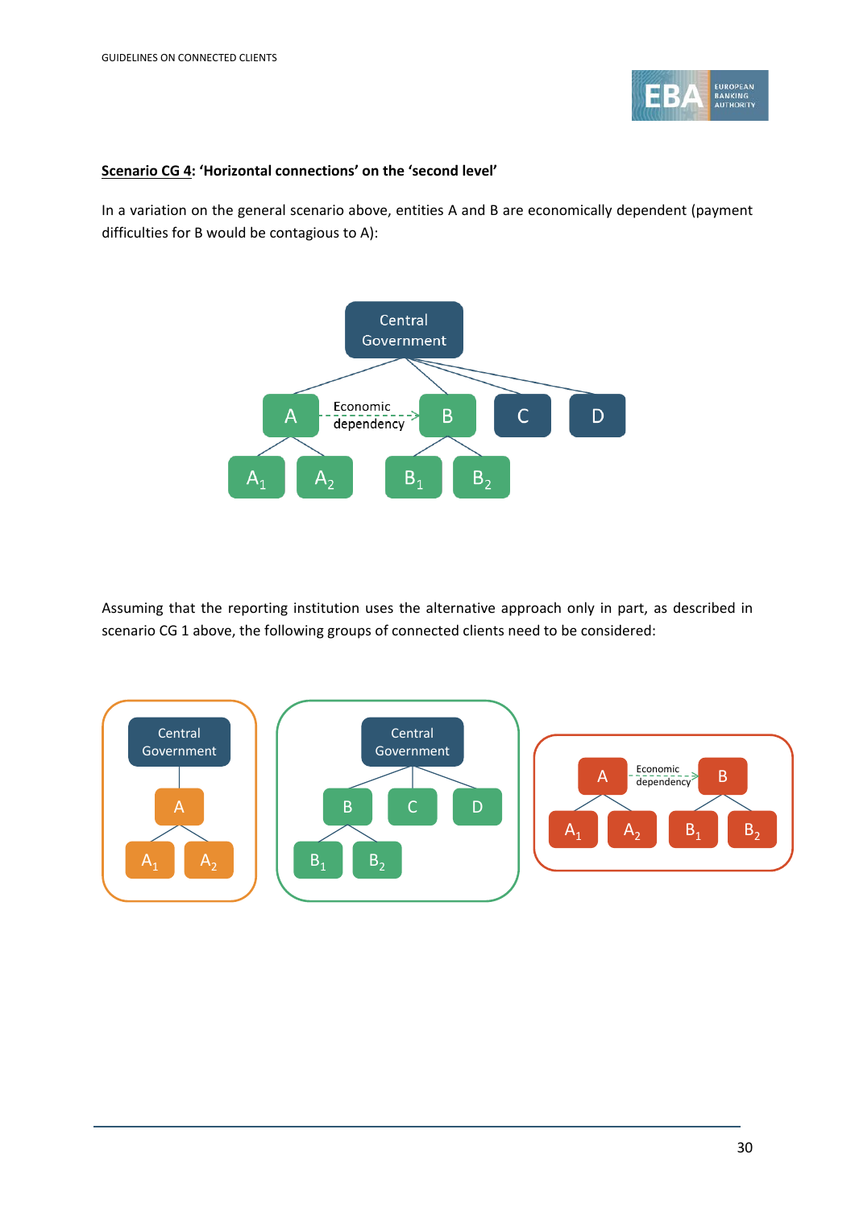**Scenario CG 4: 'Horizontal connections' on the 'second level'**

In a variation on the general scenario above, entities A and B are economically dependent (payment difficulties for B would be contagious to A):

Assuming that the reporting institution uses the alternative approach only in part, as described in scenario CG 1 above, the following groups of connected clients need to be considered: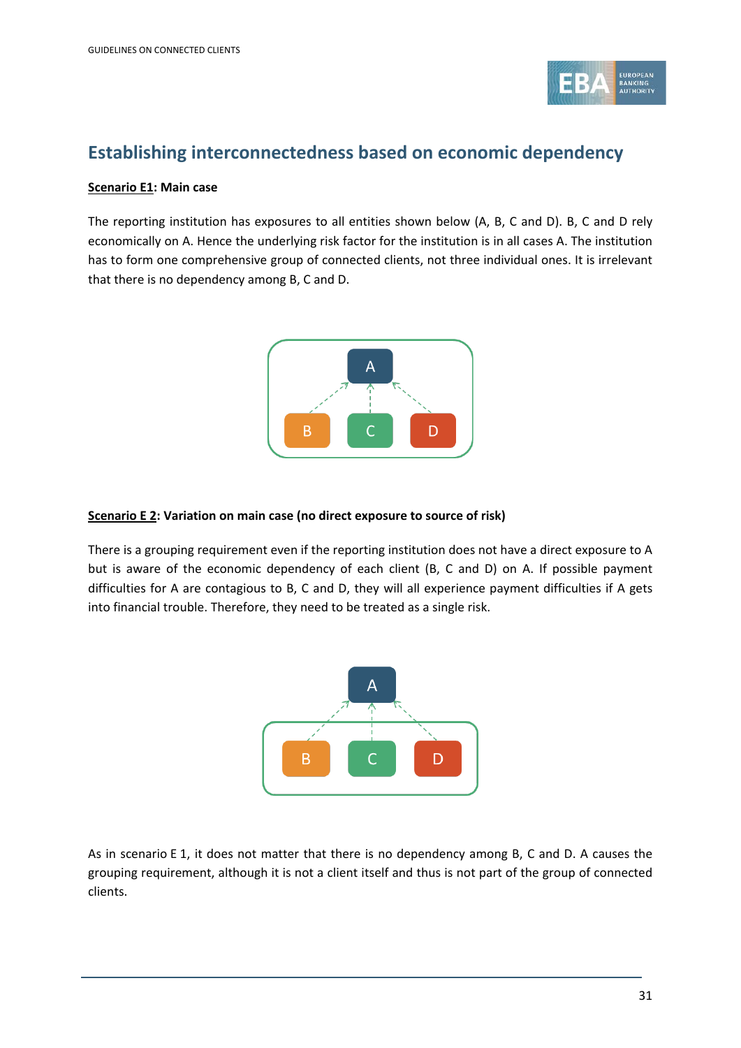## Establishing interconnectedness based on economic dependency

**<u>Scenario E1</u>: Main case**

The reporting institution has exposures to all entities shown below (A, B, C and D). B, C and D rely economically on A. Hence the underlying risk factor for the institution is in all cases A. The institution has to form one comprehensive group of connected clients, not three individual ones. It is irrelevant that there is no dependency among B, C and D.

**<u>Scenario E 2</u>: Variation on main case (no direct exposure to source of risk)**

There is a grouping requirement even if the reporting institution does not have a direct exposure to A but is aware of the economic dependency of each client (B, C and D) on A. If possible payment difficulties for A are contagious to B, C and D, they will all experience payment difficulties if A gets into financial trouble. Therefore, they need to be treated as a single risk.

As in scenario E 1, it does not matter that there is no dependency among B, C and D. A causes the grouping requirement, although it is not a client itself and thus is not part of the group of connected clients.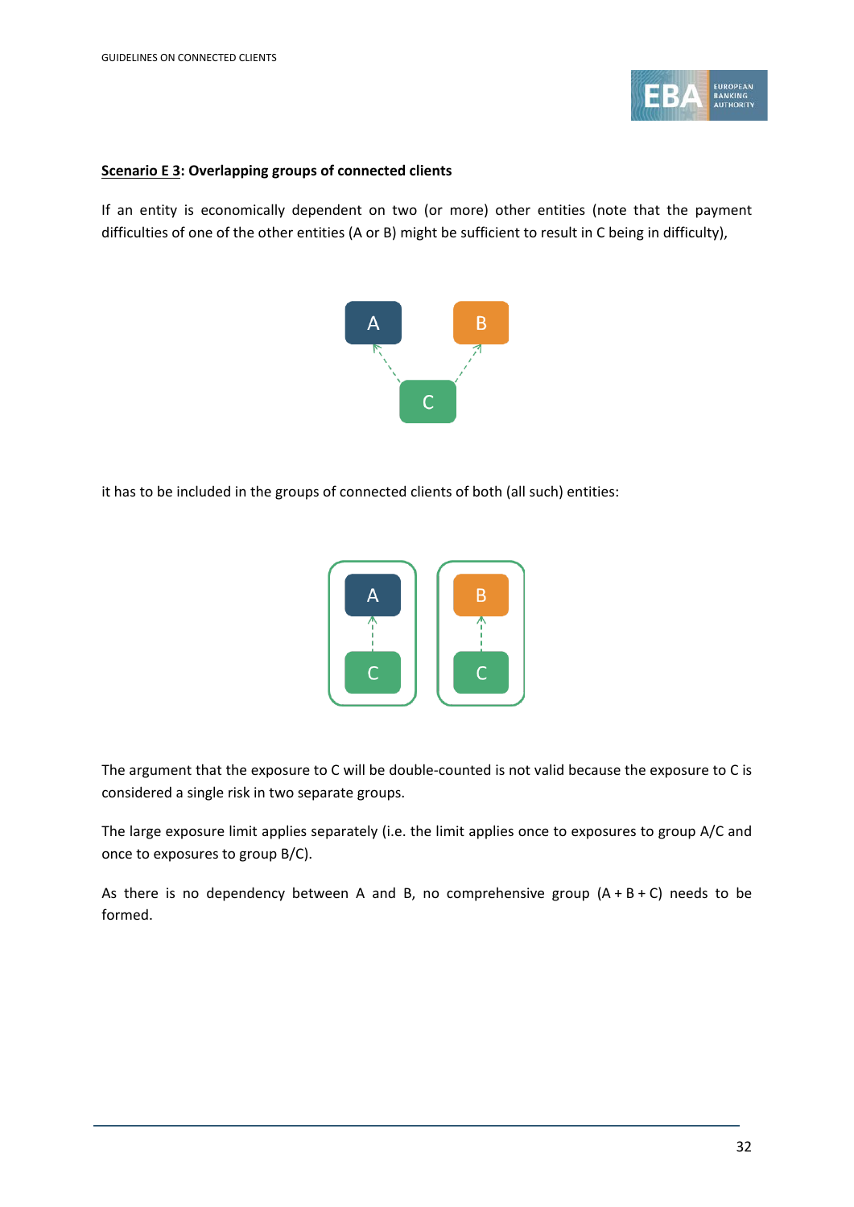**Scenario E 3: Overlapping groups of connected clients**

If an entity is economically dependent on two (or more) other entities (note that the payment difficulties of one of the other entities (A or B) might be sufficient to result in C being in difficulty),

it has to be included in the groups of connected clients of both (all such) entities:

The argument that the exposure to C will be double-counted is not valid because the exposure to C is considered a single risk in two separate groups.

The large exposure limit applies separately (i.e. the limit applies once to exposures to group A/C and once to exposures to group B/C).

As there is no dependency between A and B, no comprehensive group (A + B + C) needs to be formed.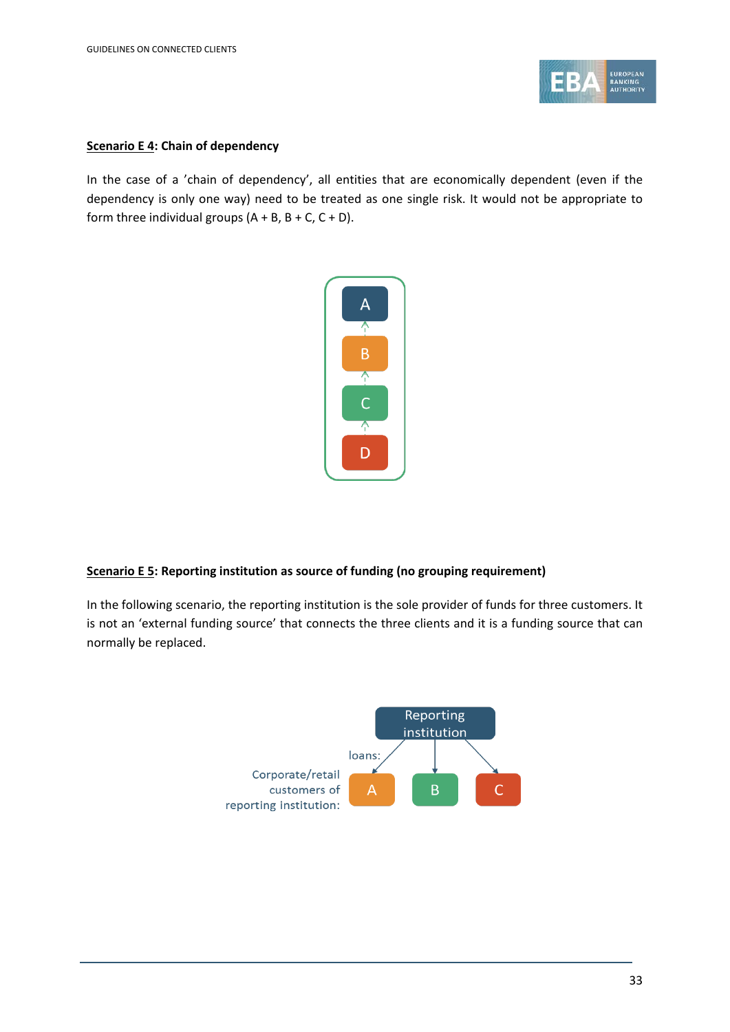**<u>Scenario E 4</u>: Chain of dependency**

In the case of a 'chain of dependency', all entities that are economically dependent (even if the dependency is only one way) need to be treated as one single risk. It would not be appropriate to form three individual groups (A + B, B + C, C + D).

**<u>Scenario E 5</u>: Reporting institution as source of funding (no grouping requirement)**

In the following scenario, the reporting institution is the sole provider of funds for three customers. It is not an 'external funding source' that connects the three clients and it is a funding source that can normally be replaced.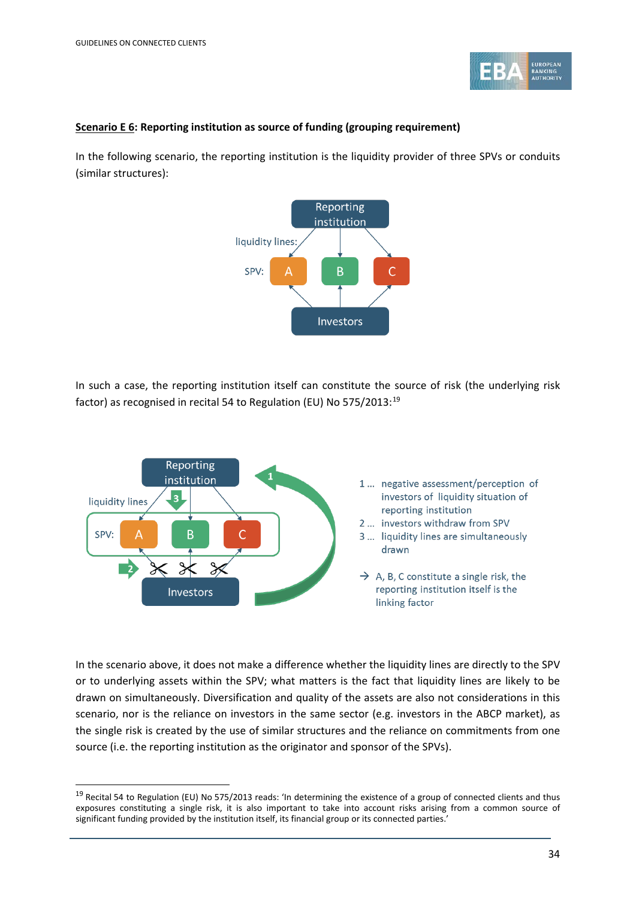**Scenario E 6: Reporting institution as source of funding (grouping requirement)**

In the following scenario, the reporting institution is the liquidity provider of three SPVs or conduits (similar structures):

In such a case, the reporting institution itself can constitute the source of risk (the underlying risk factor) as recognised in recital 54 to Regulation (EU) No 575/2013:[19]

1 ... negative assessment/perception of investors of liquidity situation of reporting institution
2 ... investors withdraw from SPV
3 ... liquidity lines are simultaneously drawn

→ A, B, C constitute a single risk, the reporting institution itself is the linking factor

In the scenario above, it does not make a difference whether the liquidity lines are directly to the SPV or to underlying assets within the SPV; what matters is the fact that liquidity lines are likely to be drawn on simultaneously. Diversification and quality of the assets are also not considerations in this scenario, nor is the reliance on investors in the same sector (e.g. investors in the ABCP market), as the single risk is created by the use of similar structures and the reliance on commitments from one source (i.e. the reporting institution as the originator and sponsor of the SPVs).

[19] Recital 54 to Regulation (EU) No 575/2013 reads: 'In determining the existence of a group of connected clients and thus exposures constituting a single risk, it is also important to take into account risks arising from a common source of significant funding provided by the institution itself, its financial group or its connected parties.'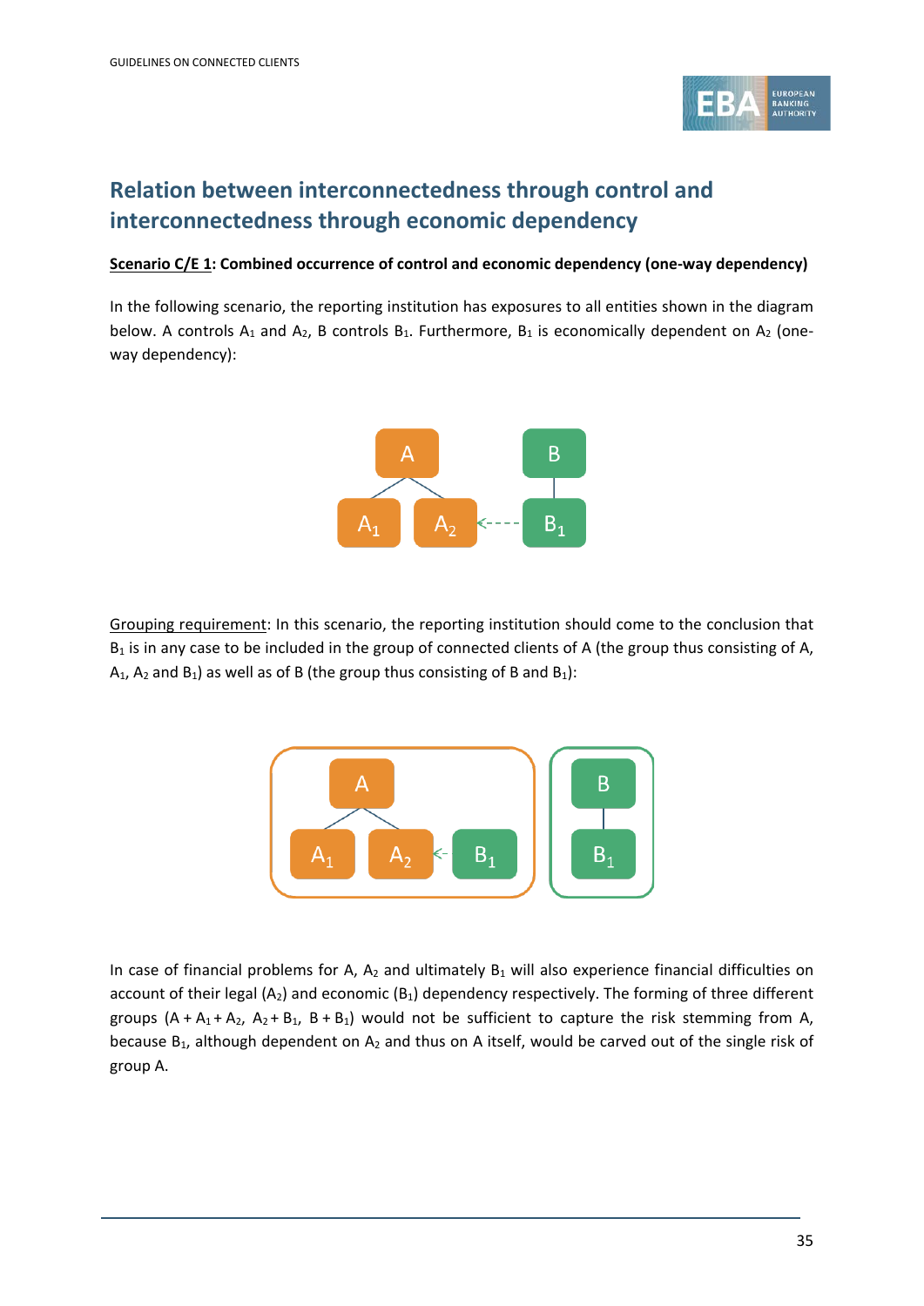## Relation between interconnectedness through control and interconnectedness through economic dependency

**Scenario C/E 1: Combined occurrence of control and economic dependency (one-way dependency)**

In the following scenario, the reporting institution has exposures to all entities shown in the diagram below. A controls $A_1$ and $A_2$, B controls $B_1$. Furthermore, $B_1$ is economically dependent on $A_2$ (one-way dependency):

Grouping requirement: In this scenario, the reporting institution should come to the conclusion that $B_1$ is in any case to be included in the group of connected clients of A (the group thus consisting of A, $A_1$, $A_2$ and $B_1$) as well as of B (the group thus consisting of B and $B_1$):

In case of financial problems for A, $A_2$ and ultimately $B_1$ will also experience financial difficulties on account of their legal ($A_2$) and economic ($B_1$) dependency respectively. The forming of three different groups ($A + A_1 + A_2$, $A_2 + B_1$, $B + B_1$) would not be sufficient to capture the risk stemming from A, because $B_1$, although dependent on $A_2$ and thus on A itself, would be carved out of the single risk of group A.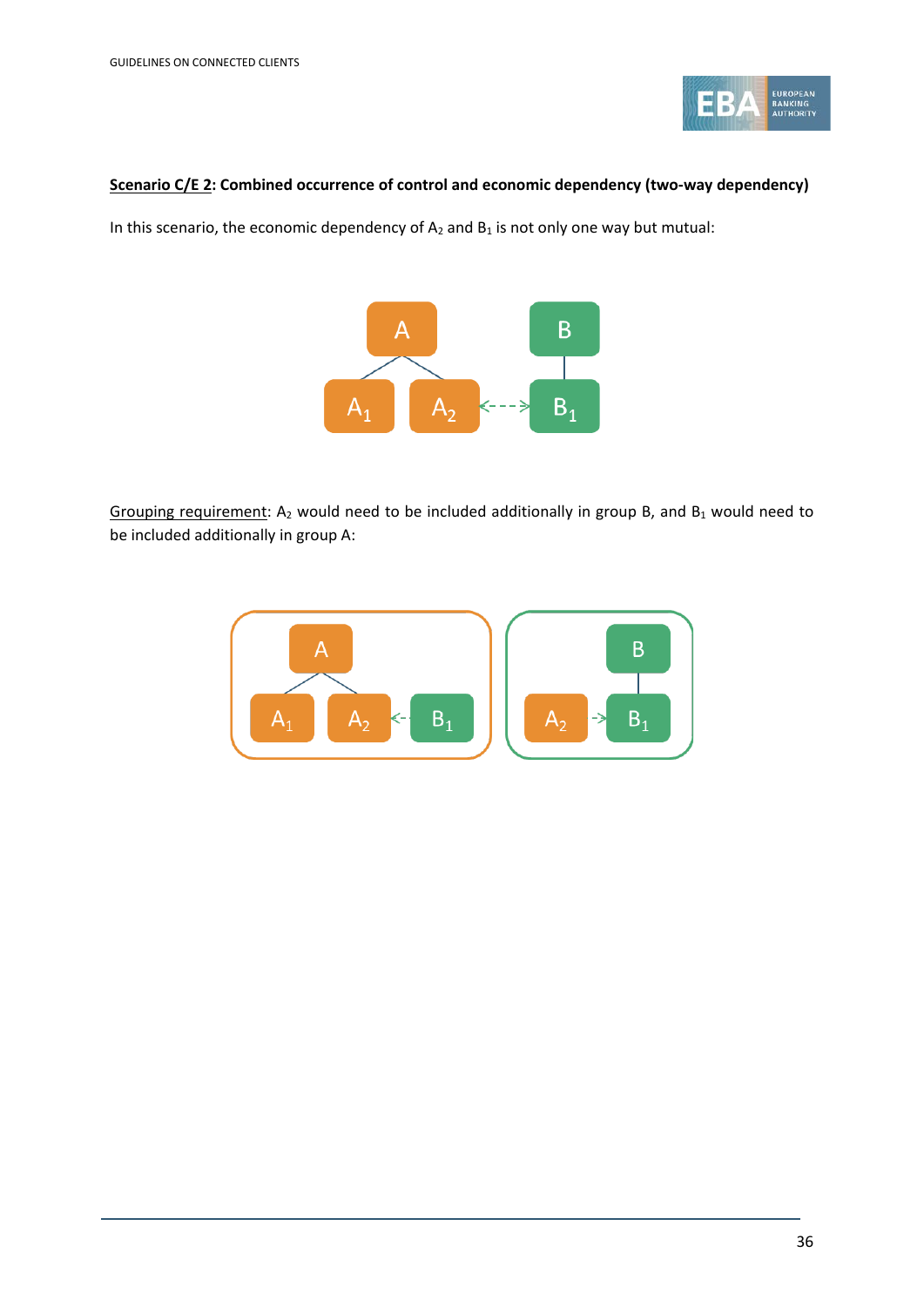**<u>Scenario C/E 2</u>: Combined occurrence of control and economic dependency (two-way dependency)**

In this scenario, the economic dependency of $A_2$ and $B_1$ is not only one way but mutual:

<u>Grouping requirement</u>: $A_2$ would need to be included additionally in group B, and $B_1$ would need to be included additionally in group A: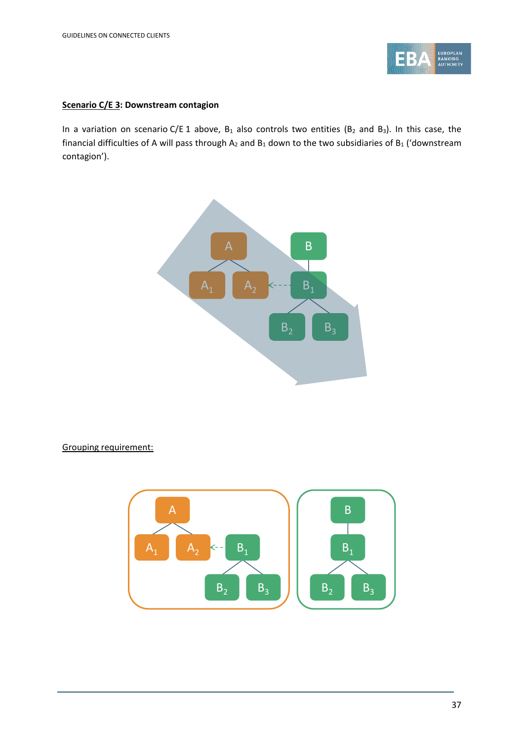**Scenario C/E 3: Downstream contagion**

In a variation on scenario C/E 1 above, $B_1$ also controls two entities ($B_2$ and $B_3$). In this case, the financial difficulties of A will pass through $A_2$ and $B_1$ down to the two subsidiaries of $B_1$ ('downstream contagion').

Grouping requirement: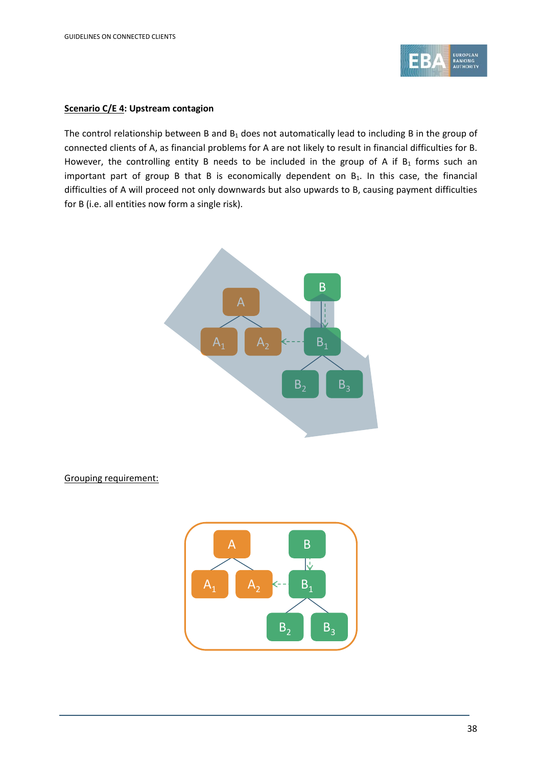**<u>Scenario C/E 4</u>: Upstream contagion**

The control relationship between B and $B_1$ does not automatically lead to including B in the group of connected clients of A, as financial problems for A are not likely to result in financial difficulties for B. However, the controlling entity B needs to be included in the group of A if $B_1$ forms such an important part of group B that B is economically dependent on $B_1$. In this case, the financial difficulties of A will proceed not only downwards but also upwards to B, causing payment difficulties for B (i.e. all entities now form a single risk).

<u>Grouping requirement:</u>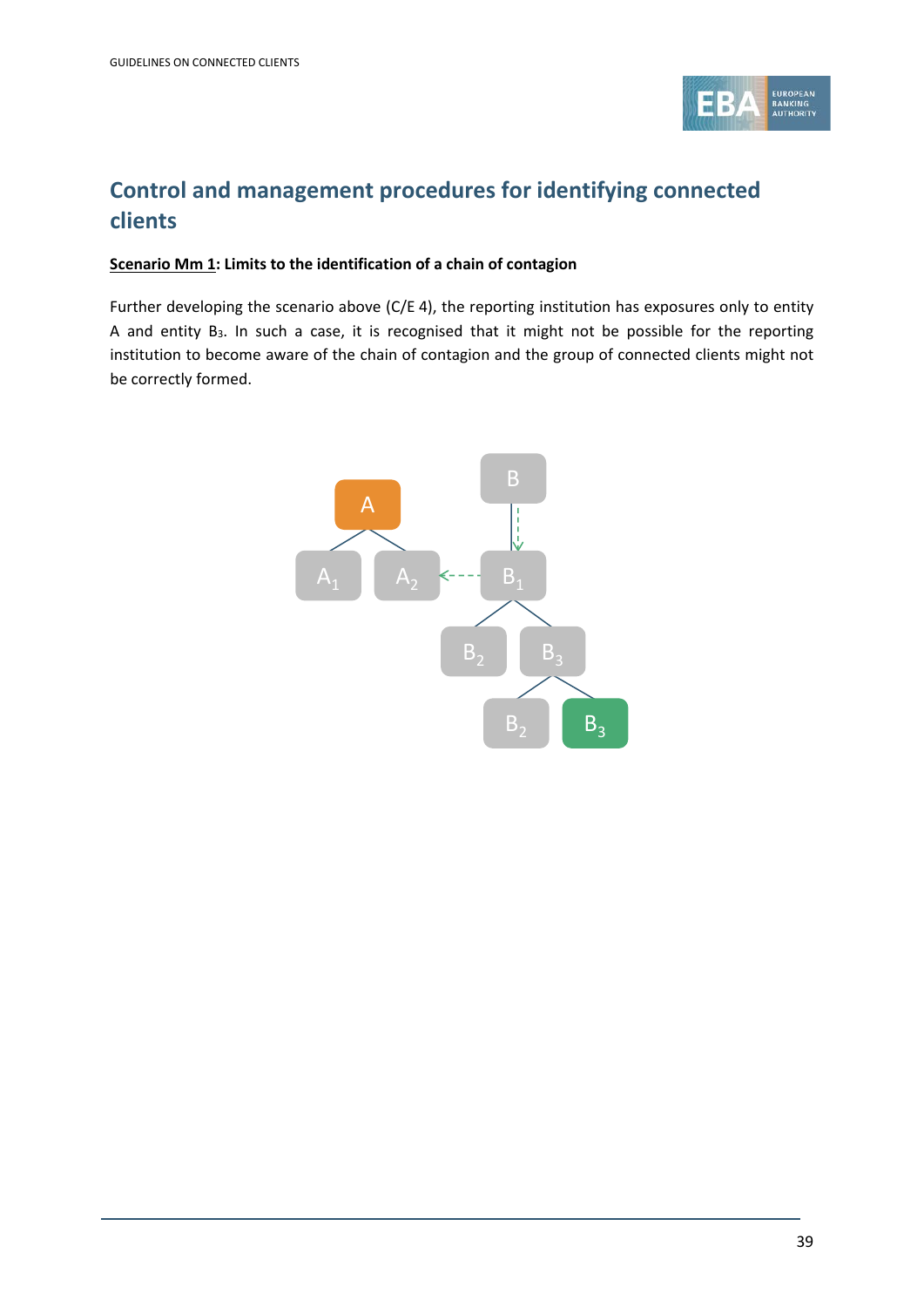## Control and management procedures for identifying connected clients

**Scenario Mm 1: Limits to the identification of a chain of contagion**

Further developing the scenario above (C/E 4), the reporting institution has exposures only to entity A and entity $B_3$. In such a case, it is recognised that it might not be possible for the reporting institution to become aware of the chain of contagion and the group of connected clients might not be correctly formed.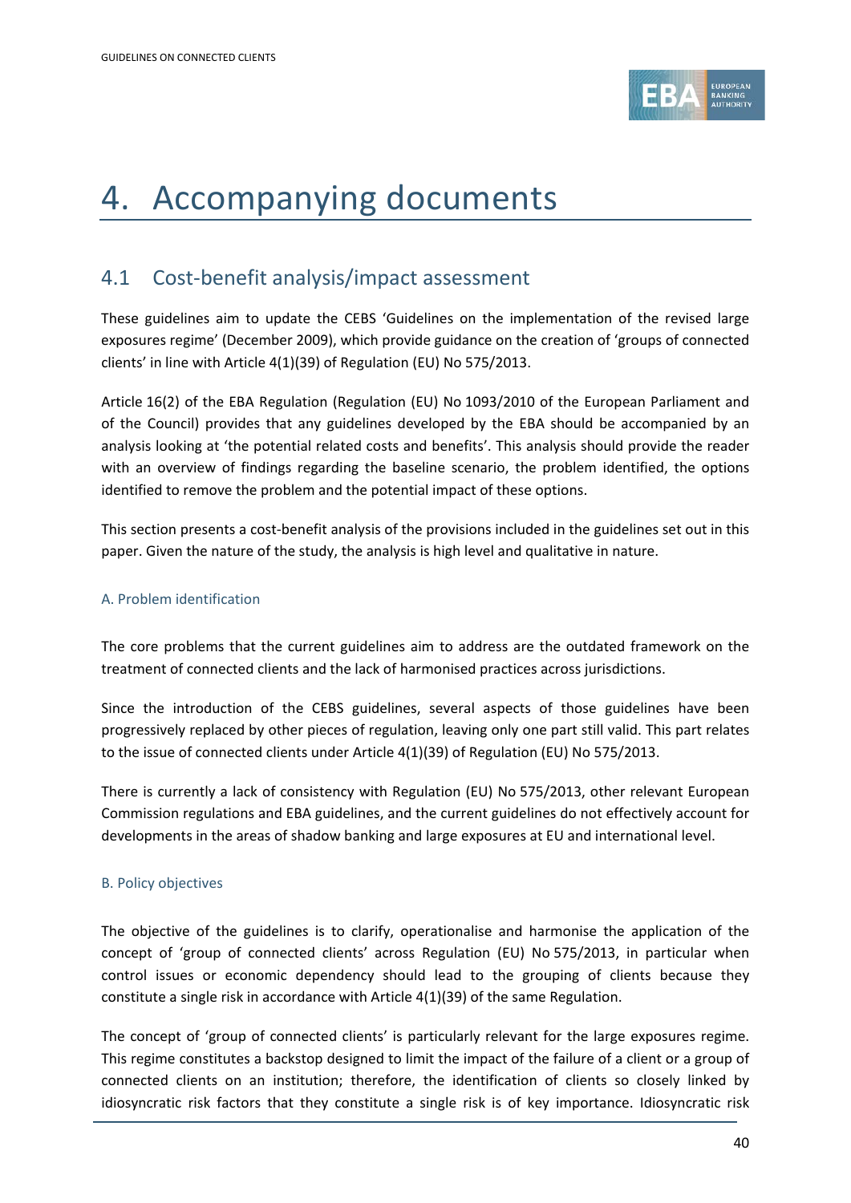# 4. Accompanying documents

## 4.1 Cost-benefit analysis/impact assessment

These guidelines aim to update the CEBS 'Guidelines on the implementation of the revised large exposures regime' (December 2009), which provide guidance on the creation of 'groups of connected clients' in line with Article 4(1)(39) of Regulation (EU) No 575/2013.

Article 16(2) of the EBA Regulation (Regulation (EU) No 1093/2010 of the European Parliament and of the Council) provides that any guidelines developed by the EBA should be accompanied by an analysis looking at 'the potential related costs and benefits'. This analysis should provide the reader with an overview of findings regarding the baseline scenario, the problem identified, the options identified to remove the problem and the potential impact of these options.

This section presents a cost-benefit analysis of the provisions included in the guidelines set out in this paper. Given the nature of the study, the analysis is high level and qualitative in nature.

### A. Problem identification

The core problems that the current guidelines aim to address are the outdated framework on the treatment of connected clients and the lack of harmonised practices across jurisdictions.

Since the introduction of the CEBS guidelines, several aspects of those guidelines have been progressively replaced by other pieces of regulation, leaving only one part still valid. This part relates to the issue of connected clients under Article 4(1)(39) of Regulation (EU) No 575/2013.

There is currently a lack of consistency with Regulation (EU) No 575/2013, other relevant European Commission regulations and EBA guidelines, and the current guidelines do not effectively account for developments in the areas of shadow banking and large exposures at EU and international level.

### B. Policy objectives

The objective of the guidelines is to clarify, operationalise and harmonise the application of the concept of 'group of connected clients' across Regulation (EU) No 575/2013, in particular when control issues or economic dependency should lead to the grouping of clients because they constitute a single risk in accordance with Article 4(1)(39) of the same Regulation.

The concept of 'group of connected clients' is particularly relevant for the large exposures regime. This regime constitutes a backstop designed to limit the impact of the failure of a client or a group of connected clients on an institution; therefore, the identification of clients so closely linked by idiosyncratic risk factors that they constitute a single risk is of key importance. Idiosyncratic risk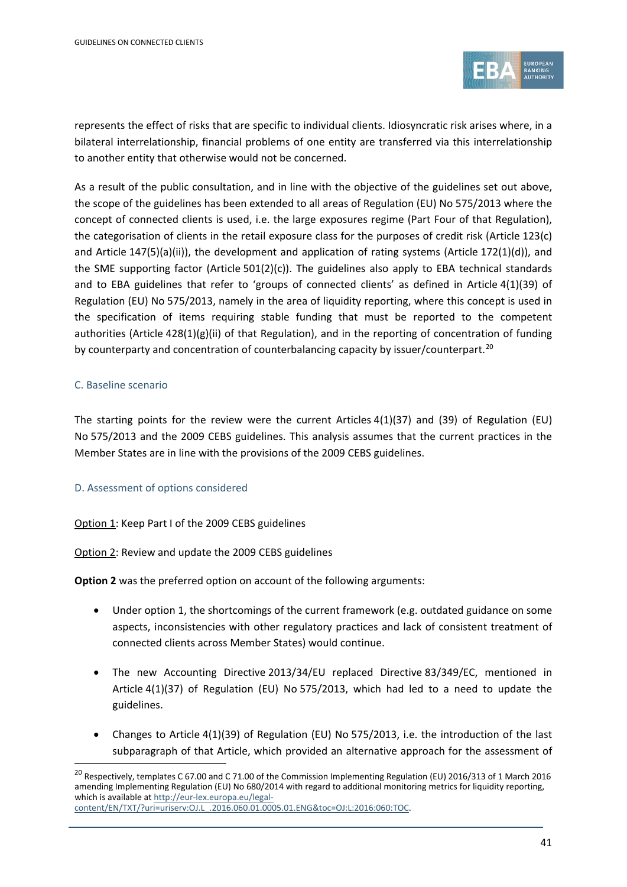represents the effect of risks that are specific to individual clients. Idiosyncratic risk arises where, in a bilateral interrelationship, financial problems of one entity are transferred via this interrelationship to another entity that otherwise would not be concerned.

As a result of the public consultation, and in line with the objective of the guidelines set out above, the scope of the guidelines has been extended to all areas of Regulation (EU) No 575/2013 where the concept of connected clients is used, i.e. the large exposures regime (Part Four of that Regulation), the categorisation of clients in the retail exposure class for the purposes of credit risk (Article 123(c) and Article 147(5)(a)(ii)), the development and application of rating systems (Article 172(1)(d)), and the SME supporting factor (Article 501(2)(c)). The guidelines also apply to EBA technical standards and to EBA guidelines that refer to 'groups of connected clients' as defined in Article 4(1)(39) of Regulation (EU) No 575/2013, namely in the area of liquidity reporting, where this concept is used in the specification of items requiring stable funding that must be reported to the competent authorities (Article 428(1)(g)(ii) of that Regulation), and in the reporting of concentration of funding by counterparty and concentration of counterbalancing capacity by issuer/counterpart.[20]

### C. Baseline scenario

The starting points for the review were the current Articles 4(1)(37) and (39) of Regulation (EU) No 575/2013 and the 2009 CEBS guidelines. This analysis assumes that the current practices in the Member States are in line with the provisions of the 2009 CEBS guidelines.

### D. Assessment of options considered

<u>Option 1</u>: Keep Part I of the 2009 CEBS guidelines

<u>Option 2</u>: Review and update the 2009 CEBS guidelines

**Option 2** was the preferred option on account of the following arguments:

- Under option 1, the shortcomings of the current framework (e.g. outdated guidance on some aspects, inconsistencies with other regulatory practices and lack of consistent treatment of connected clients across Member States) would continue.

- The new Accounting Directive 2013/34/EU replaced Directive 83/349/EC, mentioned in Article 4(1)(37) of Regulation (EU) No 575/2013, which had led to a need to update the guidelines.

- Changes to Article 4(1)(39) of Regulation (EU) No 575/2013, i.e. the introduction of the last subparagraph of that Article, which provided an alternative approach for the assessment of

[20] Respectively, templates C 67.00 and C 71.00 of the Commission Implementing Regulation (EU) 2016/313 of 1 March 2016 amending Implementing Regulation (EU) No 680/2014 with regard to additional monitoring metrics for liquidity reporting, which is available at http://eur-lex.europa.eu/legal-content/EN/TXT/?uri=uriserv:OJ.L_.2016.060.01.0005.01.ENG&toc=OJ:L:2016:060:TOC.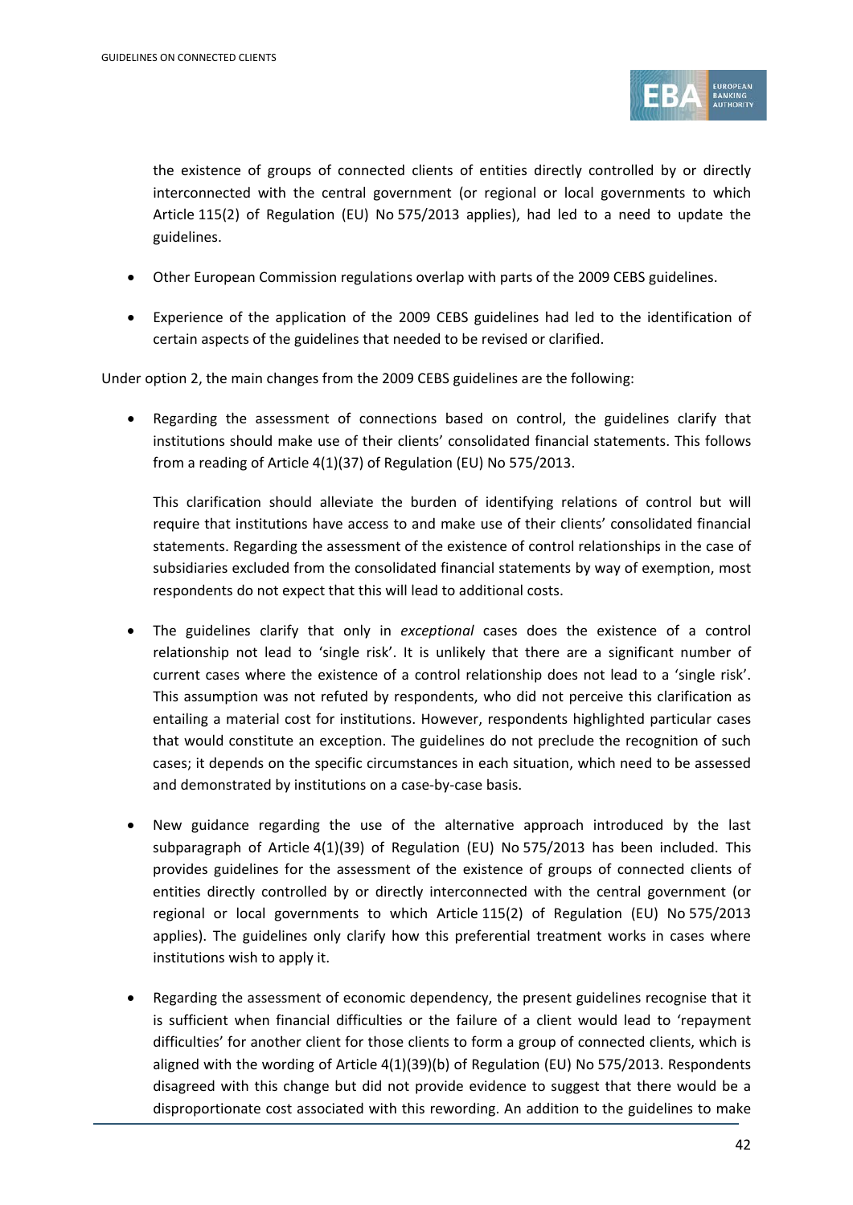the existence of groups of connected clients of entities directly controlled by or directly interconnected with the central government (or regional or local governments to which Article 115(2) of Regulation (EU) No 575/2013 applies), had led to a need to update the guidelines.

- Other European Commission regulations overlap with parts of the 2009 CEBS guidelines.
- Experience of the application of the 2009 CEBS guidelines had led to the identification of certain aspects of the guidelines that needed to be revised or clarified.

Under option 2, the main changes from the 2009 CEBS guidelines are the following:

- Regarding the assessment of connections based on control, the guidelines clarify that institutions should make use of their clients' consolidated financial statements. This follows from a reading of Article 4(1)(37) of Regulation (EU) No 575/2013.

  This clarification should alleviate the burden of identifying relations of control but will require that institutions have access to and make use of their clients' consolidated financial statements. Regarding the assessment of the existence of control relationships in the case of subsidiaries excluded from the consolidated financial statements by way of exemption, most respondents do not expect that this will lead to additional costs.

- The guidelines clarify that only in *exceptional* cases does the existence of a control relationship not lead to 'single risk'. It is unlikely that there are a significant number of current cases where the existence of a control relationship does not lead to a 'single risk'. This assumption was not refuted by respondents, who did not perceive this clarification as entailing a material cost for institutions. However, respondents highlighted particular cases that would constitute an exception. The guidelines do not preclude the recognition of such cases; it depends on the specific circumstances in each situation, which need to be assessed and demonstrated by institutions on a case-by-case basis.

- New guidance regarding the use of the alternative approach introduced by the last subparagraph of Article 4(1)(39) of Regulation (EU) No 575/2013 has been included. This provides guidelines for the assessment of the existence of groups of connected clients of entities directly controlled by or directly interconnected with the central government (or regional or local governments to which Article 115(2) of Regulation (EU) No 575/2013 applies). The guidelines only clarify how this preferential treatment works in cases where institutions wish to apply it.

- Regarding the assessment of economic dependency, the present guidelines recognise that it is sufficient when financial difficulties or the failure of a client would lead to 'repayment difficulties' for another client for those clients to form a group of connected clients, which is aligned with the wording of Article 4(1)(39)(b) of Regulation (EU) No 575/2013. Respondents disagreed with this change but did not provide evidence to suggest that there would be a disproportionate cost associated with this rewording. An addition to the guidelines to make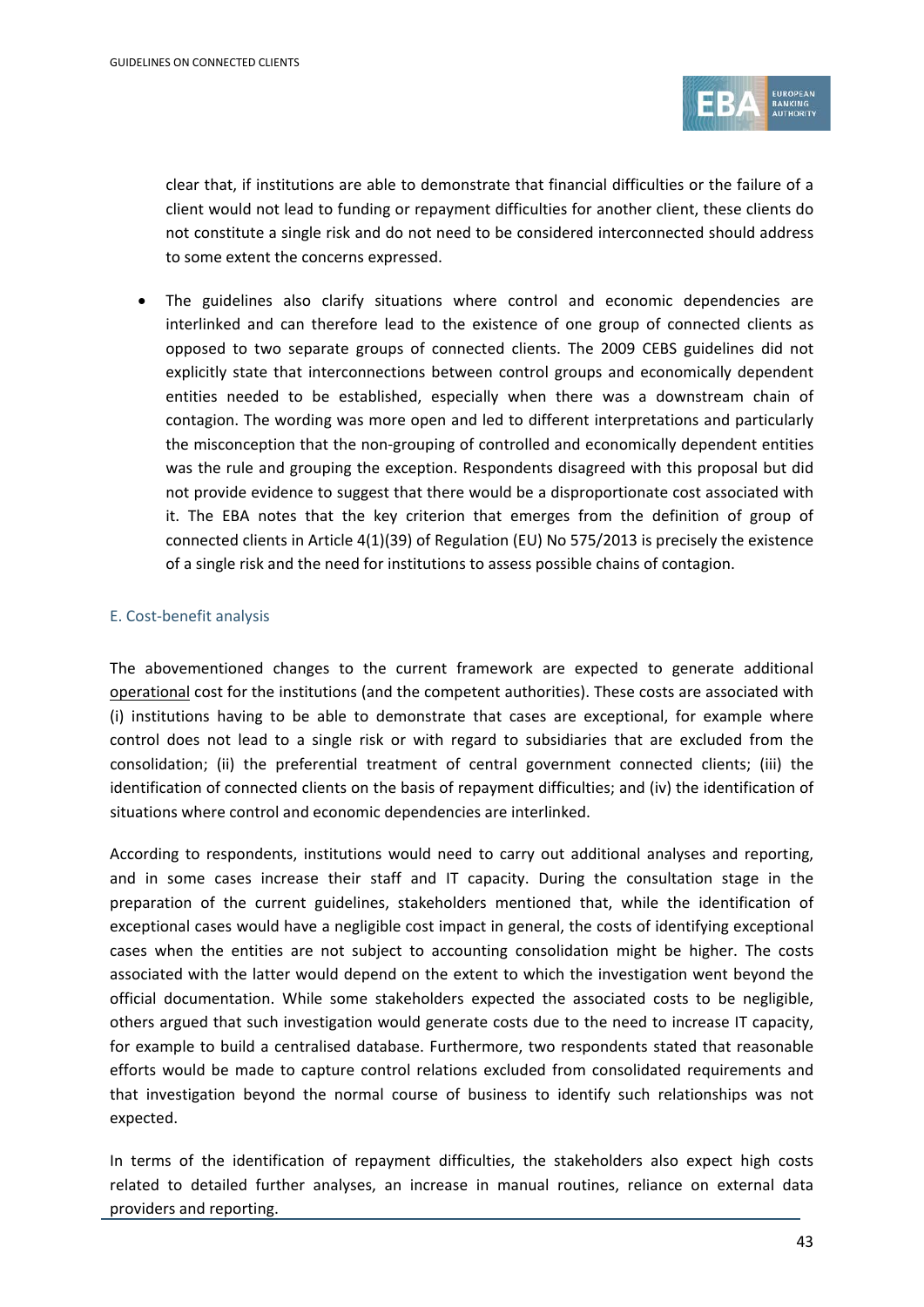clear that, if institutions are able to demonstrate that financial difficulties or the failure of a client would not lead to funding or repayment difficulties for another client, these clients do not constitute a single risk and do not need to be considered interconnected should address to some extent the concerns expressed.

- The guidelines also clarify situations where control and economic dependencies are interlinked and can therefore lead to the existence of one group of connected clients as opposed to two separate groups of connected clients. The 2009 CEBS guidelines did not explicitly state that interconnections between control groups and economically dependent entities needed to be established, especially when there was a downstream chain of contagion. The wording was more open and led to different interpretations and particularly the misconception that the non-grouping of controlled and economically dependent entities was the rule and grouping the exception. Respondents disagreed with this proposal but did not provide evidence to suggest that there would be a disproportionate cost associated with it. The EBA notes that the key criterion that emerges from the definition of group of connected clients in Article 4(1)(39) of Regulation (EU) No 575/2013 is precisely the existence of a single risk and the need for institutions to assess possible chains of contagion.

### E. Cost-benefit analysis

The abovementioned changes to the current framework are expected to generate additional operational cost for the institutions (and the competent authorities). These costs are associated with (i) institutions having to be able to demonstrate that cases are exceptional, for example where control does not lead to a single risk or with regard to subsidiaries that are excluded from the consolidation; (ii) the preferential treatment of central government connected clients; (iii) the identification of connected clients on the basis of repayment difficulties; and (iv) the identification of situations where control and economic dependencies are interlinked.

According to respondents, institutions would need to carry out additional analyses and reporting, and in some cases increase their staff and IT capacity. During the consultation stage in the preparation of the current guidelines, stakeholders mentioned that, while the identification of exceptional cases would have a negligible cost impact in general, the costs of identifying exceptional cases when the entities are not subject to accounting consolidation might be higher. The costs associated with the latter would depend on the extent to which the investigation went beyond the official documentation. While some stakeholders expected the associated costs to be negligible, others argued that such investigation would generate costs due to the need to increase IT capacity, for example to build a centralised database. Furthermore, two respondents stated that reasonable efforts would be made to capture control relations excluded from consolidated requirements and that investigation beyond the normal course of business to identify such relationships was not expected.

In terms of the identification of repayment difficulties, the stakeholders also expect high costs related to detailed further analyses, an increase in manual routines, reliance on external data providers and reporting.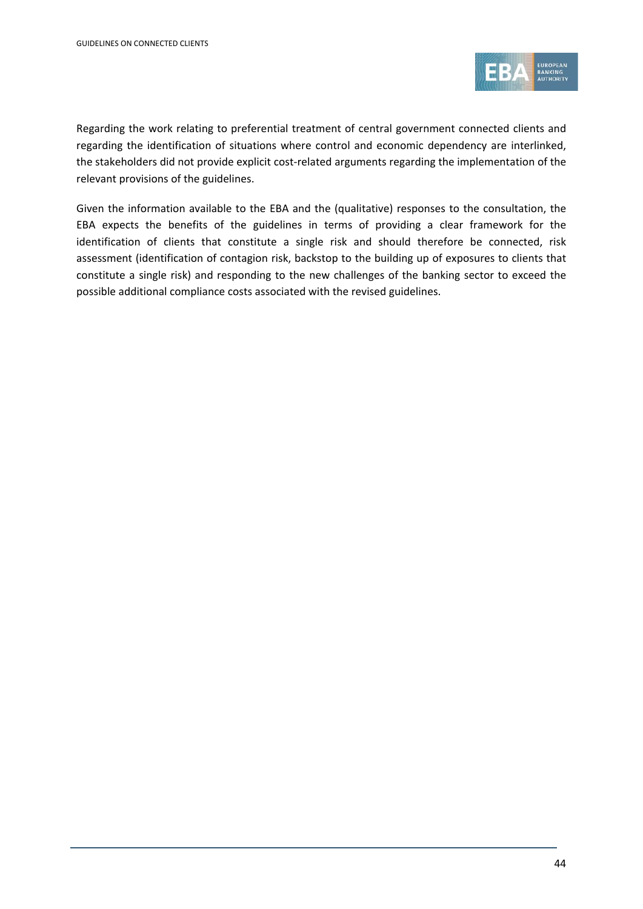Regarding the work relating to preferential treatment of central government connected clients and regarding the identification of situations where control and economic dependency are interlinked, the stakeholders did not provide explicit cost-related arguments regarding the implementation of the relevant provisions of the guidelines.

Given the information available to the EBA and the (qualitative) responses to the consultation, the EBA expects the benefits of the guidelines in terms of providing a clear framework for the identification of clients that constitute a single risk and should therefore be connected, risk assessment (identification of contagion risk, backstop to the building up of exposures to clients that constitute a single risk) and responding to the new challenges of the banking sector to exceed the possible additional compliance costs associated with the revised guidelines.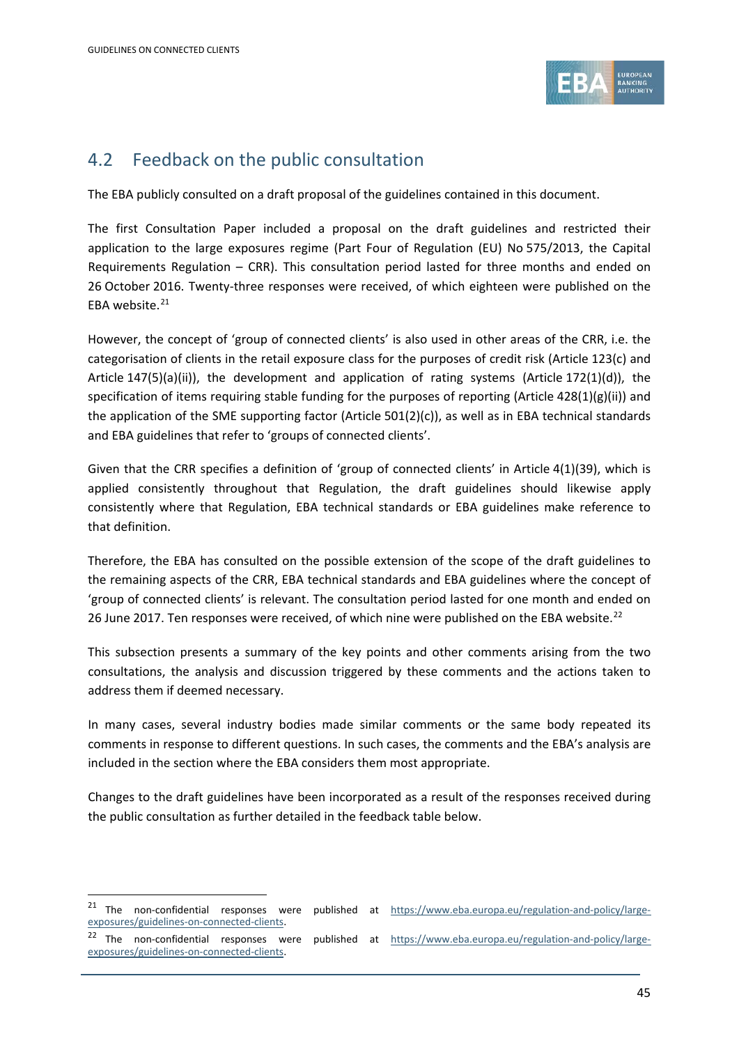## 4.2 Feedback on the public consultation

The EBA publicly consulted on a draft proposal of the guidelines contained in this document.

The first Consultation Paper included a proposal on the draft guidelines and restricted their application to the large exposures regime (Part Four of Regulation (EU) No 575/2013, the Capital Requirements Regulation – CRR). This consultation period lasted for three months and ended on 26 October 2016. Twenty-three responses were received, of which eighteen were published on the EBA website.[21]

However, the concept of 'group of connected clients' is also used in other areas of the CRR, i.e. the categorisation of clients in the retail exposure class for the purposes of credit risk (Article 123(c) and Article 147(5)(a)(ii)), the development and application of rating systems (Article 172(1)(d)), the specification of items requiring stable funding for the purposes of reporting (Article 428(1)(g)(ii)) and the application of the SME supporting factor (Article 501(2)(c)), as well as in EBA technical standards and EBA guidelines that refer to 'groups of connected clients'.

Given that the CRR specifies a definition of 'group of connected clients' in Article 4(1)(39), which is applied consistently throughout that Regulation, the draft guidelines should likewise apply consistently where that Regulation, EBA technical standards or EBA guidelines make reference to that definition.

Therefore, the EBA has consulted on the possible extension of the scope of the draft guidelines to the remaining aspects of the CRR, EBA technical standards and EBA guidelines where the concept of 'group of connected clients' is relevant. The consultation period lasted for one month and ended on 26 June 2017. Ten responses were received, of which nine were published on the EBA website.[22]

This subsection presents a summary of the key points and other comments arising from the two consultations, the analysis and discussion triggered by these comments and the actions taken to address them if deemed necessary.

In many cases, several industry bodies made similar comments or the same body repeated its comments in response to different questions. In such cases, the comments and the EBA's analysis are included in the section where the EBA considers them most appropriate.

Changes to the draft guidelines have been incorporated as a result of the responses received during the public consultation as further detailed in the feedback table below.

---

[21] The non-confidential responses were published at https://www.eba.europa.eu/regulation-and-policy/large-exposures/guidelines-on-connected-clients.

[22] The non-confidential responses were published at https://www.eba.europa.eu/regulation-and-policy/large-exposures/guidelines-on-connected-clients.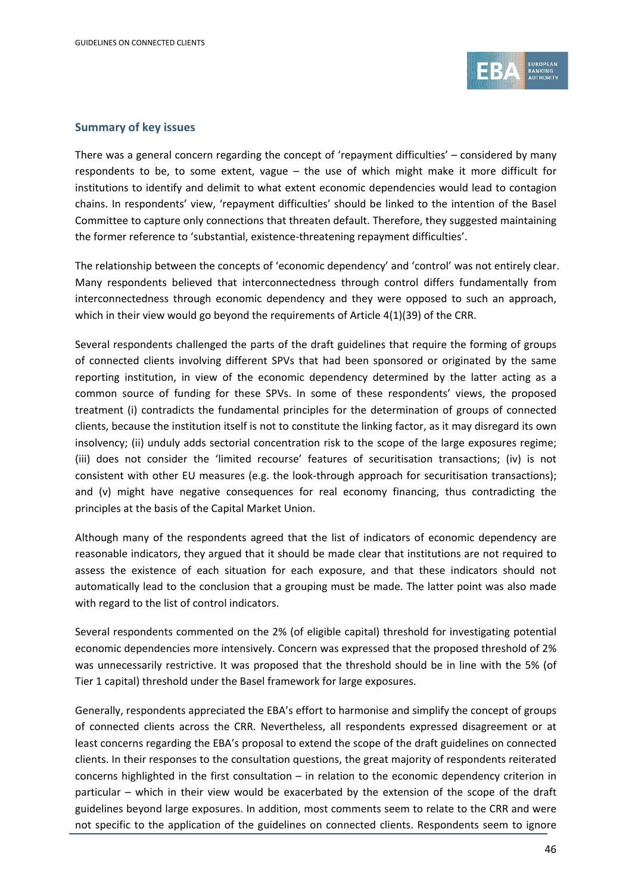### Summary of key issues

There was a general concern regarding the concept of 'repayment difficulties' – considered by many respondents to be, to some extent, vague – the use of which might make it more difficult for institutions to identify and delimit to what extent economic dependencies would lead to contagion chains. In respondents' view, 'repayment difficulties' should be linked to the intention of the Basel Committee to capture only connections that threaten default. Therefore, they suggested maintaining the former reference to 'substantial, existence-threatening repayment difficulties'.

The relationship between the concepts of 'economic dependency' and 'control' was not entirely clear. Many respondents believed that interconnectedness through control differs fundamentally from interconnectedness through economic dependency and they were opposed to such an approach, which in their view would go beyond the requirements of Article 4(1)(39) of the CRR.

Several respondents challenged the parts of the draft guidelines that require the forming of groups of connected clients involving different SPVs that had been sponsored or originated by the same reporting institution, in view of the economic dependency determined by the latter acting as a common source of funding for these SPVs. In some of these respondents' views, the proposed treatment (i) contradicts the fundamental principles for the determination of groups of connected clients, because the institution itself is not to constitute the linking factor, as it may disregard its own insolvency; (ii) unduly adds sectorial concentration risk to the scope of the large exposures regime; (iii) does not consider the 'limited recourse' features of securitisation transactions; (iv) is not consistent with other EU measures (e.g. the look-through approach for securitisation transactions); and (v) might have negative consequences for real economy financing, thus contradicting the principles at the basis of the Capital Market Union.

Although many of the respondents agreed that the list of indicators of economic dependency are reasonable indicators, they argued that it should be made clear that institutions are not required to assess the existence of each situation for each exposure, and that these indicators should not automatically lead to the conclusion that a grouping must be made. The latter point was also made with regard to the list of control indicators.

Several respondents commented on the 2% (of eligible capital) threshold for investigating potential economic dependencies more intensively. Concern was expressed that the proposed threshold of 2% was unnecessarily restrictive. It was proposed that the threshold should be in line with the 5% (of Tier 1 capital) threshold under the Basel framework for large exposures.

Generally, respondents appreciated the EBA's effort to harmonise and simplify the concept of groups of connected clients across the CRR. Nevertheless, all respondents expressed disagreement or at least concerns regarding the EBA's proposal to extend the scope of the draft guidelines on connected clients. In their responses to the consultation questions, the great majority of respondents reiterated concerns highlighted in the first consultation – in relation to the economic dependency criterion in particular – which in their view would be exacerbated by the extension of the scope of the draft guidelines beyond large exposures. In addition, most comments seem to relate to the CRR and were not specific to the application of the guidelines on connected clients. Respondents seem to ignore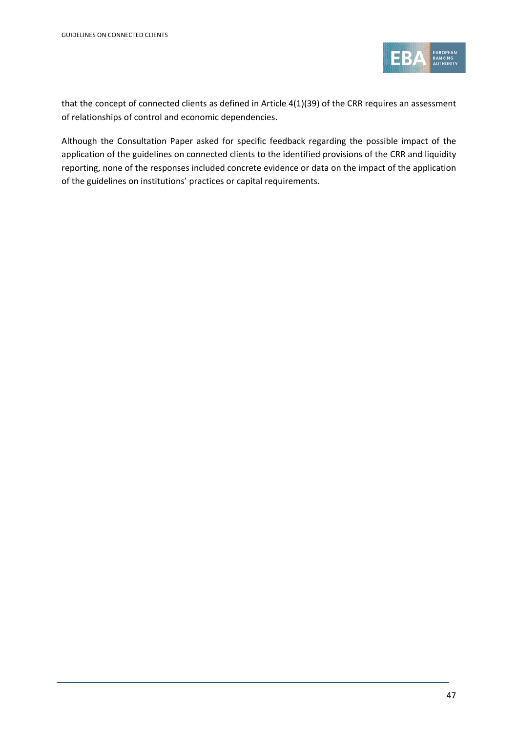that the concept of connected clients as defined in Article 4(1)(39) of the CRR requires an assessment of relationships of control and economic dependencies.

Although the Consultation Paper asked for specific feedback regarding the possible impact of the application of the guidelines on connected clients to the identified provisions of the CRR and liquidity reporting, none of the responses included concrete evidence or data on the impact of the application of the guidelines on institutions' practices or capital requirements.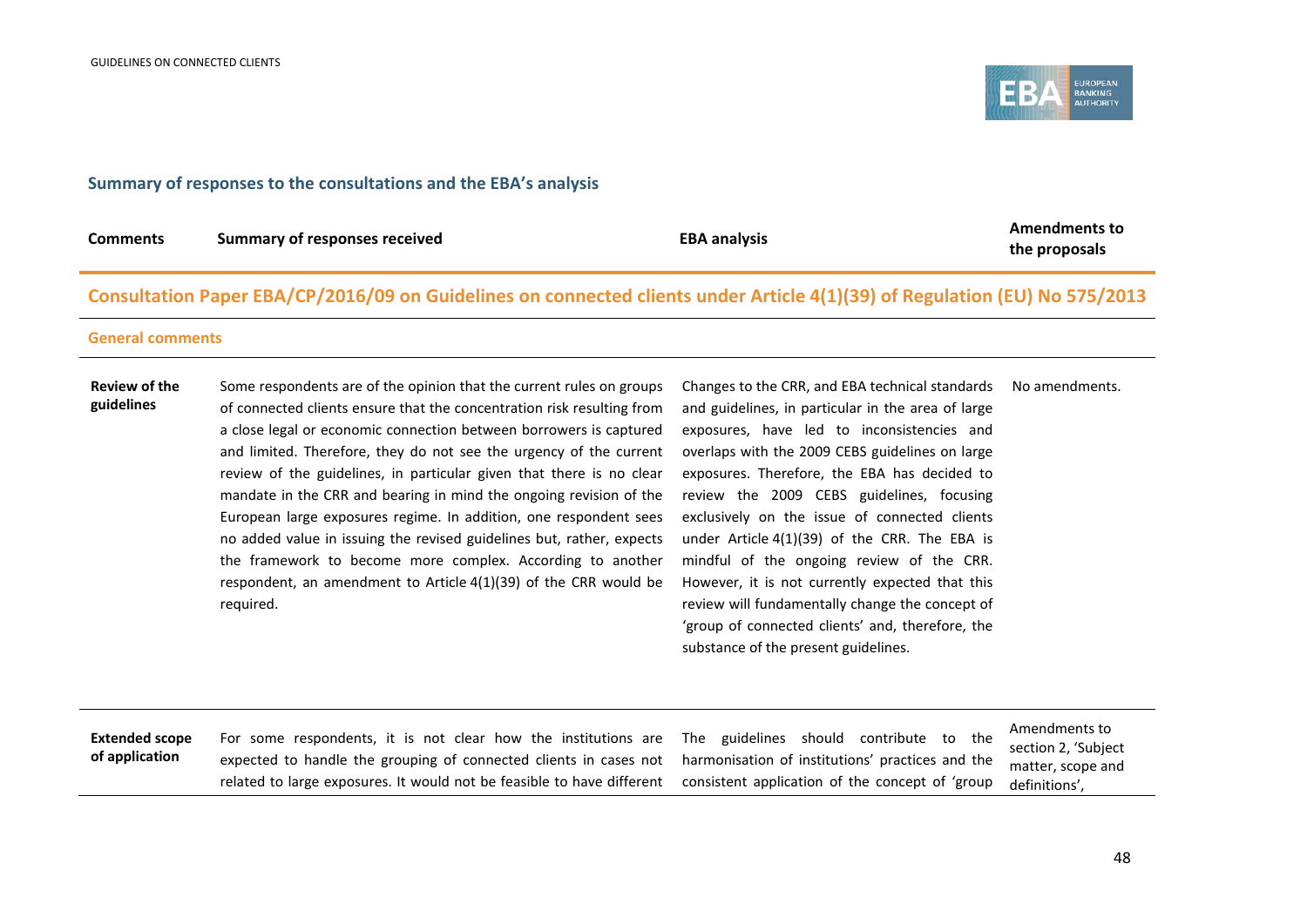## Summary of responses to the consultations and the EBA's analysis

| Comments | Summary of responses received | EBA analysis | Amendments to the proposals |
|---|---|---|---|
| **Consultation Paper EBA/CP/2016/09 on Guidelines on connected clients under Article 4(1)(39) of Regulation (EU) No 575/2013** | | | |
| **General comments** | | | |
| **Review of the guidelines** | Some respondents are of the opinion that the current rules on groups of connected clients ensure that the concentration risk resulting from a close legal or economic connection between borrowers is captured and limited. Therefore, they do not see the urgency of the current review of the guidelines, in particular given that there is no clear mandate in the CRR and bearing in mind the ongoing revision of the European large exposures regime. In addition, one respondent sees no added value in issuing the revised guidelines but, rather, expects the framework to become more complex. According to another respondent, an amendment to Article 4(1)(39) of the CRR would be required. | Changes to the CRR, and EBA technical standards and guidelines, in particular in the area of large exposures, have led to inconsistencies and overlaps with the 2009 CEBS guidelines on large exposures. Therefore, the EBA has decided to review the 2009 CEBS guidelines, focusing exclusively on the issue of connected clients under Article 4(1)(39) of the CRR. The EBA is mindful of the ongoing review of the CRR. However, it is not currently expected that this review will fundamentally change the concept of 'group of connected clients' and, therefore, the substance of the present guidelines. | No amendments. |
| **Extended scope of application** | For some respondents, it is not clear how the institutions are expected to handle the grouping of connected clients in cases not related to large exposures. It would not be feasible to have different | The guidelines should contribute to the harmonisation of institutions' practices and the consistent application of the concept of 'group | Amendments to section 2, 'Subject matter, scope and definitions', |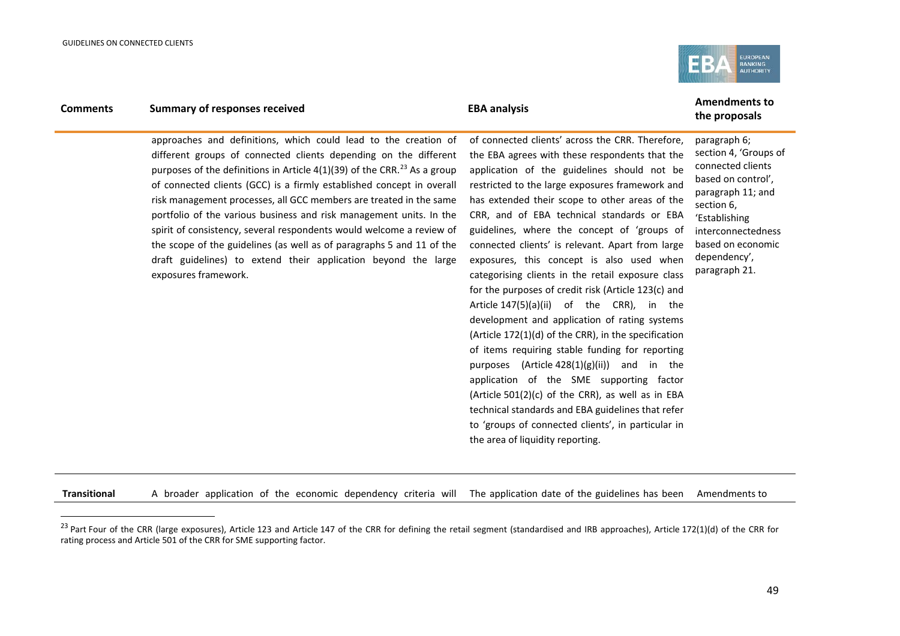| Comments | Summary of responses received | EBA analysis | Amendments to the proposals |
|---|---|---|---|
| | approaches and definitions, which could lead to the creation of different groups of connected clients depending on the different purposes of the definitions in Article 4(1)(39) of the CRR.[23] As a group of connected clients (GCC) is a firmly established concept in overall risk management processes, all GCC members are treated in the same portfolio of the various business and risk management units. In the spirit of consistency, several respondents would welcome a review of the scope of the guidelines (as well as of paragraphs 5 and 11 of the draft guidelines) to extend their application beyond the large exposures framework. | of connected clients' across the CRR. Therefore, the EBA agrees with these respondents that the application of the guidelines should not be restricted to the large exposures framework and has extended their scope to other areas of the CRR, and of EBA technical standards or EBA guidelines, where the concept of 'groups of connected clients' is relevant. Apart from large exposures, this concept is also used when categorising clients in the retail exposure class for the purposes of credit risk (Article 123(c) and Article 147(5)(a)(ii) of the CRR), in the development and application of rating systems (Article 172(1)(d) of the CRR), in the specification of items requiring stable funding for reporting purposes (Article 428(1)(g)(ii)) and in the application of the SME supporting factor (Article 501(2)(c) of the CRR), as well as in EBA technical standards and EBA guidelines that refer to 'groups of connected clients', in particular in the area of liquidity reporting. | paragraph 6; section 4, 'Groups of connected clients based on control', paragraph 11; and section 6, 'Establishing interconnectedness based on economic dependency', paragraph 21. |
| **Transitional** | A broader application of the economic dependency criteria will | The application date of the guidelines has been | Amendments to |

[23] Part Four of the CRR (large exposures), Article 123 and Article 147 of the CRR for defining the retail segment (standardised and IRB approaches), Article 172(1)(d) of the CRR for rating process and Article 501 of the CRR for SME supporting factor.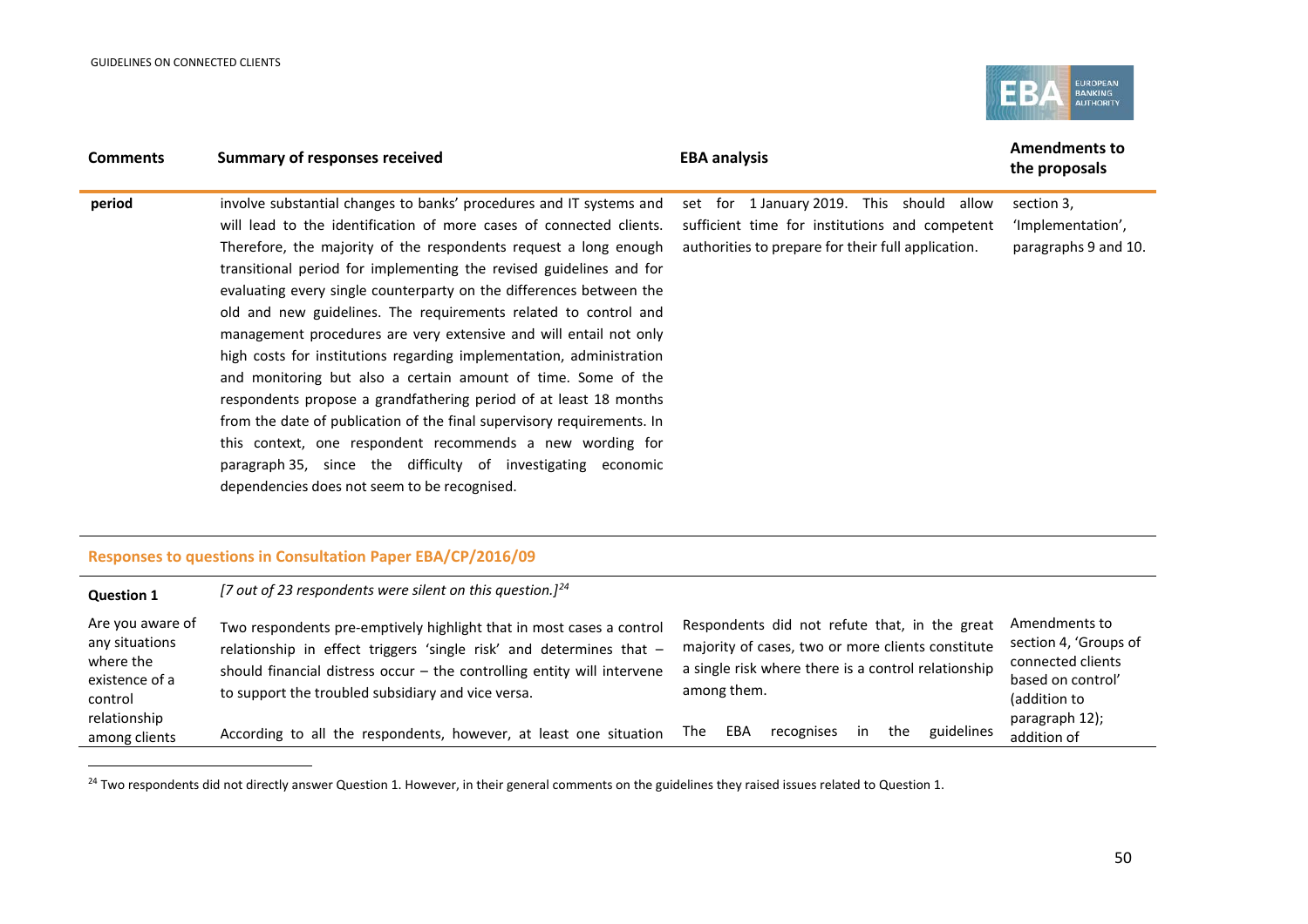| Comments | Summary of responses received | EBA analysis | Amendments to the proposals |
|---|---|---|---|
| period | involve substantial changes to banks' procedures and IT systems and will lead to the identification of more cases of connected clients. Therefore, the majority of the respondents request a long enough transitional period for implementing the revised guidelines and for evaluating every single counterparty on the differences between the old and new guidelines. The requirements related to control and management procedures are very extensive and will entail not only high costs for institutions regarding implementation, administration and monitoring but also a certain amount of time. Some of the respondents propose a grandfathering period of at least 18 months from the date of publication of the final supervisory requirements. In this context, one respondent recommends a new wording for paragraph 35, since the difficulty of investigating economic dependencies does not seem to be recognised. | set for 1 January 2019. This should allow sufficient time for institutions and competent authorities to prepare for their full application. | section 3, 'Implementation', paragraphs 9 and 10. |

**Responses to questions in Consultation Paper EBA/CP/2016/09**

| Question 1 | *[7 out of 23 respondents were silent on this question.]*[24] | | |
|---|---|---|---|
| Are you aware of any situations where the existence of a control relationship among clients | Two respondents pre-emptively highlight that in most cases a control relationship in effect triggers 'single risk' and determines that – should financial distress occur – the controlling entity will intervene to support the troubled subsidiary and vice versa.<br><br>According to all the respondents, however, at least one situation | Respondents did not refute that, in the great majority of cases, two or more clients constitute a single risk where there is a control relationship among them.<br><br>The EBA recognises in the guidelines | Amendments to section 4, 'Groups of connected clients based on control' (addition to paragraph 12); addition of |

[24] Two respondents did not directly answer Question 1. However, in their general comments on the guidelines they raised issues related to Question 1.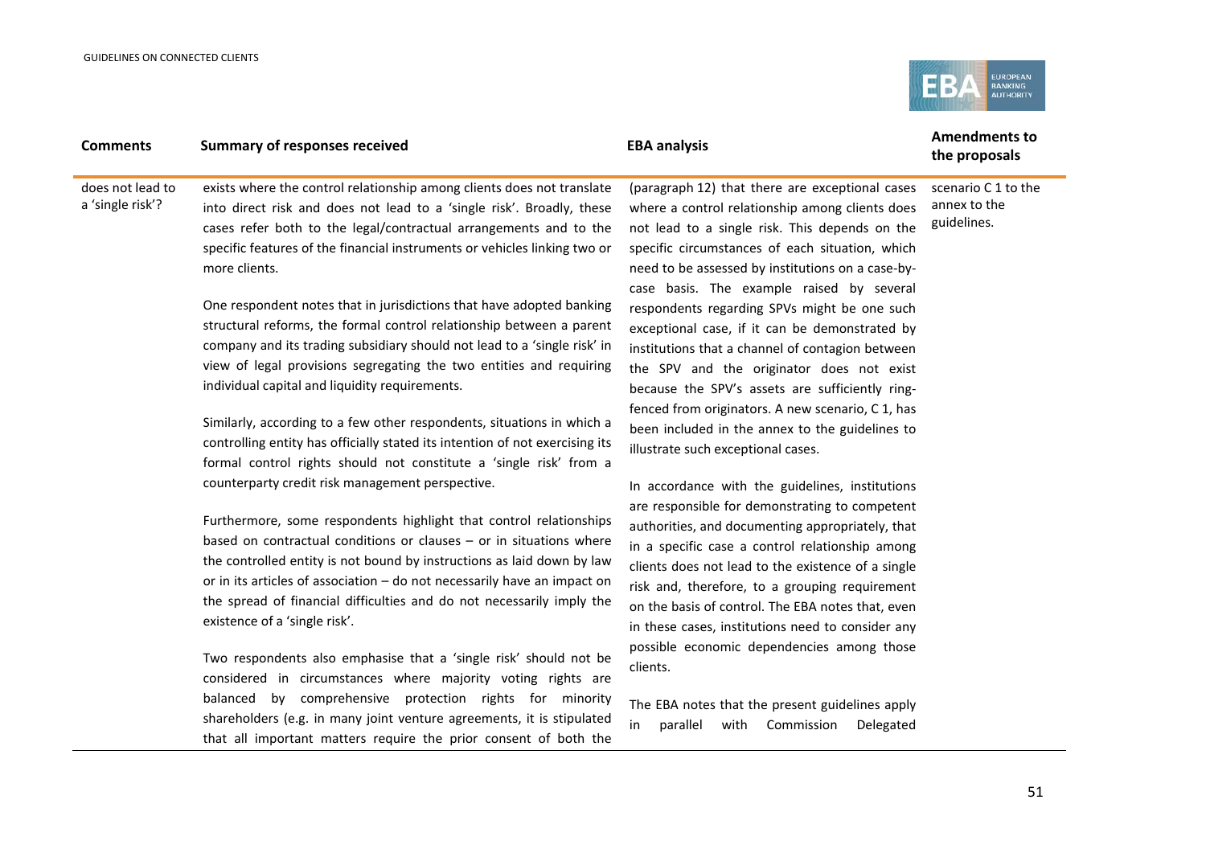| Comments | Summary of responses received | EBA analysis | Amendments to the proposals |
|---|---|---|---|
| does not lead to a 'single risk'? | exists where the control relationship among clients does not translate into direct risk and does not lead to a 'single risk'. Broadly, these cases refer both to the legal/contractual arrangements and to the specific features of the financial instruments or vehicles linking two or more clients.<br><br>One respondent notes that in jurisdictions that have adopted banking structural reforms, the formal control relationship between a parent company and its trading subsidiary should not lead to a 'single risk' in view of legal provisions segregating the two entities and requiring individual capital and liquidity requirements.<br><br>Similarly, according to a few other respondents, situations in which a controlling entity has officially stated its intention of not exercising its formal control rights should not constitute a 'single risk' from a counterparty credit risk management perspective.<br><br>Furthermore, some respondents highlight that control relationships based on contractual conditions or clauses – or in situations where the controlled entity is not bound by instructions as laid down by law or in its articles of association – do not necessarily have an impact on the spread of financial difficulties and do not necessarily imply the existence of a 'single risk'.<br><br>Two respondents also emphasise that a 'single risk' should not be considered in circumstances where majority voting rights are balanced by comprehensive protection rights for minority shareholders (e.g. in many joint venture agreements, it is stipulated that all important matters require the prior consent of both the | (paragraph 12) that there are exceptional cases where a control relationship among clients does not lead to a single risk. This depends on the specific circumstances of each situation, which need to be assessed by institutions on a case-by-case basis. The example raised by several respondents regarding SPVs might be one such exceptional case, if it can be demonstrated by institutions that a channel of contagion between the SPV and the originator does not exist because the SPV's assets are sufficiently ring-fenced from originators. A new scenario, C 1, has been included in the annex to the guidelines to illustrate such exceptional cases.<br><br>In accordance with the guidelines, institutions are responsible for demonstrating to competent authorities, and documenting appropriately, that in a specific case a control relationship among clients does not lead to the existence of a single risk and, therefore, to a grouping requirement on the basis of control. The EBA notes that, even in these cases, institutions need to consider any possible economic dependencies among those clients.<br><br>The EBA notes that the present guidelines apply in parallel with Commission Delegated | scenario C 1 to the annex to the guidelines. |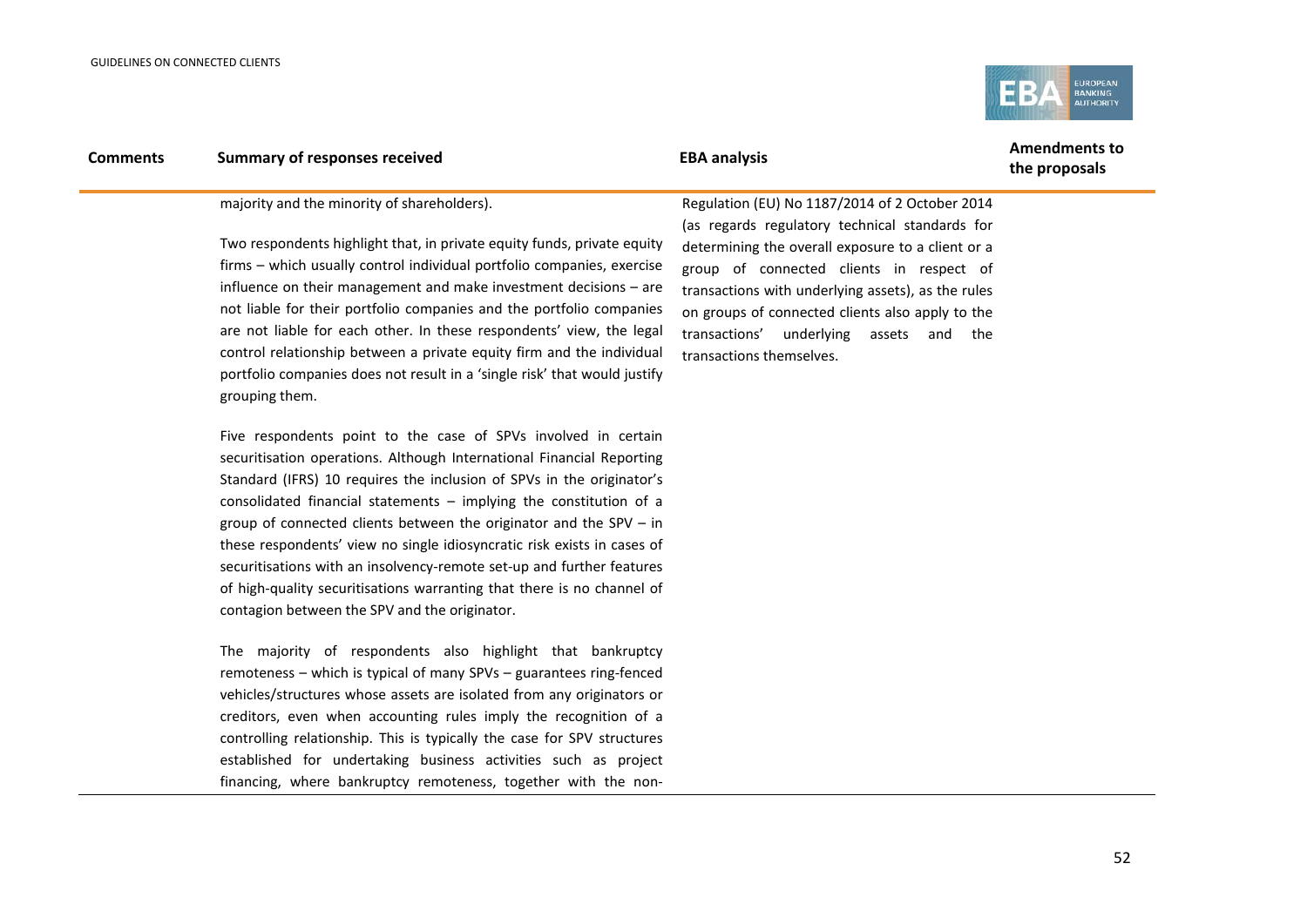| Comments | Summary of responses received | EBA analysis | Amendments to the proposals |
|---|---|---|---|
| | majority and the minority of shareholders).<br><br>Two respondents highlight that, in private equity funds, private equity firms – which usually control individual portfolio companies, exercise influence on their management and make investment decisions – are not liable for their portfolio companies and the portfolio companies are not liable for each other. In these respondents' view, the legal control relationship between a private equity firm and the individual portfolio companies does not result in a 'single risk' that would justify grouping them.<br><br>Five respondents point to the case of SPVs involved in certain securitisation operations. Although International Financial Reporting Standard (IFRS) 10 requires the inclusion of SPVs in the originator's consolidated financial statements – implying the constitution of a group of connected clients between the originator and the SPV – in these respondents' view no single idiosyncratic risk exists in cases of securitisations with an insolvency-remote set-up and further features of high-quality securitisations warranting that there is no channel of contagion between the SPV and the originator.<br><br>The majority of respondents also highlight that bankruptcy remoteness – which is typical of many SPVs – guarantees ring-fenced vehicles/structures whose assets are isolated from any originators or creditors, even when accounting rules imply the recognition of a controlling relationship. This is typically the case for SPV structures established for undertaking business activities such as project financing, where bankruptcy remoteness, together with the non- | Regulation (EU) No 1187/2014 of 2 October 2014 (as regards regulatory technical standards for determining the overall exposure to a client or a group of connected clients in respect of transactions with underlying assets), as the rules on groups of connected clients also apply to the transactions' underlying assets and the transactions themselves. | |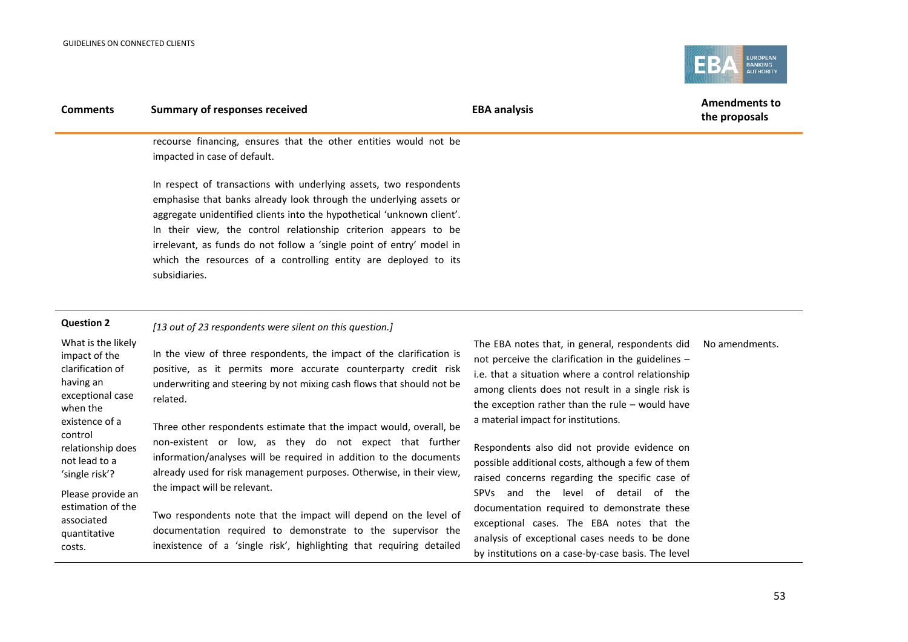| Comments | Summary of responses received | EBA analysis | Amendments to the proposals |
|---|---|---|---|
| | recourse financing, ensures that the other entities would not be impacted in case of default.<br><br>In respect of transactions with underlying assets, two respondents emphasise that banks already look through the underlying assets or aggregate unidentified clients into the hypothetical 'unknown client'. In their view, the control relationship criterion appears to be irrelevant, as funds do not follow a 'single point of entry' model in which the resources of a controlling entity are deployed to its subsidiaries. | | |
| **Question 2**<br><br>What is the likely impact of the clarification of having an exceptional case when the existence of a control relationship does not lead to a 'single risk'?<br><br>Please provide an estimation of the associated quantitative costs. | *[13 out of 23 respondents were silent on this question.]*<br><br>In the view of three respondents, the impact of the clarification is positive, as it permits more accurate counterparty credit risk underwriting and steering by not mixing cash flows that should not be related.<br><br>Three other respondents estimate that the impact would, overall, be non-existent or low, as they do not expect that further information/analyses will be required in addition to the documents already used for risk management purposes. Otherwise, in their view, the impact will be relevant.<br><br>Two respondents note that the impact will depend on the level of documentation required to demonstrate to the supervisor the inexistence of a 'single risk', highlighting that requiring detailed | The EBA notes that, in general, respondents did not perceive the clarification in the guidelines – i.e. that a situation where a control relationship among clients does not result in a single risk is the exception rather than the rule – would have a material impact for institutions.<br><br>Respondents also did not provide evidence on possible additional costs, although a few of them raised concerns regarding the specific case of SPVs and the level of detail of the documentation required to demonstrate these exceptional cases. The EBA notes that the analysis of exceptional cases needs to be done by institutions on a case-by-case basis. The level | No amendments. |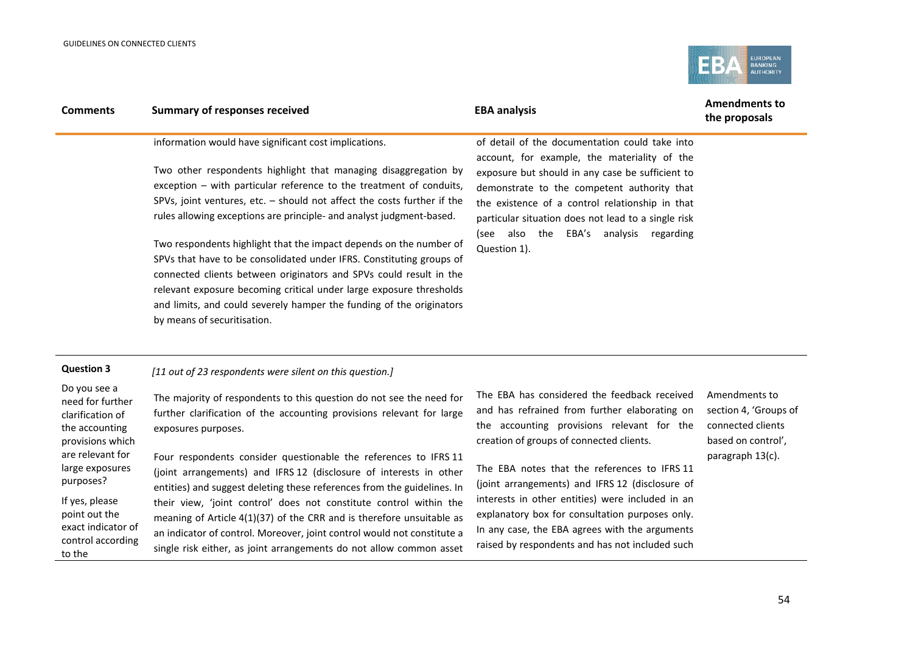| Comments | Summary of responses received | EBA analysis | Amendments to the proposals |
|---|---|---|---|
| | information would have significant cost implications.<br><br>Two other respondents highlight that managing disaggregation by exception – with particular reference to the treatment of conduits, SPVs, joint ventures, etc. – should not affect the costs further if the rules allowing exceptions are principle- and analyst judgment-based.<br><br>Two respondents highlight that the impact depends on the number of SPVs that have to be consolidated under IFRS. Constituting groups of connected clients between originators and SPVs could result in the relevant exposure becoming critical under large exposure thresholds and limits, and could severely hamper the funding of the originators by means of securitisation. | of detail of the documentation could take into account, for example, the materiality of the exposure but should in any case be sufficient to demonstrate to the competent authority that the existence of a control relationship in that particular situation does not lead to a single risk (see also the EBA's analysis regarding Question 1). | |
| **Question 3**<br><br>Do you see a need for further clarification of the accounting provisions which are relevant for large exposures purposes?<br><br>If yes, please point out the exact indicator of control according to the | *[11 out of 23 respondents were silent on this question.]*<br><br>The majority of respondents to this question do not see the need for further clarification of the accounting provisions relevant for large exposures purposes.<br><br>Four respondents consider questionable the references to IFRS 11 (joint arrangements) and IFRS 12 (disclosure of interests in other entities) and suggest deleting these references from the guidelines. In their view, 'joint control' does not constitute control within the meaning of Article 4(1)(37) of the CRR and is therefore unsuitable as an indicator of control. Moreover, joint control would not constitute a single risk either, as joint arrangements do not allow common asset | The EBA has considered the feedback received and has refrained from further elaborating on the accounting provisions relevant for the creation of groups of connected clients.<br><br>The EBA notes that the references to IFRS 11 (joint arrangements) and IFRS 12 (disclosure of interests in other entities) were included in an explanatory box for consultation purposes only. In any case, the EBA agrees with the arguments raised by respondents and has not included such | Amendments to section 4, 'Groups of connected clients based on control', paragraph 13(c). |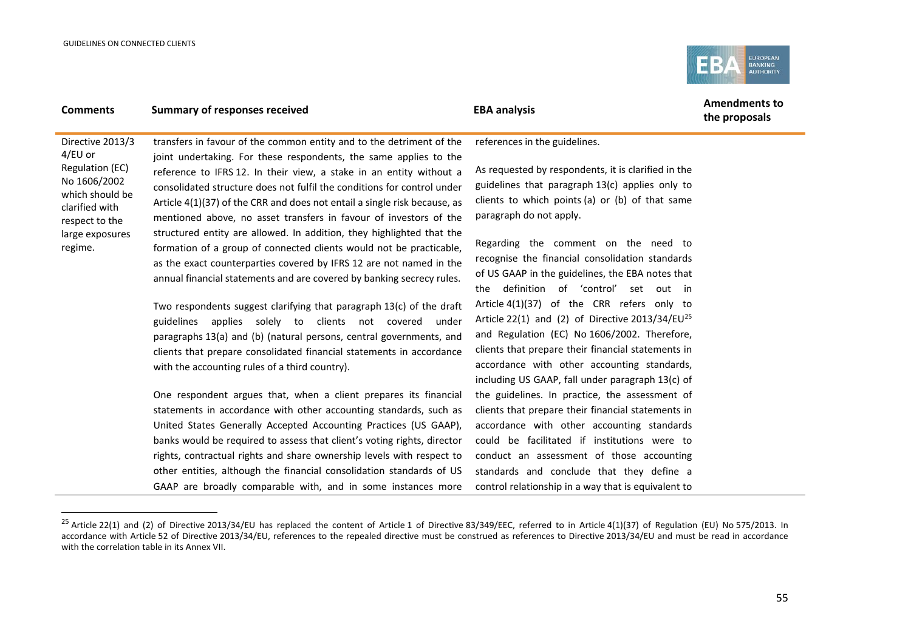| Comments | Summary of responses received | EBA analysis | Amendments to the proposals |
|---|---|---|---|
| Directive 2013/34/EU or Regulation (EC) No 1606/2002 which should be clarified with respect to the large exposures regime. | transfers in favour of the common entity and to the detriment of the joint undertaking. For these respondents, the same applies to the reference to IFRS 12. In their view, a stake in an entity without a consolidated structure does not fulfil the conditions for control under Article 4(1)(37) of the CRR and does not entail a single risk because, as mentioned above, no asset transfers in favour of investors of the structured entity are allowed. In addition, they highlighted that the formation of a group of connected clients would not be practicable, as the exact counterparties covered by IFRS 12 are not named in the annual financial statements and are covered by banking secrecy rules.<br><br>Two respondents suggest clarifying that paragraph 13(c) of the draft guidelines applies solely to clients not covered under paragraphs 13(a) and (b) (natural persons, central governments, and clients that prepare consolidated financial statements in accordance with the accounting rules of a third country).<br><br>One respondent argues that, when a client prepares its financial statements in accordance with other accounting standards, such as United States Generally Accepted Accounting Practices (US GAAP), banks would be required to assess that client's voting rights, director rights, contractual rights and share ownership levels with respect to other entities, although the financial consolidation standards of US GAAP are broadly comparable with, and in some instances more | references in the guidelines.<br><br>As requested by respondents, it is clarified in the guidelines that paragraph 13(c) applies only to clients to which points (a) or (b) of that same paragraph do not apply.<br><br>Regarding the comment on the need to recognise the financial consolidation standards of US GAAP in the guidelines, the EBA notes that the definition of 'control' set out in Article 4(1)(37) of the CRR refers only to Article 22(1) and (2) of Directive 2013/34/EU[25] and Regulation (EC) No 1606/2002. Therefore, clients that prepare their financial statements in accordance with other accounting standards, including US GAAP, fall under paragraph 13(c) of the guidelines. In practice, the assessment of clients that prepare their financial statements in accordance with other accounting standards could be facilitated if institutions were to conduct an assessment of those accounting standards and conclude that they define a control relationship in a way that is equivalent to | |

[25] Article 22(1) and (2) of Directive 2013/34/EU has replaced the content of Article 1 of Directive 83/349/EEC, referred to in Article 4(1)(37) of Regulation (EU) No 575/2013. In accordance with Article 52 of Directive 2013/34/EU, references to the repealed directive must be construed as references to Directive 2013/34/EU and must be read in accordance with the correlation table in its Annex VII.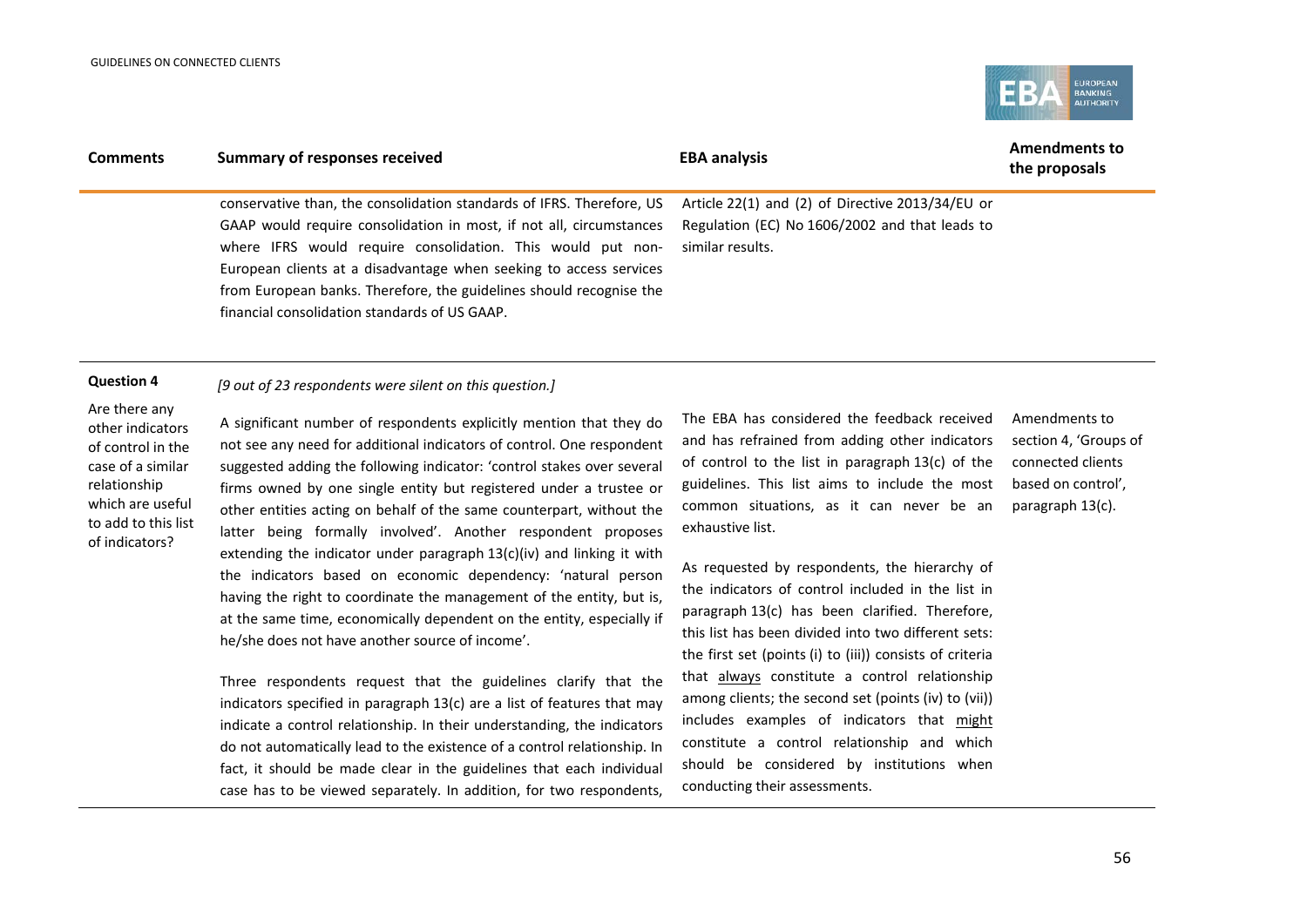| Comments | Summary of responses received | EBA analysis | Amendments to the proposals |
|---|---|---|---|
| | conservative than, the consolidation standards of IFRS. Therefore, US GAAP would require consolidation in most, if not all, circumstances where IFRS would require consolidation. This would put non-European clients at a disadvantage when seeking to access services from European banks. Therefore, the guidelines should recognise the financial consolidation standards of US GAAP. | Article 22(1) and (2) of Directive 2013/34/EU or Regulation (EC) No 1606/2002 and that leads to similar results. | |
| **Question 4**<br><br>Are there any other indicators of control in the case of a similar relationship which are useful to add to this list of indicators? | *[9 out of 23 respondents were silent on this question.]*<br><br>A significant number of respondents explicitly mention that they do not see any need for additional indicators of control. One respondent suggested adding the following indicator: 'control stakes over several firms owned by one single entity but registered under a trustee or other entities acting on behalf of the same counterpart, without the latter being formally involved'. Another respondent proposes extending the indicator under paragraph 13(c)(iv) and linking it with the indicators based on economic dependency: 'natural person having the right to coordinate the management of the entity, but is, at the same time, economically dependent on the entity, especially if he/she does not have another source of income'.<br><br>Three respondents request that the guidelines clarify that the indicators specified in paragraph 13(c) are a list of features that may indicate a control relationship. In their understanding, the indicators do not automatically lead to the existence of a control relationship. In fact, it should be made clear in the guidelines that each individual case has to be viewed separately. In addition, for two respondents, | The EBA has considered the feedback received and has refrained from adding other indicators of control to the list in paragraph 13(c) of the guidelines. This list aims to include the most common situations, as it can never be an exhaustive list.<br><br>As requested by respondents, the hierarchy of the indicators of control included in the list in paragraph 13(c) has been clarified. Therefore, this list has been divided into two different sets: the first set (points (i) to (iii)) consists of criteria that <u>always</u> constitute a control relationship among clients; the second set (points (iv) to (vii)) includes examples of indicators that <u>might</u> constitute a control relationship and which should be considered by institutions when conducting their assessments. | Amendments to section 4, 'Groups of connected clients based on control', paragraph 13(c). |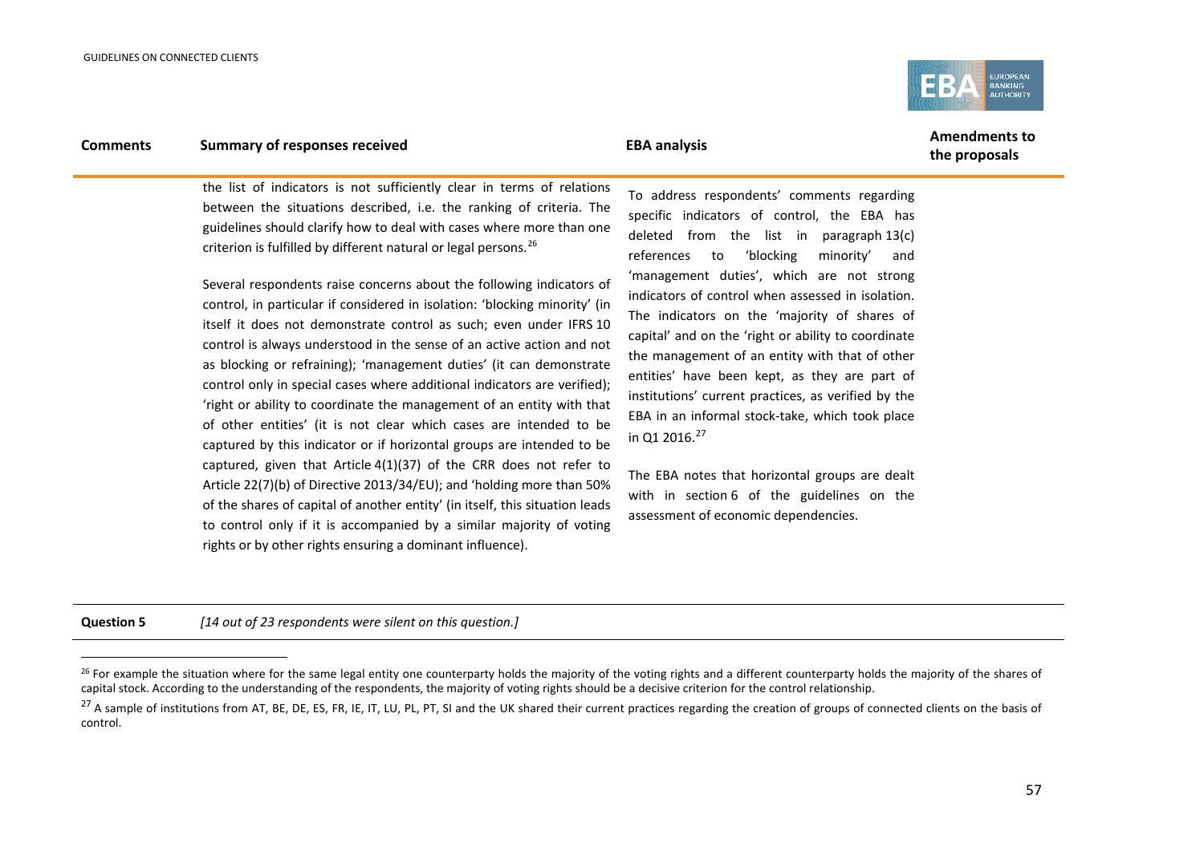| Comments | Summary of responses received | EBA analysis | Amendments to the proposals |
|---|---|---|---|
| | the list of indicators is not sufficiently clear in terms of relations between the situations described, i.e. the ranking of criteria. The guidelines should clarify how to deal with cases where more than one criterion is fulfilled by different natural or legal persons.[26]<br><br>Several respondents raise concerns about the following indicators of control, in particular if considered in isolation: 'blocking minority' (in itself it does not demonstrate control as such; even under IFRS 10 control is always understood in the sense of an active action and not as blocking or refraining); 'management duties' (it can demonstrate control only in special cases where additional indicators are verified); 'right or ability to coordinate the management of an entity with that of other entities' (it is not clear which cases are intended to be captured by this indicator or if horizontal groups are intended to be captured, given that Article 4(1)(37) of the CRR does not refer to Article 22(7)(b) of Directive 2013/34/EU); and 'holding more than 50% of the shares of capital of another entity' (in itself, this situation leads to control only if it is accompanied by a similar majority of voting rights or by other rights ensuring a dominant influence). | To address respondents' comments regarding specific indicators of control, the EBA has deleted from the list in paragraph 13(c) references to 'blocking minority' and 'management duties', which are not strong indicators of control when assessed in isolation. The indicators on the 'majority of shares of capital' and on the 'right or ability to coordinate the management of an entity with that of other entities' have been kept, as they are part of institutions' current practices, as verified by the EBA in an informal stock-take, which took place in Q1 2016.[27]<br><br>The EBA notes that horizontal groups are dealt with in section 6 of the guidelines on the assessment of economic dependencies. | |
| **Question 5** | *[14 out of 23 respondents were silent on this question.]* | | |

[26] For example the situation where for the same legal entity one counterparty holds the majority of the voting rights and a different counterparty holds the majority of the shares of capital stock. According to the understanding of the respondents, the majority of voting rights should be a decisive criterion for the control relationship.

[27] A sample of institutions from AT, BE, DE, ES, FR, IE, IT, LU, PL, PT, SI and the UK shared their current practices regarding the creation of groups of connected clients on the basis of control.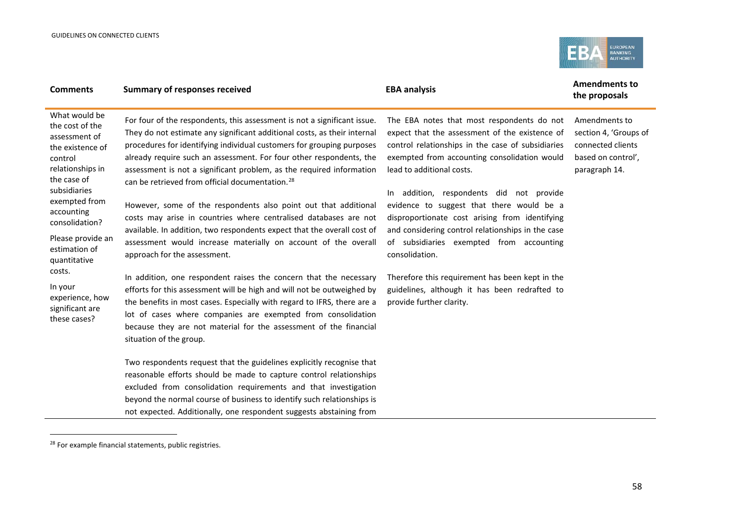| Comments | Summary of responses received | EBA analysis | Amendments to the proposals |
|---|---|---|---|
| What would be the cost of the assessment of the existence of control relationships in the case of subsidiaries exempted from accounting consolidation?<br><br>Please provide an estimation of quantitative costs.<br><br>In your experience, how significant are these cases? | For four of the respondents, this assessment is not a significant issue. They do not estimate any significant additional costs, as their internal procedures for identifying individual customers for grouping purposes already require such an assessment. For four other respondents, the assessment is not a significant problem, as the required information can be retrieved from official documentation.[28]<br><br>However, some of the respondents also point out that additional costs may arise in countries where centralised databases are not available. In addition, two respondents expect that the overall cost of assessment would increase materially on account of the overall approach for the assessment.<br><br>In addition, one respondent raises the concern that the necessary efforts for this assessment will be high and will not be outweighed by the benefits in most cases. Especially with regard to IFRS, there are a lot of cases where companies are exempted from consolidation because they are not material for the assessment of the financial situation of the group.<br><br>Two respondents request that the guidelines explicitly recognise that reasonable efforts should be made to capture control relationships excluded from consolidation requirements and that investigation beyond the normal course of business to identify such relationships is not expected. Additionally, one respondent suggests abstaining from | The EBA notes that most respondents do not expect that the assessment of the existence of control relationships in the case of subsidiaries exempted from accounting consolidation would lead to additional costs.<br><br>In addition, respondents did not provide evidence to suggest that there would be a disproportionate cost arising from identifying and considering control relationships in the case of subsidiaries exempted from accounting consolidation.<br><br>Therefore this requirement has been kept in the guidelines, although it has been redrafted to provide further clarity. | Amendments to section 4, 'Groups of connected clients based on control', paragraph 14. |

[28] For example financial statements, public registries.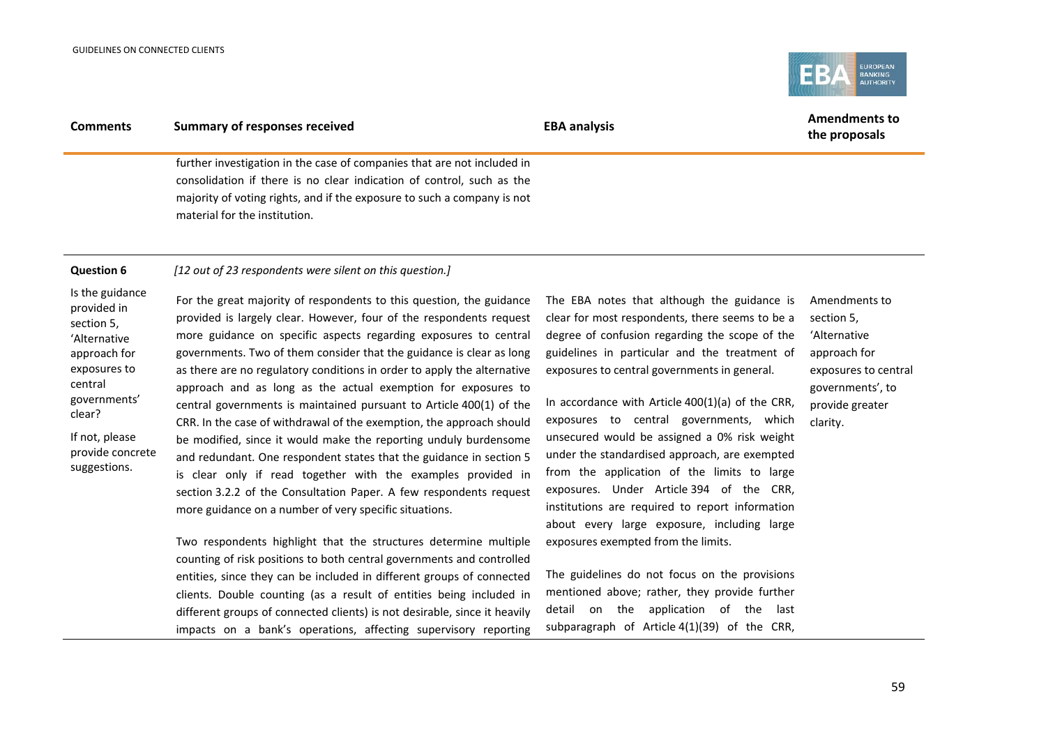| Comments | Summary of responses received | EBA analysis | Amendments to the proposals |
| --- | --- | --- | --- |
| | further investigation in the case of companies that are not included in consolidation if there is no clear indication of control, such as the majority of voting rights, and if the exposure to such a company is not material for the institution. | | |
| **Question 6** | *[12 out of 23 respondents were silent on this question.]* | | |
| Is the guidance provided in section 5, 'Alternative approach for exposures to central governments' clear?<br><br>If not, please provide concrete suggestions. | For the great majority of respondents to this question, the guidance provided is largely clear. However, four of the respondents request more guidance on specific aspects regarding exposures to central governments. Two of them consider that the guidance is clear as long as there are no regulatory conditions in order to apply the alternative approach and as long as the actual exemption for exposures to central governments is maintained pursuant to Article 400(1) of the CRR. In the case of withdrawal of the exemption, the approach should be modified, since it would make the reporting unduly burdensome and redundant. One respondent states that the guidance in section 5 is clear only if read together with the examples provided in section 3.2.2 of the Consultation Paper. A few respondents request more guidance on a number of very specific situations.<br><br>Two respondents highlight that the structures determine multiple counting of risk positions to both central governments and controlled entities, since they can be included in different groups of connected clients. Double counting (as a result of entities being included in different groups of connected clients) is not desirable, since it heavily impacts on a bank's operations, affecting supervisory reporting | The EBA notes that although the guidance is clear for most respondents, there seems to be a degree of confusion regarding the scope of the guidelines in particular and the treatment of exposures to central governments in general.<br><br>In accordance with Article 400(1)(a) of the CRR, exposures to central governments, which unsecured would be assigned a 0% risk weight under the standardised approach, are exempted from the application of the limits to large exposures. Under Article 394 of the CRR, institutions are required to report information about every large exposure, including large exposures exempted from the limits.<br><br>The guidelines do not focus on the provisions mentioned above; rather, they provide further detail on the application of the last subparagraph of Article 4(1)(39) of the CRR, | Amendments to section 5, 'Alternative approach for exposures to central governments', to provide greater clarity. |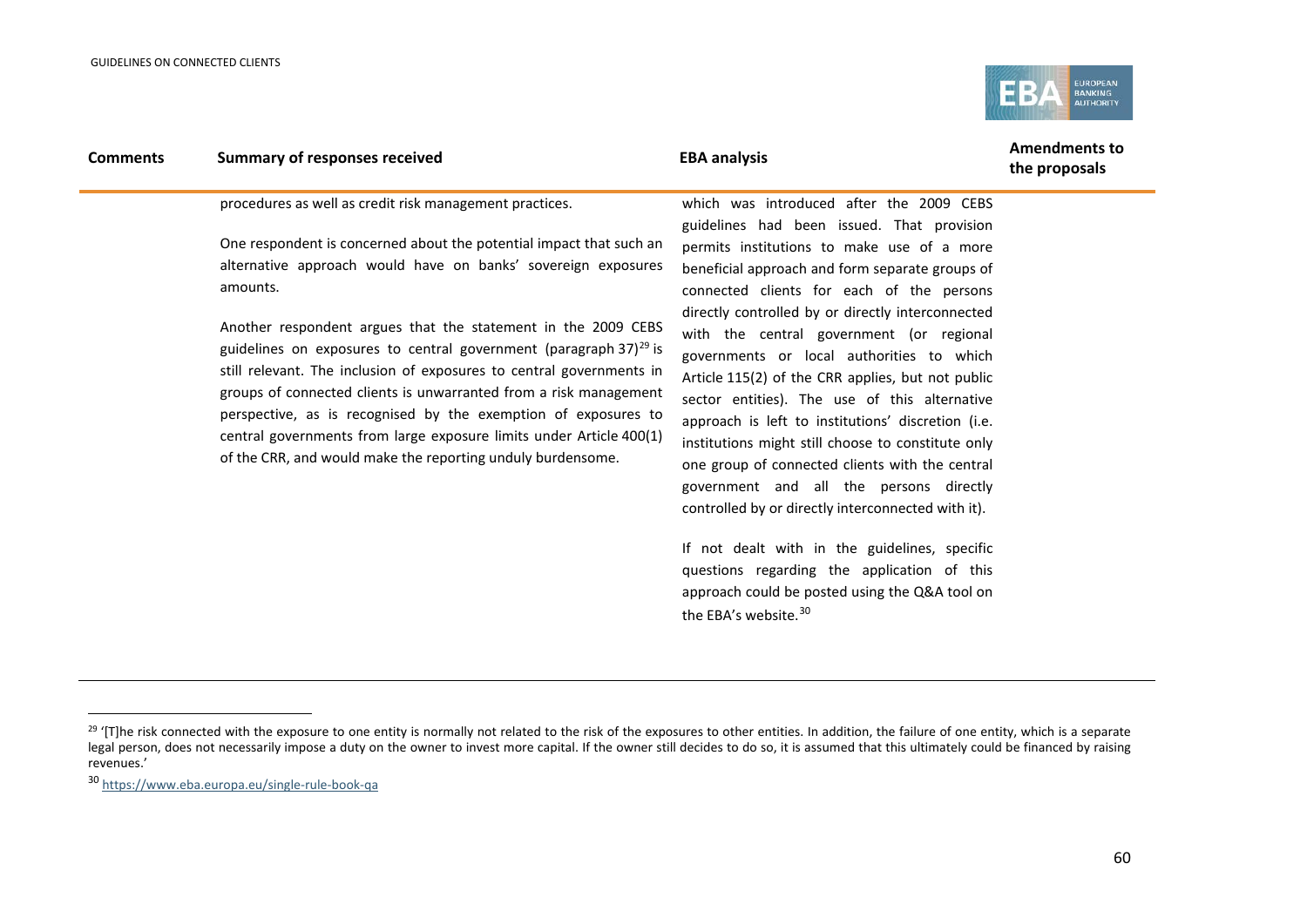| Comments | Summary of responses received | EBA analysis | Amendments to the proposals |
|---|---|---|---|
| | procedures as well as credit risk management practices.<br><br>One respondent is concerned about the potential impact that such an alternative approach would have on banks' sovereign exposures amounts.<br><br>Another respondent argues that the statement in the 2009 CEBS guidelines on exposures to central government (paragraph 37)[29] is still relevant. The inclusion of exposures to central governments in groups of connected clients is unwarranted from a risk management perspective, as is recognised by the exemption of exposures to central governments from large exposure limits under Article 400(1) of the CRR, and would make the reporting unduly burdensome. | which was introduced after the 2009 CEBS guidelines had been issued. That provision permits institutions to make use of a more beneficial approach and form separate groups of connected clients for each of the persons directly controlled by or directly interconnected with the central government (or regional governments or local authorities to which Article 115(2) of the CRR applies, but not public sector entities). The use of this alternative approach is left to institutions' discretion (i.e. institutions might still choose to constitute only one group of connected clients with the central government and all the persons directly controlled by or directly interconnected with it).<br><br>If not dealt with in the guidelines, specific questions regarding the application of this approach could be posted using the Q&A tool on the EBA's website.[30] | |

[29] '[T]he risk connected with the exposure to one entity is normally not related to the risk of the exposures to other entities. In addition, the failure of one entity, which is a separate legal person, does not necessarily impose a duty on the owner to invest more capital. If the owner still decides to do so, it is assumed that this ultimately could be financed by raising revenues.'

[30] https://www.eba.europa.eu/single-rule-book-qa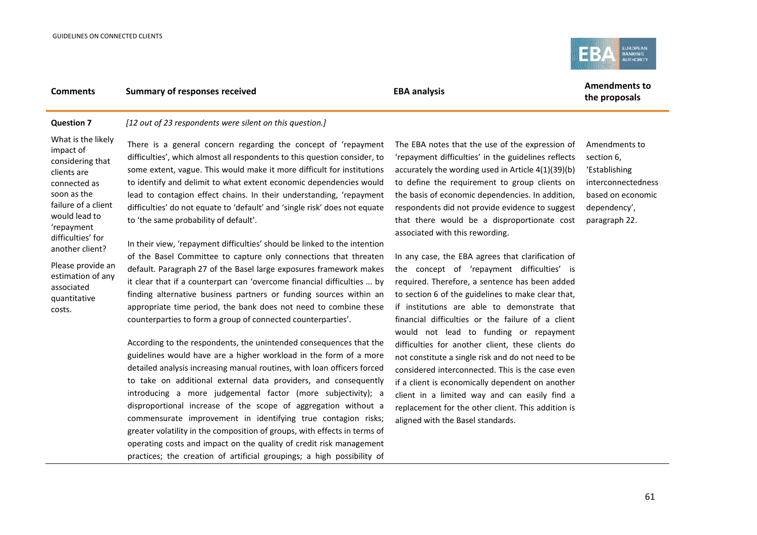| Comments | Summary of responses received | EBA analysis | Amendments to the proposals |
|---|---|---|---|
| **Question 7** | *[12 out of 23 respondents were silent on this question.]* | | |
| What is the likely impact of considering that clients are connected as soon as the failure of a client would lead to 'repayment difficulties' for another client?<br><br>Please provide an estimation of any associated quantitative costs. | There is a general concern regarding the concept of 'repayment difficulties', which almost all respondents to this question consider, to some extent, vague. This would make it more difficult for institutions to identify and delimit to what extent economic dependencies would lead to contagion effect chains. In their understanding, 'repayment difficulties' do not equate to 'default' and 'single risk' does not equate to 'the same probability of default'.<br><br>In their view, 'repayment difficulties' should be linked to the intention of the Basel Committee to capture only connections that threaten default. Paragraph 27 of the Basel large exposures framework makes it clear that if a counterpart can 'overcome financial difficulties ... by finding alternative business partners or funding sources within an appropriate time period, the bank does not need to combine these counterparties to form a group of connected counterparties'.<br><br>According to the respondents, the unintended consequences that the guidelines would have are a higher workload in the form of a more detailed analysis increasing manual routines, with loan officers forced to take on additional external data providers, and consequently introducing a more judgemental factor (more subjectivity); a disproportional increase of the scope of aggregation without a commensurate improvement in identifying true contagion risks; greater volatility in the composition of groups, with effects in terms of operating costs and impact on the quality of credit risk management practices; the creation of artificial groupings; a high possibility of | The EBA notes that the use of the expression of 'repayment difficulties' in the guidelines reflects accurately the wording used in Article 4(1)(39)(b) to define the requirement to group clients on the basis of economic dependencies. In addition, respondents did not provide evidence to suggest that there would be a disproportionate cost associated with this rewording.<br><br>In any case, the EBA agrees that clarification of the concept of 'repayment difficulties' is required. Therefore, a sentence has been added to section 6 of the guidelines to make clear that, if institutions are able to demonstrate that financial difficulties or the failure of a client would not lead to funding or repayment difficulties for another client, these clients do not constitute a single risk and do not need to be considered interconnected. This is the case even if a client is economically dependent on another client in a limited way and can easily find a replacement for the other client. This addition is aligned with the Basel standards. | Amendments to section 6, 'Establishing interconnectedness based on economic dependency', paragraph 22. |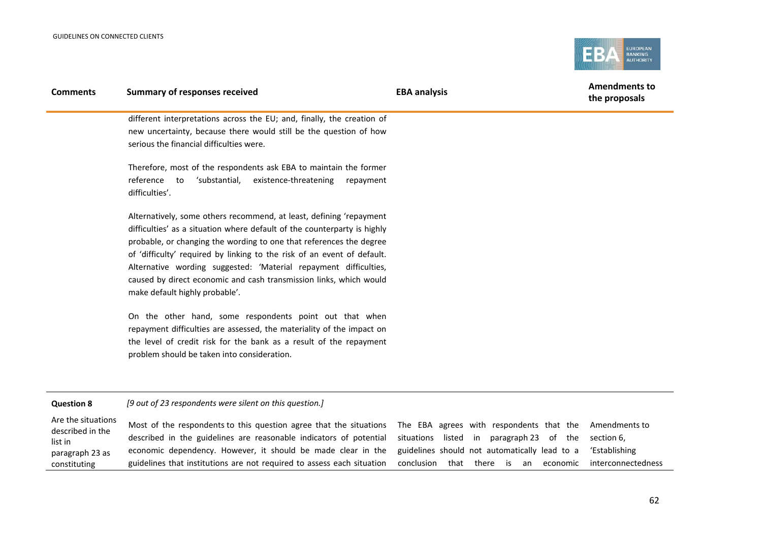| Comments | Summary of responses received | EBA analysis | Amendments to the proposals |
|---|---|---|---|
| | different interpretations across the EU; and, finally, the creation of new uncertainty, because there would still be the question of how serious the financial difficulties were.<br><br>Therefore, most of the respondents ask EBA to maintain the former reference to 'substantial, existence-threatening repayment difficulties'.<br><br>Alternatively, some others recommend, at least, defining 'repayment difficulties' as a situation where default of the counterparty is highly probable, or changing the wording to one that references the degree of 'difficulty' required by linking to the risk of an event of default. Alternative wording suggested: 'Material repayment difficulties, caused by direct economic and cash transmission links, which would make default highly probable'.<br><br>On the other hand, some respondents point out that when repayment difficulties are assessed, the materiality of the impact on the level of credit risk for the bank as a result of the repayment problem should be taken into consideration. | | |
| **Question 8** | *[9 out of 23 respondents were silent on this question.]* | | |
| Are the situations described in the list in paragraph 23 as constituting | Most of the respondents to this question agree that the situations described in the guidelines are reasonable indicators of potential economic dependency. However, it should be made clear in the guidelines that institutions are not required to assess each situation | The EBA agrees with respondents that the situations listed in paragraph 23 of the guidelines should not automatically lead to a conclusion that there is an economic | Amendments to section 6, 'Establishing interconnectedness |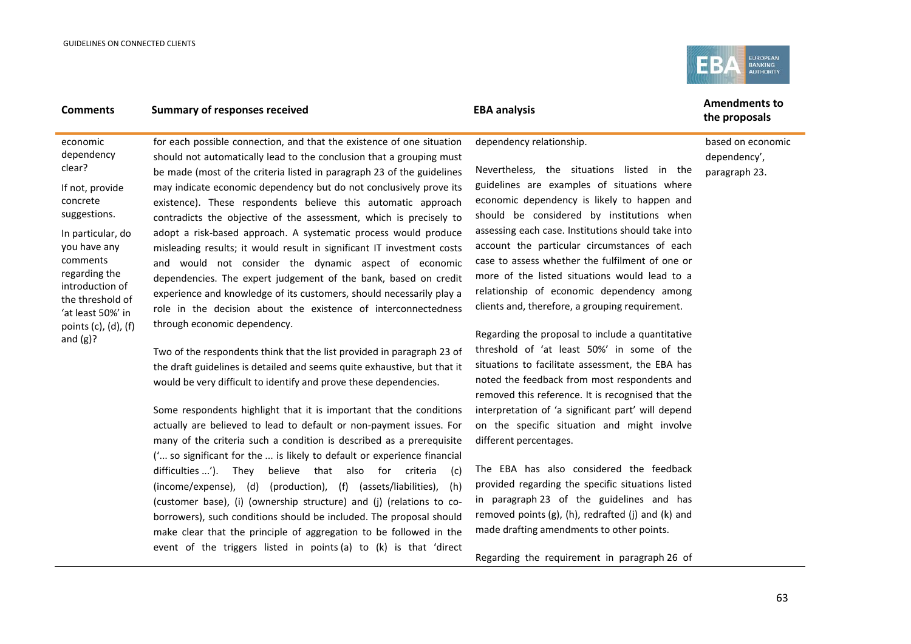| Comments | Summary of responses received | EBA analysis | Amendments to the proposals |
|---|---|---|---|
| economic dependency clear?<br><br>If not, provide concrete suggestions.<br><br>In particular, do you have any comments regarding the introduction of the threshold of 'at least 50%' in points (c), (d), (f) and (g)? | for each possible connection, and that the existence of one situation should not automatically lead to the conclusion that a grouping must be made (most of the criteria listed in paragraph 23 of the guidelines may indicate economic dependency but do not conclusively prove its existence). These respondents believe this automatic approach contradicts the objective of the assessment, which is precisely to adopt a risk-based approach. A systematic process would produce misleading results; it would result in significant IT investment costs and would not consider the dynamic aspect of economic dependencies. The expert judgement of the bank, based on credit experience and knowledge of its customers, should necessarily play a role in the decision about the existence of interconnectedness through economic dependency.<br><br>Two of the respondents think that the list provided in paragraph 23 of the draft guidelines is detailed and seems quite exhaustive, but that it would be very difficult to identify and prove these dependencies.<br><br>Some respondents highlight that it is important that the conditions actually are believed to lead to default or non-payment issues. For many of the criteria such a condition is described as a prerequisite ('... so significant for the ... is likely to default or experience financial difficulties ...'). They believe that also for criteria (c) (income/expense), (d) (production), (f) (assets/liabilities), (h) (customer base), (i) (ownership structure) and (j) (relations to co-borrowers), such conditions should be included. The proposal should make clear that the principle of aggregation to be followed in the event of the triggers listed in points (a) to (k) is that 'direct | dependency relationship.<br><br>Nevertheless, the situations listed in the guidelines are examples of situations where economic dependency is likely to happen and should be considered by institutions when assessing each case. Institutions should take into account the particular circumstances of each case to assess whether the fulfilment of one or more of the listed situations would lead to a relationship of economic dependency among clients and, therefore, a grouping requirement.<br><br>Regarding the proposal to include a quantitative threshold of 'at least 50%' in some of the situations to facilitate assessment, the EBA has noted the feedback from most respondents and removed this reference. It is recognised that the interpretation of 'a significant part' will depend on the specific situation and might involve different percentages.<br><br>The EBA has also considered the feedback provided regarding the specific situations listed in paragraph 23 of the guidelines and has removed points (g), (h), redrafted (j) and (k) and made drafting amendments to other points.<br><br>Regarding the requirement in paragraph 26 of | based on economic dependency', paragraph 23. |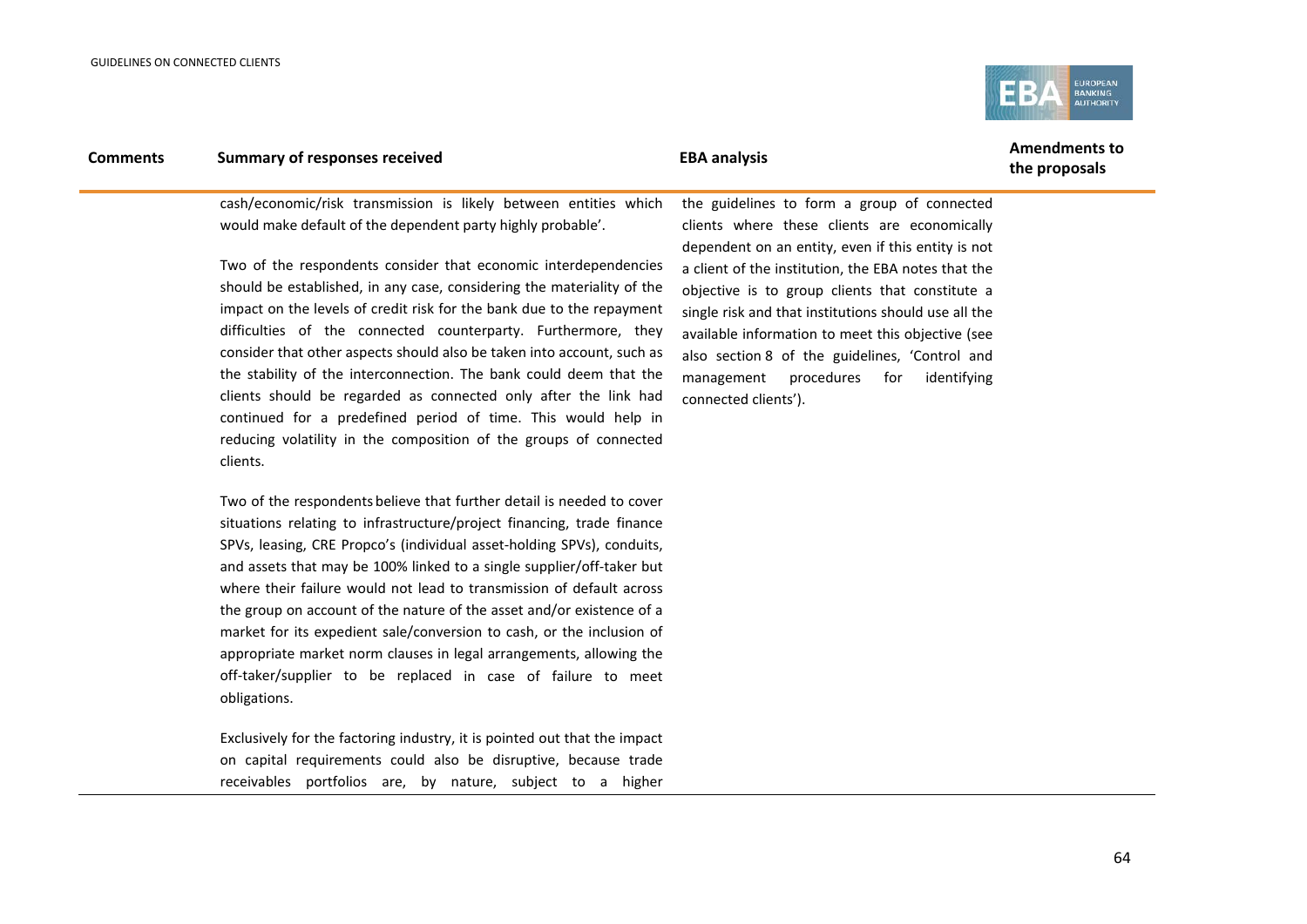| Comments | Summary of responses received | EBA analysis | Amendments to the proposals |
| --- | --- | --- | --- |
| | cash/economic/risk transmission is likely between entities which would make default of the dependent party highly probable'.<br><br>Two of the respondents consider that economic interdependencies should be established, in any case, considering the materiality of the impact on the levels of credit risk for the bank due to the repayment difficulties of the connected counterparty. Furthermore, they consider that other aspects should also be taken into account, such as the stability of the interconnection. The bank could deem that the clients should be regarded as connected only after the link had continued for a predefined period of time. This would help in reducing volatility in the composition of the groups of connected clients.<br><br>Two of the respondents believe that further detail is needed to cover situations relating to infrastructure/project financing, trade finance SPVs, leasing, CRE Propco's (individual asset-holding SPVs), conduits, and assets that may be 100% linked to a single supplier/off-taker but where their failure would not lead to transmission of default across the group on account of the nature of the asset and/or existence of a market for its expedient sale/conversion to cash, or the inclusion of appropriate market norm clauses in legal arrangements, allowing the off-taker/supplier to be replaced in case of failure to meet obligations.<br><br>Exclusively for the factoring industry, it is pointed out that the impact on capital requirements could also be disruptive, because trade receivables portfolios are, by nature, subject to a higher | the guidelines to form a group of connected clients where these clients are economically dependent on an entity, even if this entity is not a client of the institution, the EBA notes that the objective is to group clients that constitute a single risk and that institutions should use all the available information to meet this objective (see also section 8 of the guidelines, 'Control and management procedures for identifying connected clients'). | |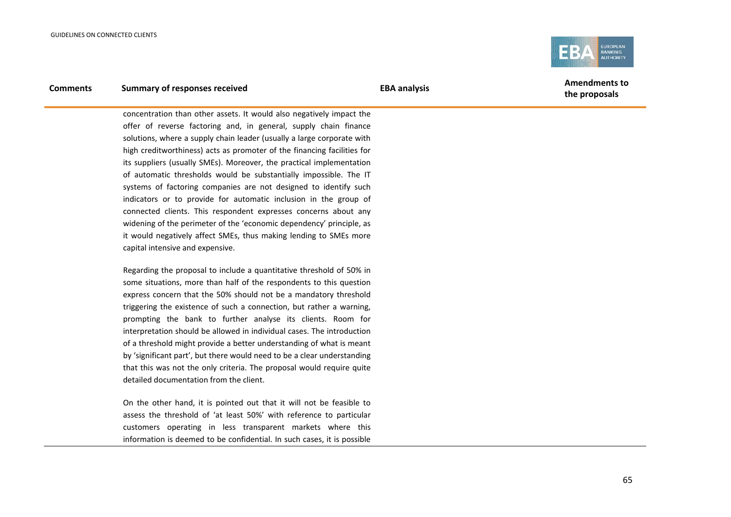| Comments | Summary of responses received | EBA analysis | Amendments to the proposals |
|---|---|---|---|
| | concentration than other assets. It would also negatively impact the offer of reverse factoring and, in general, supply chain finance solutions, where a supply chain leader (usually a large corporate with high creditworthiness) acts as promoter of the financing facilities for its suppliers (usually SMEs). Moreover, the practical implementation of automatic thresholds would be substantially impossible. The IT systems of factoring companies are not designed to identify such indicators or to provide for automatic inclusion in the group of connected clients. This respondent expresses concerns about any widening of the perimeter of the 'economic dependency' principle, as it would negatively affect SMEs, thus making lending to SMEs more capital intensive and expensive.<br><br>Regarding the proposal to include a quantitative threshold of 50% in some situations, more than half of the respondents to this question express concern that the 50% should not be a mandatory threshold triggering the existence of such a connection, but rather a warning, prompting the bank to further analyse its clients. Room for interpretation should be allowed in individual cases. The introduction of a threshold might provide a better understanding of what is meant by 'significant part', but there would need to be a clear understanding that this was not the only criteria. The proposal would require quite detailed documentation from the client.<br><br>On the other hand, it is pointed out that it will not be feasible to assess the threshold of 'at least 50%' with reference to particular customers operating in less transparent markets where this information is deemed to be confidential. In such cases, it is possible | | |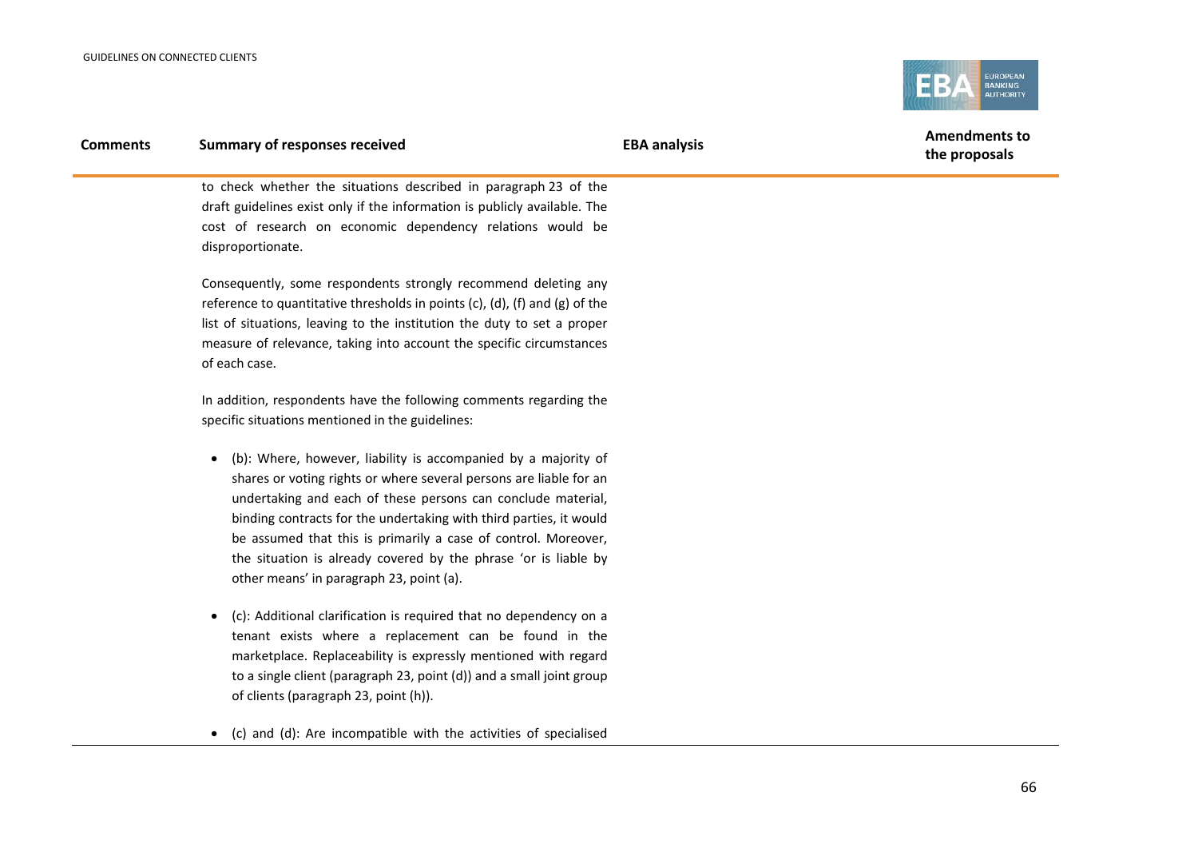| Comments | Summary of responses received | EBA analysis | Amendments to the proposals |
|---|---|---|---|
| | to check whether the situations described in paragraph 23 of the draft guidelines exist only if the information is publicly available. The cost of research on economic dependency relations would be disproportionate.<br><br>Consequently, some respondents strongly recommend deleting any reference to quantitative thresholds in points (c), (d), (f) and (g) of the list of situations, leaving to the institution the duty to set a proper measure of relevance, taking into account the specific circumstances of each case.<br><br>In addition, respondents have the following comments regarding the specific situations mentioned in the guidelines:<br><br>• (b): Where, however, liability is accompanied by a majority of shares or voting rights or where several persons are liable for an undertaking and each of these persons can conclude material, binding contracts for the undertaking with third parties, it would be assumed that this is primarily a case of control. Moreover, the situation is already covered by the phrase 'or is liable by other means' in paragraph 23, point (a).<br><br>• (c): Additional clarification is required that no dependency on a tenant exists where a replacement can be found in the marketplace. Replaceability is expressly mentioned with regard to a single client (paragraph 23, point (d)) and a small joint group of clients (paragraph 23, point (h)).<br><br>• (c) and (d): Are incompatible with the activities of specialised | | |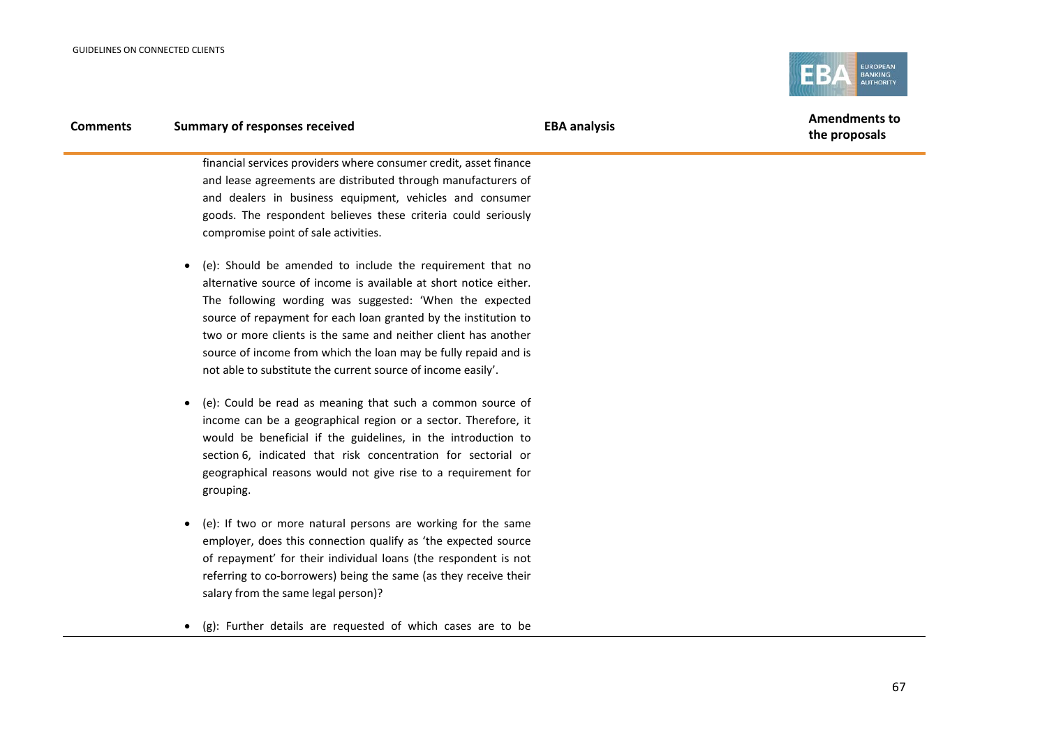| Comments | Summary of responses received | EBA analysis | Amendments to the proposals |
|---|---|---|---|
| | financial services providers where consumer credit, asset finance and lease agreements are distributed through manufacturers of and dealers in business equipment, vehicles and consumer goods. The respondent believes these criteria could seriously compromise point of sale activities.<br><br>• (e): Should be amended to include the requirement that no alternative source of income is available at short notice either. The following wording was suggested: 'When the expected source of repayment for each loan granted by the institution to two or more clients is the same and neither client has another source of income from which the loan may be fully repaid and is not able to substitute the current source of income easily'.<br><br>• (e): Could be read as meaning that such a common source of income can be a geographical region or a sector. Therefore, it would be beneficial if the guidelines, in the introduction to section 6, indicated that risk concentration for sectorial or geographical reasons would not give rise to a requirement for grouping.<br><br>• (e): If two or more natural persons are working for the same employer, does this connection qualify as 'the expected source of repayment' for their individual loans (the respondent is not referring to co-borrowers) being the same (as they receive their salary from the same legal person)?<br><br>• (g): Further details are requested of which cases are to be | | |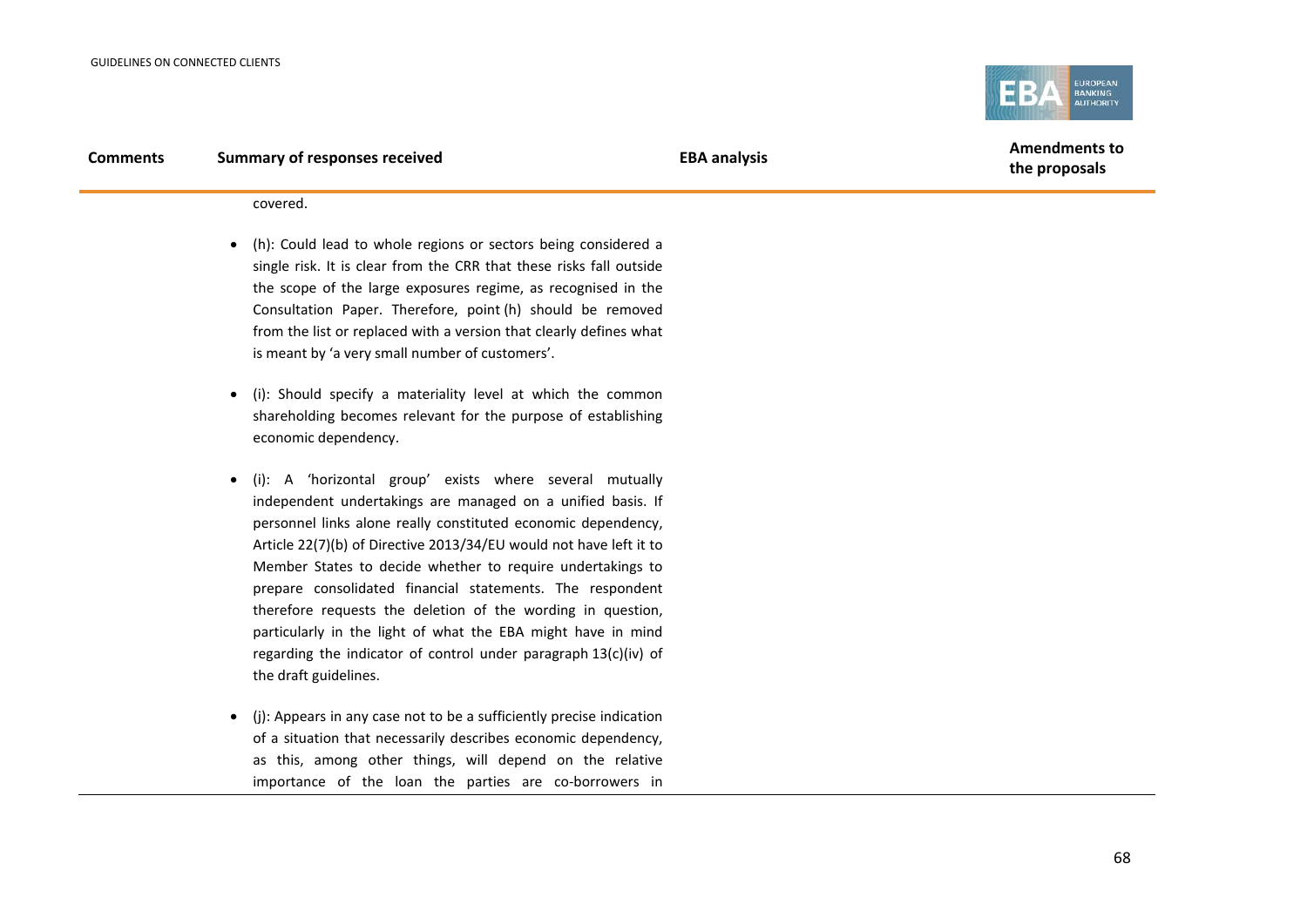| Comments | Summary of responses received | EBA analysis | Amendments to the proposals |
| --- | --- | --- | --- |
| | covered.<br><br>• (h): Could lead to whole regions or sectors being considered a single risk. It is clear from the CRR that these risks fall outside the scope of the large exposures regime, as recognised in the Consultation Paper. Therefore, point (h) should be removed from the list or replaced with a version that clearly defines what is meant by 'a very small number of customers'.<br><br>• (i): Should specify a materiality level at which the common shareholding becomes relevant for the purpose of establishing economic dependency.<br><br>• (i): A 'horizontal group' exists where several mutually independent undertakings are managed on a unified basis. If personnel links alone really constituted economic dependency, Article 22(7)(b) of Directive 2013/34/EU would not have left it to Member States to decide whether to require undertakings to prepare consolidated financial statements. The respondent therefore requests the deletion of the wording in question, particularly in the light of what the EBA might have in mind regarding the indicator of control under paragraph 13(c)(iv) of the draft guidelines.<br><br>• (j): Appears in any case not to be a sufficiently precise indication of a situation that necessarily describes economic dependency, as this, among other things, will depend on the relative importance of the loan the parties are co-borrowers in | | |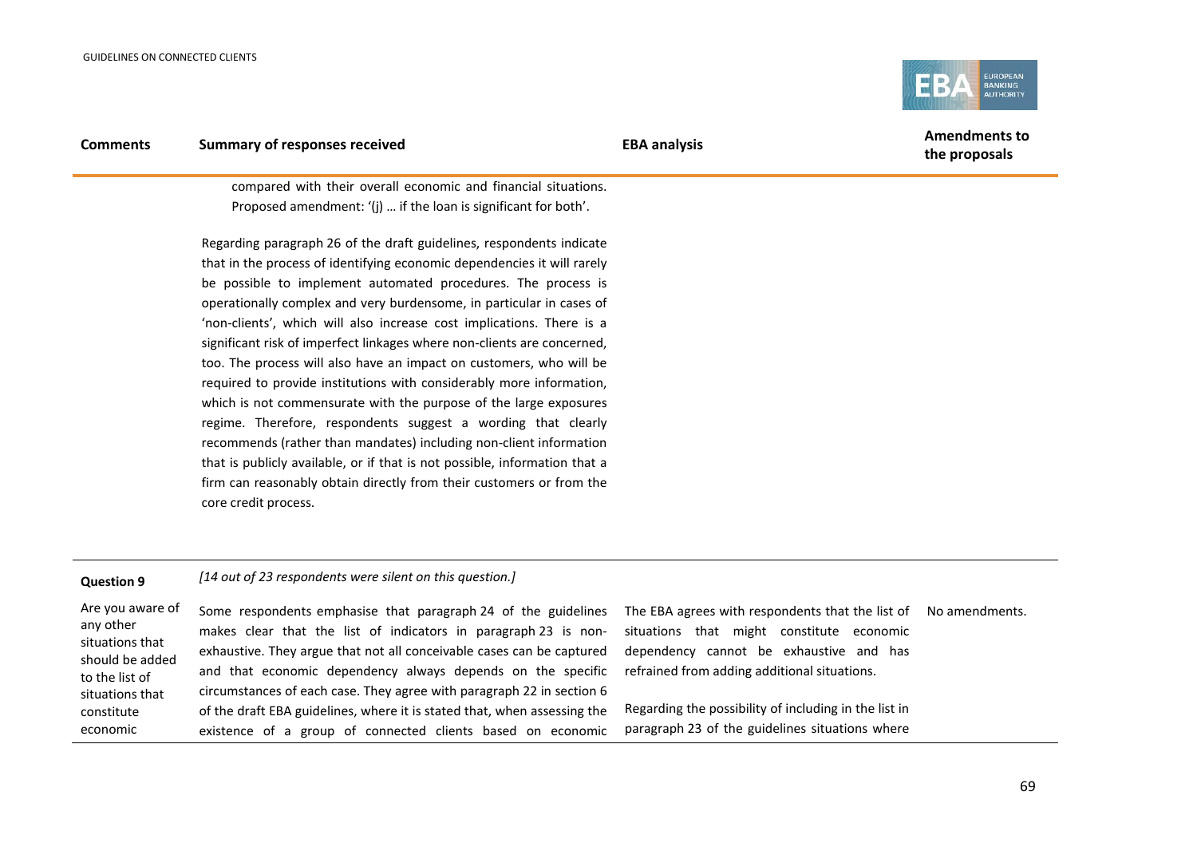| Comments | Summary of responses received | EBA analysis | Amendments to the proposals |
|---|---|---|---|
| | compared with their overall economic and financial situations. Proposed amendment: '(j) … if the loan is significant for both'.<br><br>Regarding paragraph 26 of the draft guidelines, respondents indicate that in the process of identifying economic dependencies it will rarely be possible to implement automated procedures. The process is operationally complex and very burdensome, in particular in cases of 'non-clients', which will also increase cost implications. There is a significant risk of imperfect linkages where non-clients are concerned, too. The process will also have an impact on customers, who will be required to provide institutions with considerably more information, which is not commensurate with the purpose of the large exposures regime. Therefore, respondents suggest a wording that clearly recommends (rather than mandates) including non-client information that is publicly available, or if that is not possible, information that a firm can reasonably obtain directly from their customers or from the core credit process. | | |
| **Question 9** | *[14 out of 23 respondents were silent on this question.]* | | |
| Are you aware of any other situations that should be added to the list of situations that constitute economic | Some respondents emphasise that paragraph 24 of the guidelines makes clear that the list of indicators in paragraph 23 is non-exhaustive. They argue that not all conceivable cases can be captured and that economic dependency always depends on the specific circumstances of each case. They agree with paragraph 22 in section 6 of the draft EBA guidelines, where it is stated that, when assessing the existence of a group of connected clients based on economic | The EBA agrees with respondents that the list of situations that might constitute economic dependency cannot be exhaustive and has refrained from adding additional situations.<br><br>Regarding the possibility of including in the list in paragraph 23 of the guidelines situations where | No amendments. |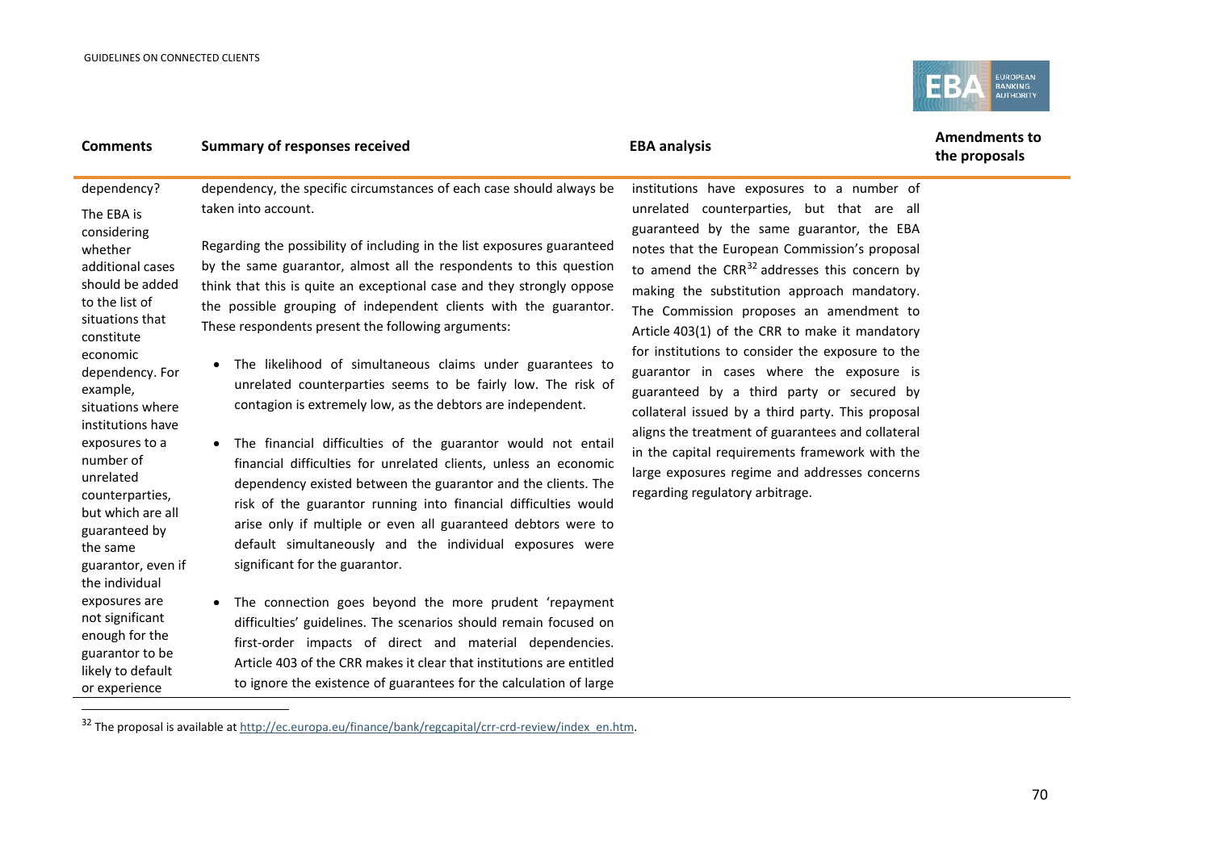| Comments | Summary of responses received | EBA analysis | Amendments to the proposals |
|---|---|---|---|
| dependency?<br><br>The EBA is considering whether additional cases should be added to the list of situations that constitute economic dependency. For example, situations where institutions have exposures to a number of unrelated counterparties, but which are all guaranteed by the same guarantor, even if the individual exposures are not significant enough for the guarantor to be likely to default or experience | dependency, the specific circumstances of each case should always be taken into account.<br><br>Regarding the possibility of including in the list exposures guaranteed by the same guarantor, almost all the respondents to this question think that this is quite an exceptional case and they strongly oppose the possible grouping of independent clients with the guarantor. These respondents present the following arguments:<br><br>• The likelihood of simultaneous claims under guarantees to unrelated counterparties seems to be fairly low. The risk of contagion is extremely low, as the debtors are independent.<br><br>• The financial difficulties of the guarantor would not entail financial difficulties for unrelated clients, unless an economic dependency existed between the guarantor and the clients. The risk of the guarantor running into financial difficulties would arise only if multiple or even all guaranteed debtors were to default simultaneously and the individual exposures were significant for the guarantor.<br><br>• The connection goes beyond the more prudent 'repayment difficulties' guidelines. The scenarios should remain focused on first-order impacts of direct and material dependencies. Article 403 of the CRR makes it clear that institutions are entitled to ignore the existence of guarantees for the calculation of large | institutions have exposures to a number of unrelated counterparties, but that are all guaranteed by the same guarantor, the EBA notes that the European Commission's proposal to amend the CRR[32] addresses this concern by making the substitution approach mandatory. The Commission proposes an amendment to Article 403(1) of the CRR to make it mandatory for institutions to consider the exposure to the guarantor in cases where the exposure is guaranteed by a third party or secured by collateral issued by a third party. This proposal aligns the treatment of guarantees and collateral in the capital requirements framework with the large exposures regime and addresses concerns regarding regulatory arbitrage. | |

[32] The proposal is available at http://ec.europa.eu/finance/bank/regcapital/crr-crd-review/index_en.htm.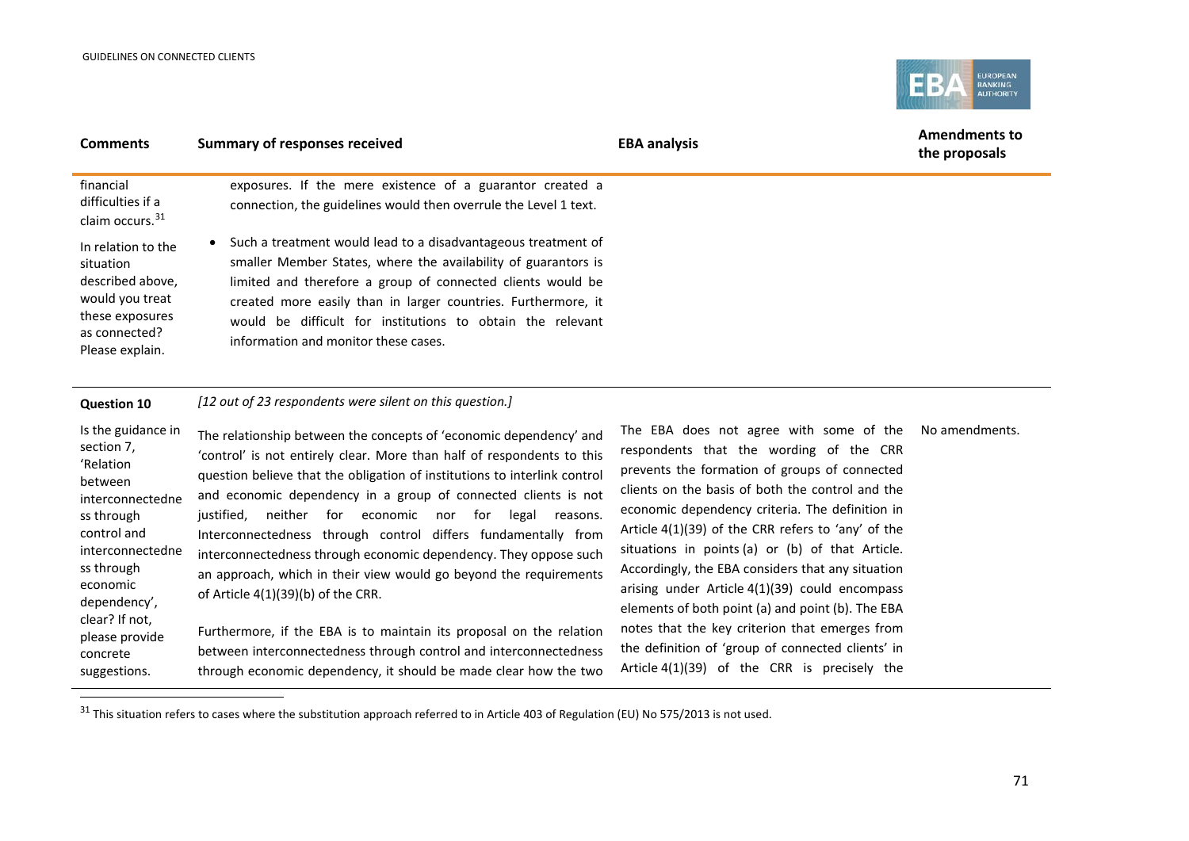| Comments | Summary of responses received | EBA analysis | Amendments to the proposals |
|---|---|---|---|
| financial difficulties if a claim occurs.[31] In relation to the situation described above, would you treat these exposures as connected? Please explain. | exposures. If the mere existence of a guarantor created a connection, the guidelines would then overrule the Level 1 text. <br>• Such a treatment would lead to a disadvantageous treatment of smaller Member States, where the availability of guarantors is limited and therefore a group of connected clients would be created more easily than in larger countries. Furthermore, it would be difficult for institutions to obtain the relevant information and monitor these cases. | | |
| **Question 10** | *[12 out of 23 respondents were silent on this question.]* | | |
| Is the guidance in section 7, 'Relation between interconnectedness through control and interconnectedness through economic dependency', clear? If not, please provide concrete suggestions. | The relationship between the concepts of 'economic dependency' and 'control' is not entirely clear. More than half of respondents to this question believe that the obligation of institutions to interlink control and economic dependency in a group of connected clients is not justified, neither for economic nor for legal reasons. Interconnectedness through control differs fundamentally from interconnectedness through economic dependency. They oppose such an approach, which in their view would go beyond the requirements of Article 4(1)(39)(b) of the CRR. <br><br>Furthermore, if the EBA is to maintain its proposal on the relation between interconnectedness through control and interconnectedness through economic dependency, it should be made clear how the two | The EBA does not agree with some of the respondents that the wording of the CRR prevents the formation of groups of connected clients on the basis of both the control and the economic dependency criteria. The definition in Article 4(1)(39) of the CRR refers to 'any' of the situations in points (a) or (b) of that Article. Accordingly, the EBA considers that any situation arising under Article 4(1)(39) could encompass elements of both point (a) and point (b). The EBA notes that the key criterion that emerges from the definition of 'group of connected clients' in Article 4(1)(39) of the CRR is precisely the | No amendments. |

[31] This situation refers to cases where the substitution approach referred to in Article 403 of Regulation (EU) No 575/2013 is not used.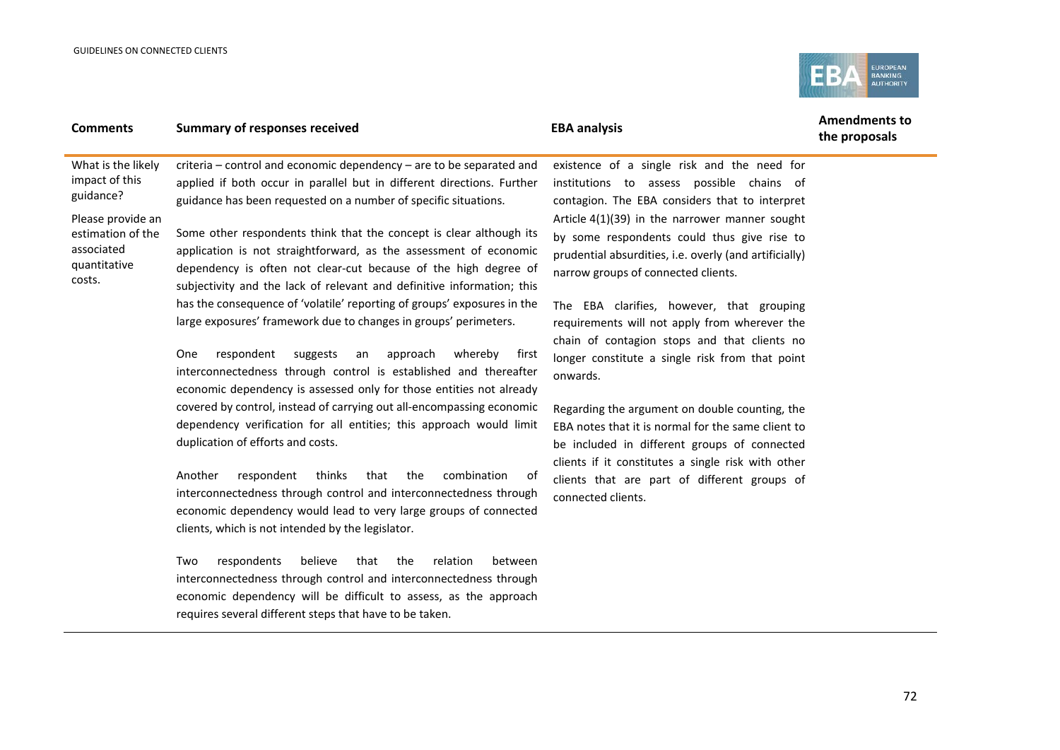| Comments | Summary of responses received | EBA analysis | Amendments to the proposals |
|---|---|---|---|
| What is the likely impact of this guidance?<br><br>Please provide an estimation of the associated quantitative costs. | criteria – control and economic dependency – are to be separated and applied if both occur in parallel but in different directions. Further guidance has been requested on a number of specific situations.<br><br>Some other respondents think that the concept is clear although its application is not straightforward, as the assessment of economic dependency is often not clear-cut because of the high degree of subjectivity and the lack of relevant and definitive information; this has the consequence of 'volatile' reporting of groups' exposures in the large exposures' framework due to changes in groups' perimeters.<br><br>One respondent suggests an approach whereby first interconnectedness through control is established and thereafter economic dependency is assessed only for those entities not already covered by control, instead of carrying out all-encompassing economic dependency verification for all entities; this approach would limit duplication of efforts and costs.<br><br>Another respondent thinks that the combination of interconnectedness through control and interconnectedness through economic dependency would lead to very large groups of connected clients, which is not intended by the legislator.<br><br>Two respondents believe that the relation between interconnectedness through control and interconnectedness through economic dependency will be difficult to assess, as the approach requires several different steps that have to be taken. | existence of a single risk and the need for institutions to assess possible chains of contagion. The EBA considers that to interpret Article 4(1)(39) in the narrower manner sought by some respondents could thus give rise to prudential absurdities, i.e. overly (and artificially) narrow groups of connected clients.<br><br>The EBA clarifies, however, that grouping requirements will not apply from wherever the chain of contagion stops and that clients no longer constitute a single risk from that point onwards.<br><br>Regarding the argument on double counting, the EBA notes that it is normal for the same client to be included in different groups of connected clients if it constitutes a single risk with other clients that are part of different groups of connected clients. | |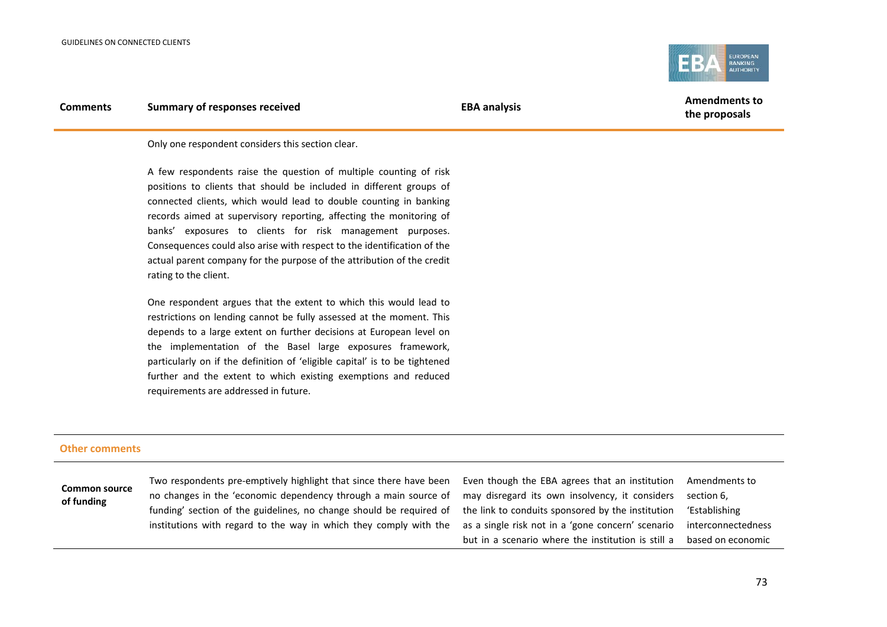| Comments | Summary of responses received | EBA analysis | Amendments to the proposals |
|---|---|---|---|
| | Only one respondent considers this section clear.<br><br>A few respondents raise the question of multiple counting of risk positions to clients that should be included in different groups of connected clients, which would lead to double counting in banking records aimed at supervisory reporting, affecting the monitoring of banks' exposures to clients for risk management purposes. Consequences could also arise with respect to the identification of the actual parent company for the purpose of the attribution of the credit rating to the client.<br><br>One respondent argues that the extent to which this would lead to restrictions on lending cannot be fully assessed at the moment. This depends to a large extent on further decisions at European level on the implementation of the Basel large exposures framework, particularly on if the definition of 'eligible capital' is to be tightened further and the extent to which existing exemptions and reduced requirements are addressed in future. | | |
| **Other comments** | | | |
| **Common source of funding** | Two respondents pre-emptively highlight that since there have been no changes in the 'economic dependency through a main source of funding' section of the guidelines, no change should be required of institutions with regard to the way in which they comply with the | Even though the EBA agrees that an institution may disregard its own insolvency, it considers the link to conduits sponsored by the institution as a single risk not in a 'gone concern' scenario but in a scenario where the institution is still a | Amendments to section 6, 'Establishing interconnectedness based on economic |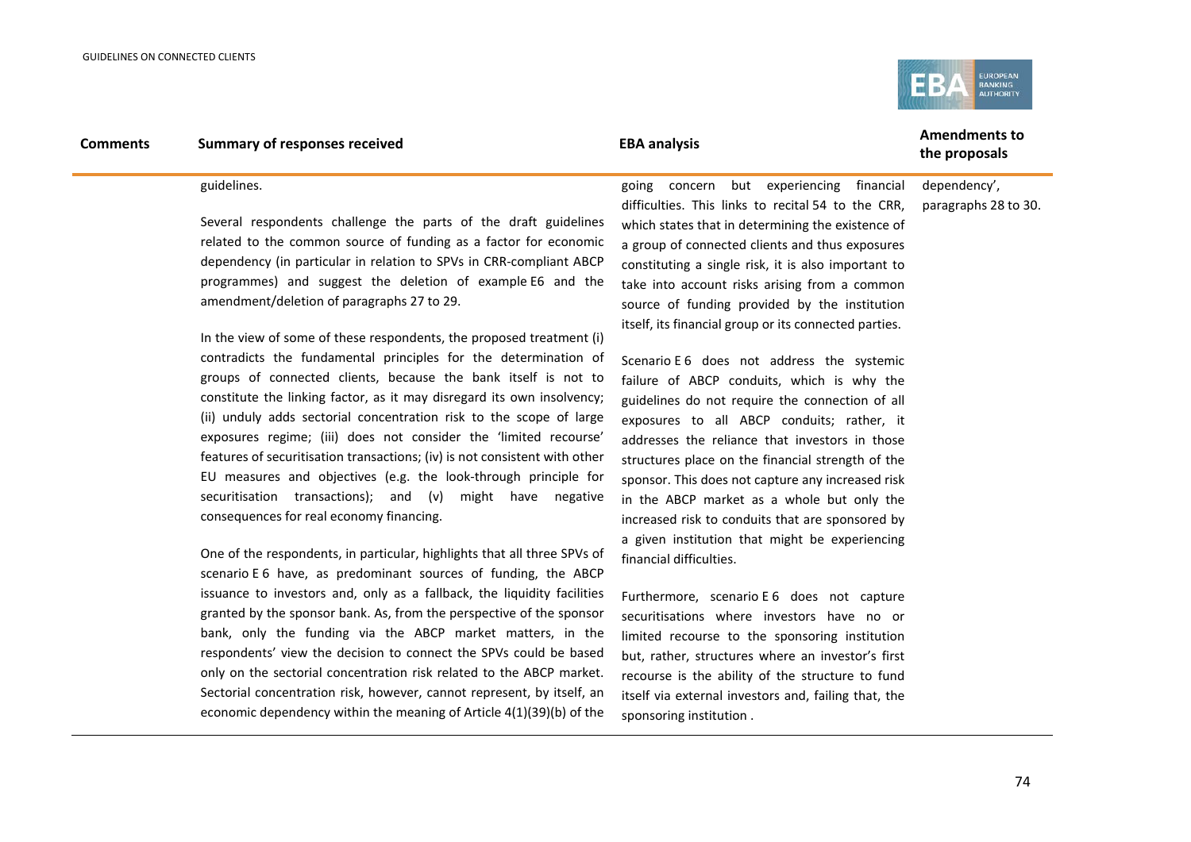| Comments | Summary of responses received | EBA analysis | Amendments to the proposals |
|---|---|---|---|
| | guidelines.<br><br>Several respondents challenge the parts of the draft guidelines related to the common source of funding as a factor for economic dependency (in particular in relation to SPVs in CRR-compliant ABCP programmes) and suggest the deletion of example E6 and the amendment/deletion of paragraphs 27 to 29.<br><br>In the view of some of these respondents, the proposed treatment (i) contradicts the fundamental principles for the determination of groups of connected clients, because the bank itself is not to constitute the linking factor, as it may disregard its own insolvency; (ii) unduly adds sectorial concentration risk to the scope of large exposures regime; (iii) does not consider the 'limited recourse' features of securitisation transactions; (iv) is not consistent with other EU measures and objectives (e.g. the look-through principle for securitisation transactions); and (v) might have negative consequences for real economy financing.<br><br>One of the respondents, in particular, highlights that all three SPVs of scenario E 6 have, as predominant sources of funding, the ABCP issuance to investors and, only as a fallback, the liquidity facilities granted by the sponsor bank. As, from the perspective of the sponsor bank, only the funding via the ABCP market matters, in the respondents' view the decision to connect the SPVs could be based only on the sectorial concentration risk related to the ABCP market. Sectorial concentration risk, however, cannot represent, by itself, an economic dependency within the meaning of Article 4(1)(39)(b) of the | going concern but experiencing financial difficulties. This links to recital 54 to the CRR, which states that in determining the existence of a group of connected clients and thus exposures constituting a single risk, it is also important to take into account risks arising from a common source of funding provided by the institution itself, its financial group or its connected parties.<br><br>Scenario E 6 does not address the systemic failure of ABCP conduits, which is why the guidelines do not require the connection of all exposures to all ABCP conduits; rather, it addresses the reliance that investors in those structures place on the financial strength of the sponsor. This does not capture any increased risk in the ABCP market as a whole but only the increased risk to conduits that are sponsored by a given institution that might be experiencing financial difficulties.<br><br>Furthermore, scenario E 6 does not capture securitisations where investors have no or limited recourse to the sponsoring institution but, rather, structures where an investor's first recourse is the ability of the structure to fund itself via external investors and, failing that, the sponsoring institution . | dependency',<br>paragraphs 28 to 30. |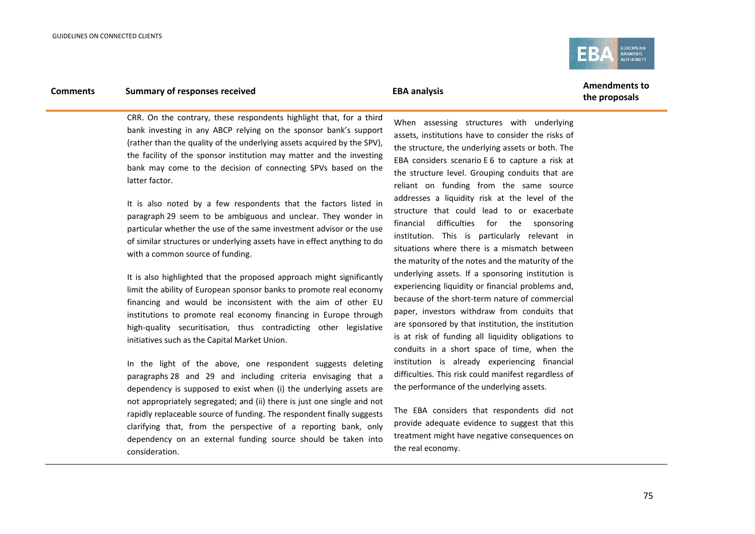| Comments | Summary of responses received | EBA analysis | Amendments to the proposals |
|---|---|---|---|
| | CRR. On the contrary, these respondents highlight that, for a third bank investing in any ABCP relying on the sponsor bank's support (rather than the quality of the underlying assets acquired by the SPV), the facility of the sponsor institution may matter and the investing bank may come to the decision of connecting SPVs based on the latter factor.<br><br>It is also noted by a few respondents that the factors listed in paragraph 29 seem to be ambiguous and unclear. They wonder in particular whether the use of the same investment advisor or the use of similar structures or underlying assets have in effect anything to do with a common source of funding.<br><br>It is also highlighted that the proposed approach might significantly limit the ability of European sponsor banks to promote real economy financing and would be inconsistent with the aim of other EU institutions to promote real economy financing in Europe through high-quality securitisation, thus contradicting other legislative initiatives such as the Capital Market Union.<br><br>In the light of the above, one respondent suggests deleting paragraphs 28 and 29 and including criteria envisaging that a dependency is supposed to exist when (i) the underlying assets are not appropriately segregated; and (ii) there is just one single and not rapidly replaceable source of funding. The respondent finally suggests clarifying that, from the perspective of a reporting bank, only dependency on an external funding source should be taken into consideration. | When assessing structures with underlying assets, institutions have to consider the risks of the structure, the underlying assets or both. The EBA considers scenario E 6 to capture a risk at the structure level. Grouping conduits that are reliant on funding from the same source addresses a liquidity risk at the level of the structure that could lead to or exacerbate financial difficulties for the sponsoring institution. This is particularly relevant in situations where there is a mismatch between the maturity of the notes and the maturity of the underlying assets. If a sponsoring institution is experiencing liquidity or financial problems and, because of the short-term nature of commercial paper, investors withdraw from conduits that are sponsored by that institution, the institution is at risk of funding all liquidity obligations to conduits in a short space of time, when the institution is already experiencing financial difficulties. This risk could manifest regardless of the performance of the underlying assets.<br><br>The EBA considers that respondents did not provide adequate evidence to suggest that this treatment might have negative consequences on the real economy. | |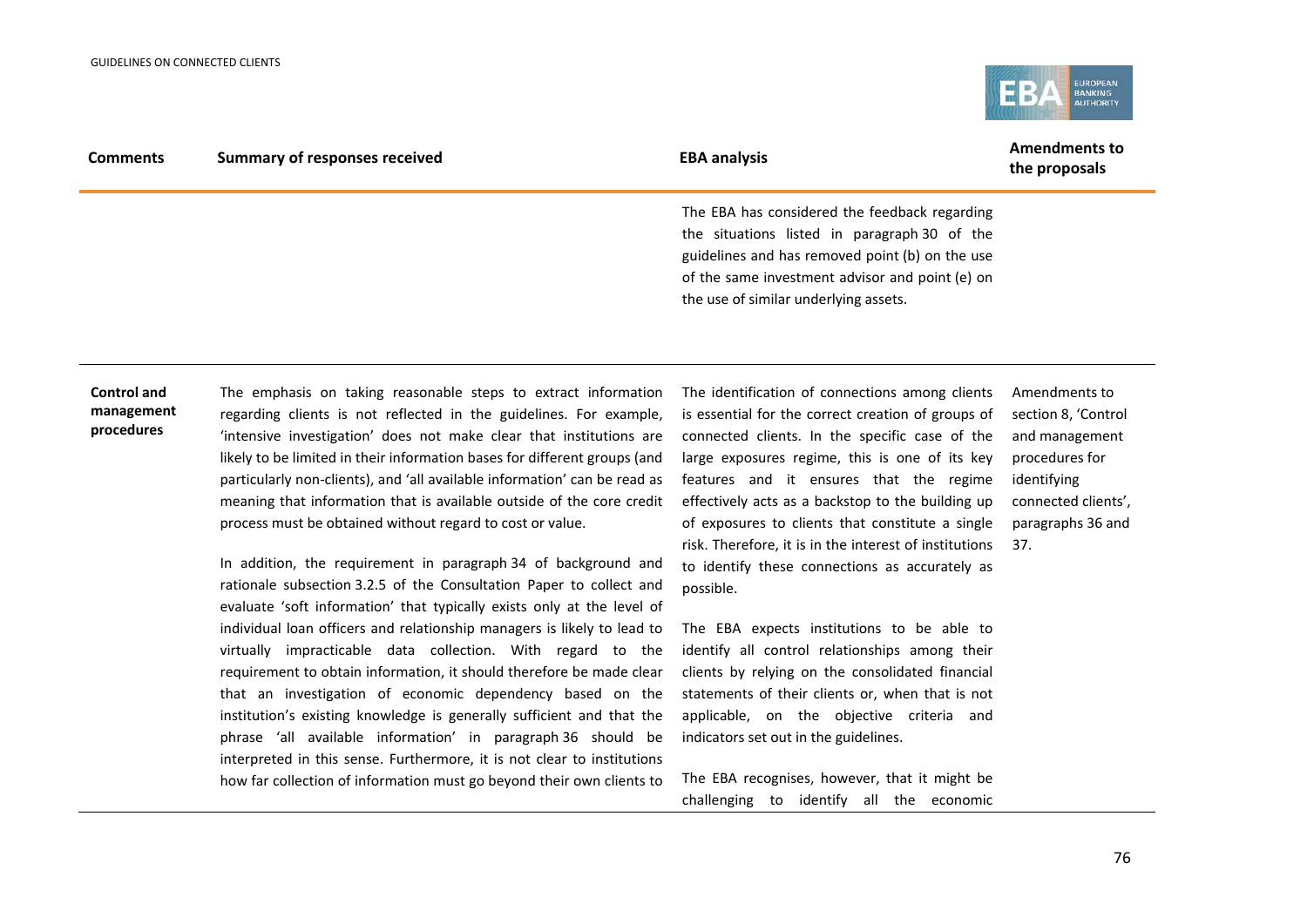| Comments | Summary of responses received | EBA analysis | Amendments to the proposals |
| --- | --- | --- | --- |
| | | The EBA has considered the feedback regarding the situations listed in paragraph 30 of the guidelines and has removed point (b) on the use of the same investment advisor and point (e) on the use of similar underlying assets. | |
| **Control and management procedures** | The emphasis on taking reasonable steps to extract information regarding clients is not reflected in the guidelines. For example, 'intensive investigation' does not make clear that institutions are likely to be limited in their information bases for different groups (and particularly non-clients), and 'all available information' can be read as meaning that information that is available outside of the core credit process must be obtained without regard to cost or value.<br><br>In addition, the requirement in paragraph 34 of background and rationale subsection 3.2.5 of the Consultation Paper to collect and evaluate 'soft information' that typically exists only at the level of individual loan officers and relationship managers is likely to lead to virtually impracticable data collection. With regard to the requirement to obtain information, it should therefore be made clear that an investigation of economic dependency based on the institution's existing knowledge is generally sufficient and that the phrase 'all available information' in paragraph 36 should be interpreted in this sense. Furthermore, it is not clear to institutions how far collection of information must go beyond their own clients to | The identification of connections among clients is essential for the correct creation of groups of connected clients. In the specific case of the large exposures regime, this is one of its key features and it ensures that the regime effectively acts as a backstop to the building up of exposures to clients that constitute a single risk. Therefore, it is in the interest of institutions to identify these connections as accurately as possible.<br><br>The EBA expects institutions to be able to identify all control relationships among their clients by relying on the consolidated financial statements of their clients or, when that is not applicable, on the objective criteria and indicators set out in the guidelines.<br><br>The EBA recognises, however, that it might be challenging to identify all the economic | Amendments to section 8, 'Control and management procedures for identifying connected clients', paragraphs 36 and 37. |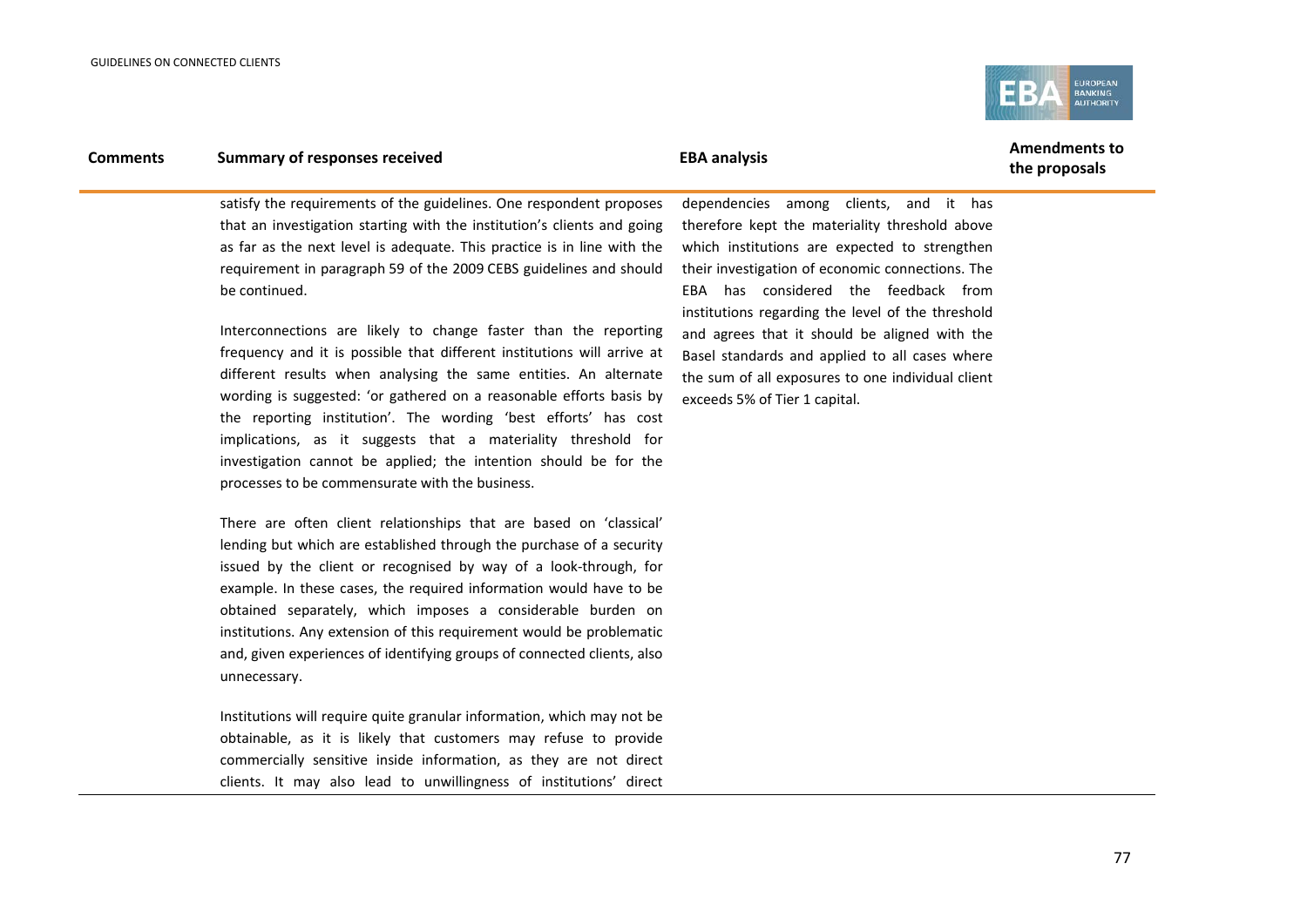| Comments | Summary of responses received | EBA analysis | Amendments to the proposals |
|---|---|---|---|
| | satisfy the requirements of the guidelines. One respondent proposes that an investigation starting with the institution's clients and going as far as the next level is adequate. This practice is in line with the requirement in paragraph 59 of the 2009 CEBS guidelines and should be continued.<br><br>Interconnections are likely to change faster than the reporting frequency and it is possible that different institutions will arrive at different results when analysing the same entities. An alternate wording is suggested: 'or gathered on a reasonable efforts basis by the reporting institution'. The wording 'best efforts' has cost implications, as it suggests that a materiality threshold for investigation cannot be applied; the intention should be for the processes to be commensurate with the business.<br><br>There are often client relationships that are based on 'classical' lending but which are established through the purchase of a security issued by the client or recognised by way of a look-through, for example. In these cases, the required information would have to be obtained separately, which imposes a considerable burden on institutions. Any extension of this requirement would be problematic and, given experiences of identifying groups of connected clients, also unnecessary.<br><br>Institutions will require quite granular information, which may not be obtainable, as it is likely that customers may refuse to provide commercially sensitive inside information, as they are not direct clients. It may also lead to unwillingness of institutions' direct | dependencies among clients, and it has therefore kept the materiality threshold above which institutions are expected to strengthen their investigation of economic connections. The EBA has considered the feedback from institutions regarding the level of the threshold and agrees that it should be aligned with the Basel standards and applied to all cases where the sum of all exposures to one individual client exceeds 5% of Tier 1 capital. | |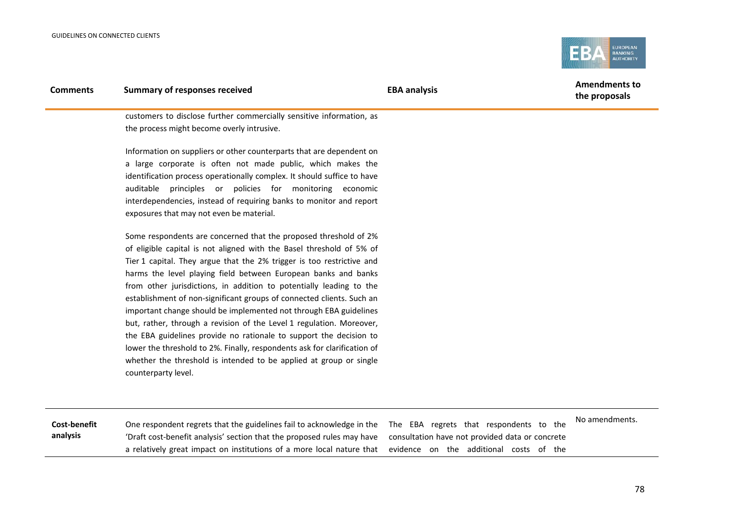| Comments | Summary of responses received | EBA analysis | Amendments to the proposals |
|---|---|---|---|
| | customers to disclose further commercially sensitive information, as the process might become overly intrusive.<br><br>Information on suppliers or other counterparts that are dependent on a large corporate is often not made public, which makes the identification process operationally complex. It should suffice to have auditable principles or policies for monitoring economic interdependencies, instead of requiring banks to monitor and report exposures that may not even be material.<br><br>Some respondents are concerned that the proposed threshold of 2% of eligible capital is not aligned with the Basel threshold of 5% of Tier 1 capital. They argue that the 2% trigger is too restrictive and harms the level playing field between European banks and banks from other jurisdictions, in addition to potentially leading to the establishment of non-significant groups of connected clients. Such an important change should be implemented not through EBA guidelines but, rather, through a revision of the Level 1 regulation. Moreover, the EBA guidelines provide no rationale to support the decision to lower the threshold to 2%. Finally, respondents ask for clarification of whether the threshold is intended to be applied at group or single counterparty level. | | |
| **Cost-benefit analysis** | One respondent regrets that the guidelines fail to acknowledge in the 'Draft cost-benefit analysis' section that the proposed rules may have a relatively great impact on institutions of a more local nature that | The EBA regrets that respondents to the consultation have not provided data or concrete evidence on the additional costs of the | No amendments. |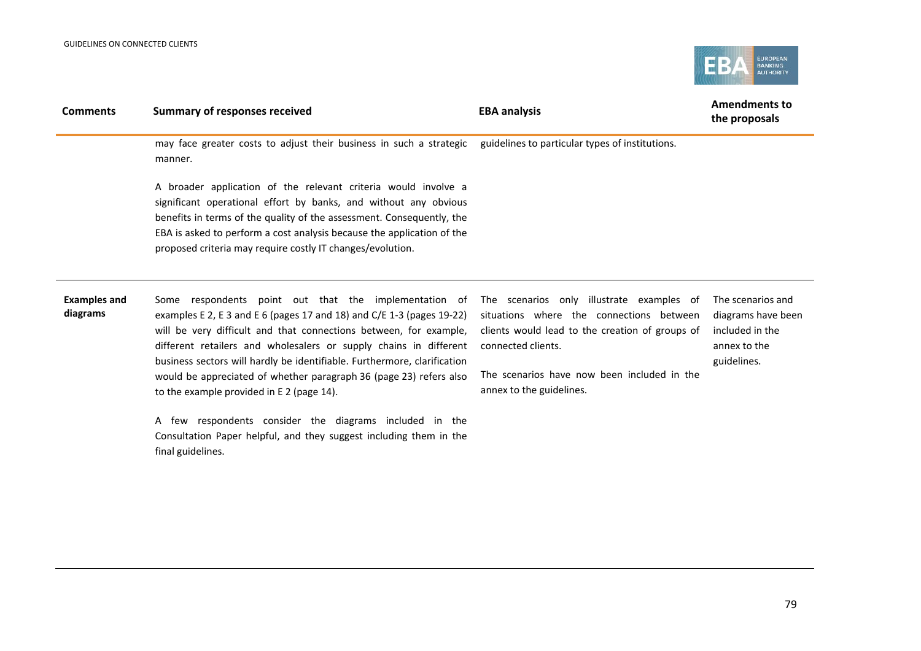| Comments | Summary of responses received | EBA analysis | Amendments to the proposals |
|---|---|---|---|
| | may face greater costs to adjust their business in such a strategic manner.<br><br>A broader application of the relevant criteria would involve a significant operational effort by banks, and without any obvious benefits in terms of the quality of the assessment. Consequently, the EBA is asked to perform a cost analysis because the application of the proposed criteria may require costly IT changes/evolution. | guidelines to particular types of institutions. | |
| **Examples and diagrams** | Some respondents point out that the implementation of examples E 2, E 3 and E 6 (pages 17 and 18) and C/E 1-3 (pages 19-22) will be very difficult and that connections between, for example, different retailers and wholesalers or supply chains in different business sectors will hardly be identifiable. Furthermore, clarification would be appreciated of whether paragraph 36 (page 23) refers also to the example provided in E 2 (page 14).<br><br>A few respondents consider the diagrams included in the Consultation Paper helpful, and they suggest including them in the final guidelines. | The scenarios only illustrate examples of situations where the connections between clients would lead to the creation of groups of connected clients.<br><br>The scenarios have now been included in the annex to the guidelines. | The scenarios and diagrams have been included in the annex to the guidelines. |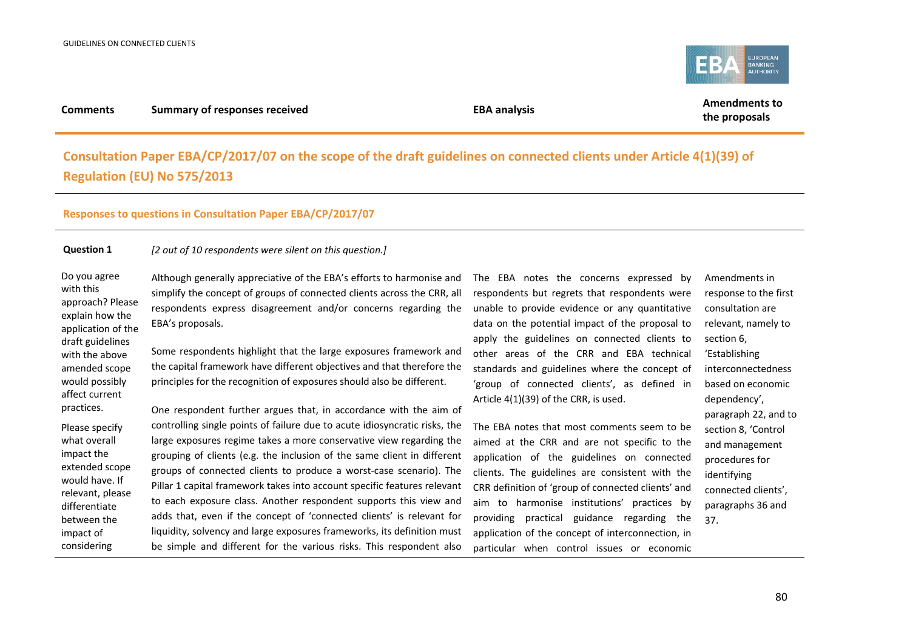| Comments | Summary of responses received | EBA analysis | Amendments to the proposals |
|---|---|---|---|

## Consultation Paper EBA/CP/2017/07 on the scope of the draft guidelines on connected clients under Article 4(1)(39) of Regulation (EU) No 575/2013

### Responses to questions in Consultation Paper EBA/CP/2017/07

| Comments | Summary of responses received | EBA analysis | Amendments to the proposals |
|---|---|---|---|
| **Question 1** | *[2 out of 10 respondents were silent on this question.]* | | |
| Do you agree with this approach? Please explain how the application of the draft guidelines with the above amended scope would possibly affect current practices. <br><br> Please specify what overall impact the extended scope would have. If relevant, please differentiate between the impact of considering | Although generally appreciative of the EBA's efforts to harmonise and simplify the concept of groups of connected clients across the CRR, all respondents express disagreement and/or concerns regarding the EBA's proposals. <br><br> Some respondents highlight that the large exposures framework and the capital framework have different objectives and that therefore the principles for the recognition of exposures should also be different. <br><br> One respondent further argues that, in accordance with the aim of controlling single points of failure due to acute idiosyncratic risks, the large exposures regime takes a more conservative view regarding the grouping of clients (e.g. the inclusion of the same client in different groups of connected clients to produce a worst-case scenario). The Pillar 1 capital framework takes into account specific features relevant to each exposure class. Another respondent supports this view and adds that, even if the concept of 'connected clients' is relevant for liquidity, solvency and large exposures frameworks, its definition must be simple and different for the various risks. This respondent also | The EBA notes the concerns expressed by respondents but regrets that respondents were unable to provide evidence or any quantitative data on the potential impact of the proposal to apply the guidelines on connected clients to other areas of the CRR and EBA technical standards and guidelines where the concept of 'group of connected clients', as defined in Article 4(1)(39) of the CRR, is used. <br><br> The EBA notes that most comments seem to be aimed at the CRR and are not specific to the application of the guidelines on connected clients. The guidelines are consistent with the CRR definition of 'group of connected clients' and aim to harmonise institutions' practices by providing practical guidance regarding the application of the concept of interconnection, in particular when control issues or economic | Amendments in response to the first consultation are relevant, namely to section 6, 'Establishing interconnectedness based on economic dependency', paragraph 22, and to section 8, 'Control and management procedures for identifying connected clients', paragraphs 36 and 37. |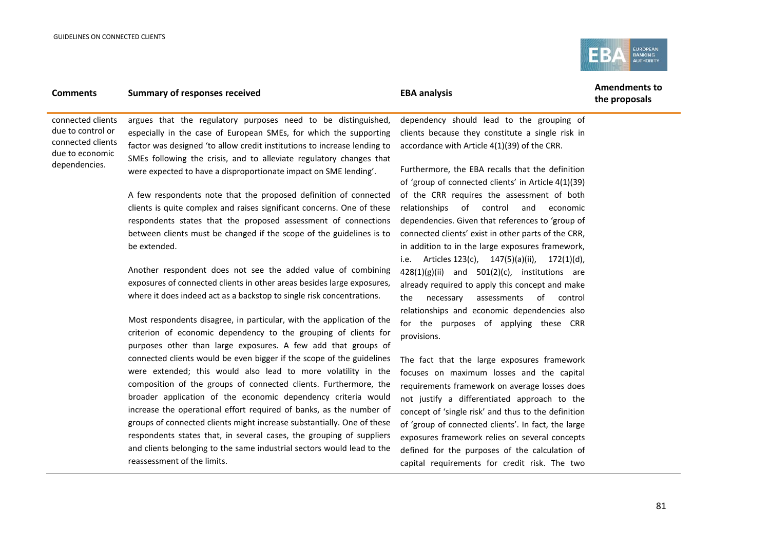| Comments | Summary of responses received | EBA analysis | Amendments to the proposals |
|---|---|---|---|
| connected clients due to control or connected clients due to economic dependencies. | argues that the regulatory purposes need to be distinguished, especially in the case of European SMEs, for which the supporting factor was designed 'to allow credit institutions to increase lending to SMEs following the crisis, and to alleviate regulatory changes that were expected to have a disproportionate impact on SME lending'.<br><br>A few respondents note that the proposed definition of connected clients is quite complex and raises significant concerns. One of these respondents states that the proposed assessment of connections between clients must be changed if the scope of the guidelines is to be extended.<br><br>Another respondent does not see the added value of combining exposures of connected clients in other areas besides large exposures, where it does indeed act as a backstop to single risk concentrations.<br><br>Most respondents disagree, in particular, with the application of the criterion of economic dependency to the grouping of clients for purposes other than large exposures. A few add that groups of connected clients would be even bigger if the scope of the guidelines were extended; this would also lead to more volatility in the composition of the groups of connected clients. Furthermore, the broader application of the economic dependency criteria would increase the operational effort required of banks, as the number of groups of connected clients might increase substantially. One of these respondents states that, in several cases, the grouping of suppliers and clients belonging to the same industrial sectors would lead to the reassessment of the limits. | dependency should lead to the grouping of clients because they constitute a single risk in accordance with Article 4(1)(39) of the CRR.<br><br>Furthermore, the EBA recalls that the definition of 'group of connected clients' in Article 4(1)(39) of the CRR requires the assessment of both relationships of control and economic dependencies. Given that references to 'group of connected clients' exist in other parts of the CRR, in addition to in the large exposures framework, i.e. Articles 123(c), 147(5)(a)(ii), 172(1)(d), 428(1)(g)(ii) and 501(2)(c), institutions are already required to apply this concept and make the necessary assessments of control relationships and economic dependencies also for the purposes of applying these CRR provisions.<br><br>The fact that the large exposures framework focuses on maximum losses and the capital requirements framework on average losses does not justify a differentiated approach to the concept of 'single risk' and thus to the definition of 'group of connected clients'. In fact, the large exposures framework relies on several concepts defined for the purposes of the calculation of capital requirements for credit risk. The two | |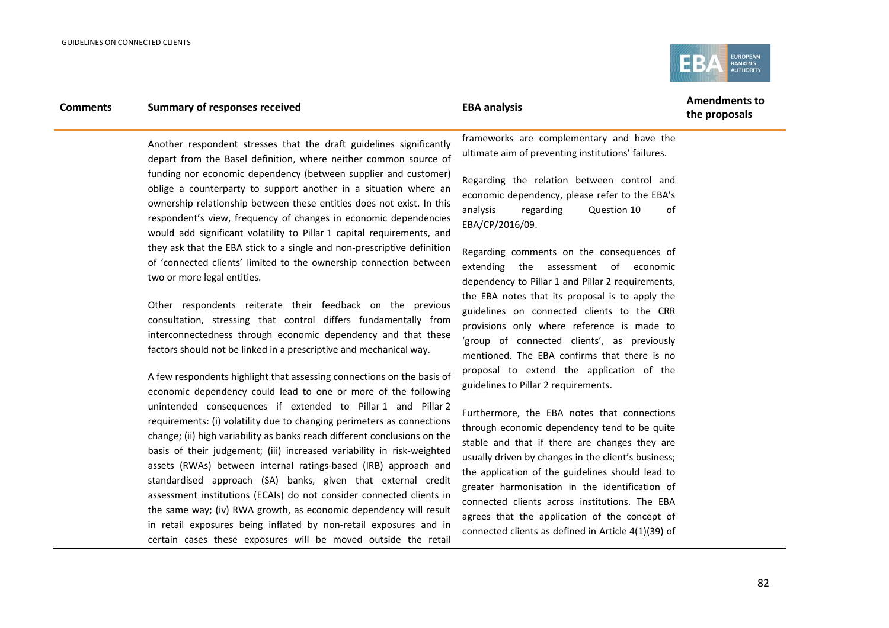| Comments | Summary of responses received | EBA analysis | Amendments to the proposals |
|---|---|---|---|
| | Another respondent stresses that the draft guidelines significantly depart from the Basel definition, where neither common source of funding nor economic dependency (between supplier and customer) oblige a counterparty to support another in a situation where an ownership relationship between these entities does not exist. In this respondent's view, frequency of changes in economic dependencies would add significant volatility to Pillar 1 capital requirements, and they ask that the EBA stick to a single and non-prescriptive definition of 'connected clients' limited to the ownership connection between two or more legal entities.<br><br>Other respondents reiterate their feedback on the previous consultation, stressing that control differs fundamentally from interconnectedness through economic dependency and that these factors should not be linked in a prescriptive and mechanical way.<br><br>A few respondents highlight that assessing connections on the basis of economic dependency could lead to one or more of the following unintended consequences if extended to Pillar 1 and Pillar 2 requirements: (i) volatility due to changing perimeters as connections change; (ii) high variability as banks reach different conclusions on the basis of their judgement; (iii) increased variability in risk-weighted assets (RWAs) between internal ratings-based (IRB) approach and standardised approach (SA) banks, given that external credit assessment institutions (ECAIs) do not consider connected clients in the same way; (iv) RWA growth, as economic dependency will result in retail exposures being inflated by non-retail exposures and in certain cases these exposures will be moved outside the retail | frameworks are complementary and have the ultimate aim of preventing institutions' failures.<br><br>Regarding the relation between control and economic dependency, please refer to the EBA's analysis regarding Question 10 of EBA/CP/2016/09.<br><br>Regarding comments on the consequences of extending the assessment of economic dependency to Pillar 1 and Pillar 2 requirements, the EBA notes that its proposal is to apply the guidelines on connected clients to the CRR provisions only where reference is made to 'group of connected clients', as previously mentioned. The EBA confirms that there is no proposal to extend the application of the guidelines to Pillar 2 requirements.<br><br>Furthermore, the EBA notes that connections through economic dependency tend to be quite stable and that if there are changes they are usually driven by changes in the client's business; the application of the guidelines should lead to greater harmonisation in the identification of connected clients across institutions. The EBA agrees that the application of the concept of connected clients as defined in Article 4(1)(39) of | |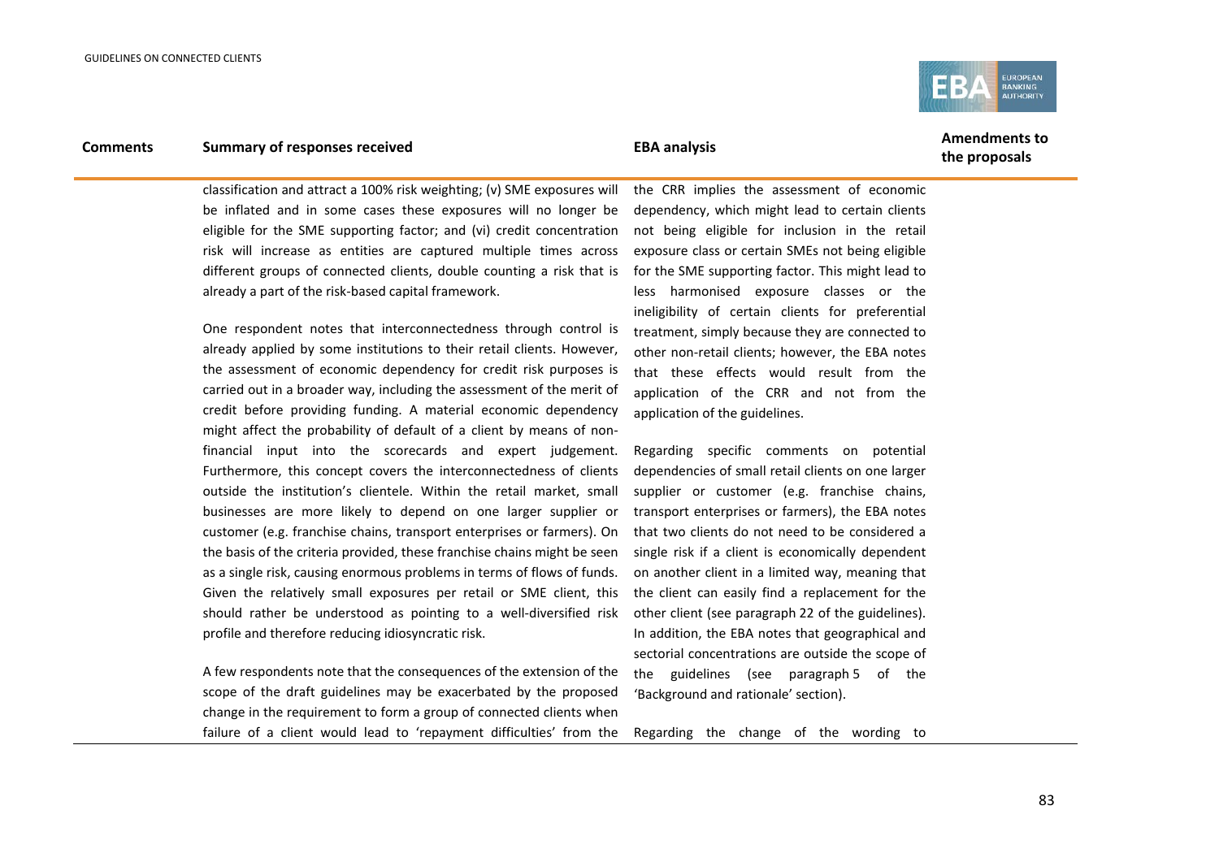| Comments | Summary of responses received | EBA analysis | Amendments to the proposals |
|---|---|---|---|
| | classification and attract a 100% risk weighting; (v) SME exposures will be inflated and in some cases these exposures will no longer be eligible for the SME supporting factor; and (vi) credit concentration risk will increase as entities are captured multiple times across different groups of connected clients, double counting a risk that is already a part of the risk-based capital framework.<br><br>One respondent notes that interconnectedness through control is already applied by some institutions to their retail clients. However, the assessment of economic dependency for credit risk purposes is carried out in a broader way, including the assessment of the merit of credit before providing funding. A material economic dependency might affect the probability of default of a client by means of non-financial input into the scorecards and expert judgement. Furthermore, this concept covers the interconnectedness of clients outside the institution's clientele. Within the retail market, small businesses are more likely to depend on one larger supplier or customer (e.g. franchise chains, transport enterprises or farmers). On the basis of the criteria provided, these franchise chains might be seen as a single risk, causing enormous problems in terms of flows of funds. Given the relatively small exposures per retail or SME client, this should rather be understood as pointing to a well-diversified risk profile and therefore reducing idiosyncratic risk.<br><br>A few respondents note that the consequences of the extension of the scope of the draft guidelines may be exacerbated by the proposed change in the requirement to form a group of connected clients when failure of a client would lead to 'repayment difficulties' from the | the CRR implies the assessment of economic dependency, which might lead to certain clients not being eligible for inclusion in the retail exposure class or certain SMEs not being eligible for the SME supporting factor. This might lead to less harmonised exposure classes or the ineligibility of certain clients for preferential treatment, simply because they are connected to other non-retail clients; however, the EBA notes that these effects would result from the application of the CRR and not from the application of the guidelines.<br><br>Regarding specific comments on potential dependencies of small retail clients on one larger supplier or customer (e.g. franchise chains, transport enterprises or farmers), the EBA notes that two clients do not need to be considered a single risk if a client is economically dependent on another client in a limited way, meaning that the client can easily find a replacement for the other client (see paragraph 22 of the guidelines). In addition, the EBA notes that geographical and sectorial concentrations are outside the scope of the guidelines (see paragraph 5 of the 'Background and rationale' section).<br><br>Regarding the change of the wording to | |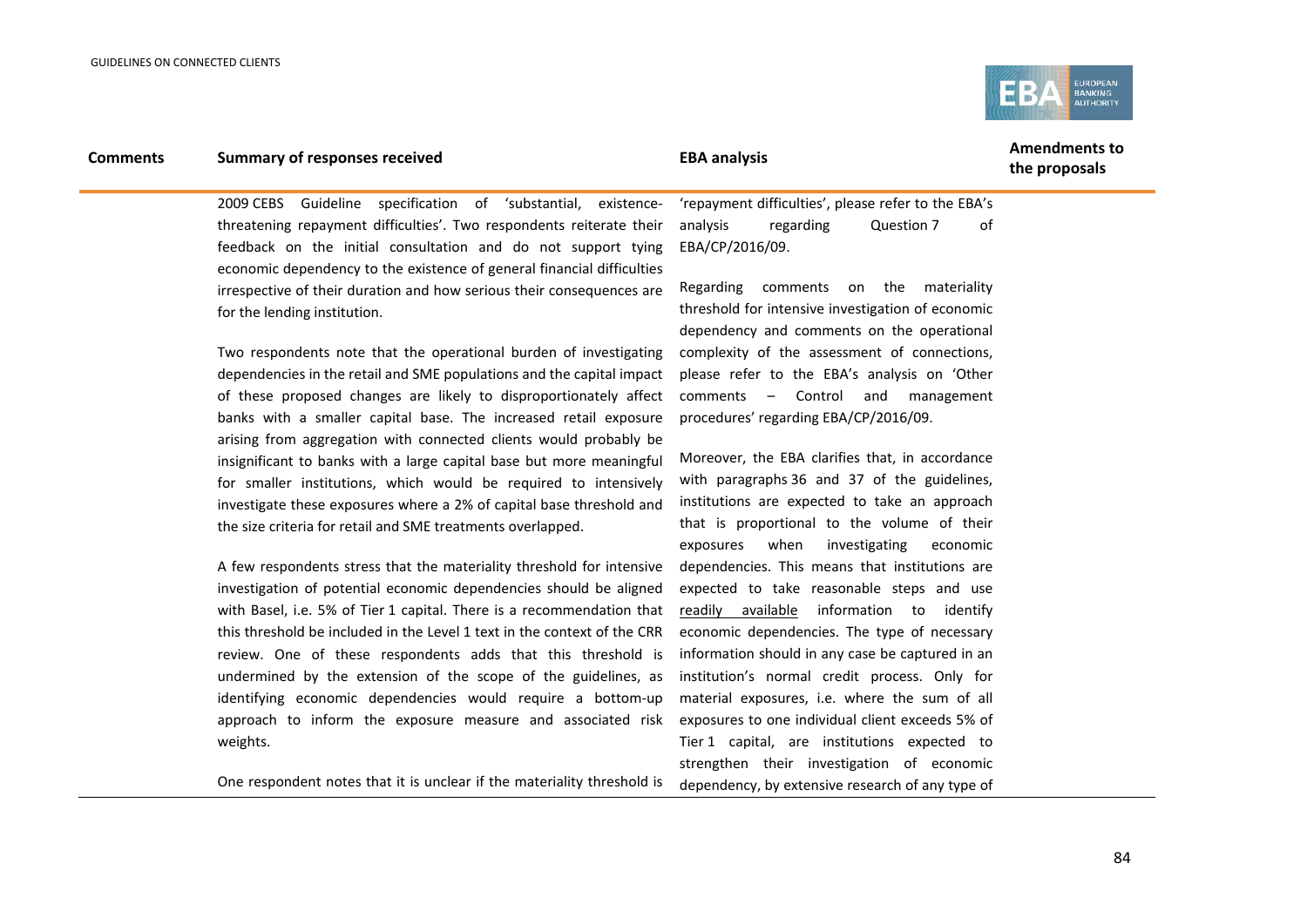| Comments | Summary of responses received | EBA analysis | Amendments to the proposals |
|---|---|---|---|
| | 2009 CEBS Guideline specification of 'substantial, existence-threatening repayment difficulties'. Two respondents reiterate their feedback on the initial consultation and do not support tying economic dependency to the existence of general financial difficulties irrespective of their duration and how serious their consequences are for the lending institution.<br><br>Two respondents note that the operational burden of investigating dependencies in the retail and SME populations and the capital impact of these proposed changes are likely to disproportionately affect banks with a smaller capital base. The increased retail exposure arising from aggregation with connected clients would probably be insignificant to banks with a large capital base but more meaningful for smaller institutions, which would be required to intensively investigate these exposures where a 2% of capital base threshold and the size criteria for retail and SME treatments overlapped.<br><br>A few respondents stress that the materiality threshold for intensive investigation of potential economic dependencies should be aligned with Basel, i.e. 5% of Tier 1 capital. There is a recommendation that this threshold be included in the Level 1 text in the context of the CRR review. One of these respondents adds that this threshold is undermined by the extension of the scope of the guidelines, as identifying economic dependencies would require a bottom-up approach to inform the exposure measure and associated risk weights.<br><br>One respondent notes that it is unclear if the materiality threshold is | 'repayment difficulties', please refer to the EBA's analysis regarding Question 7 of EBA/CP/2016/09.<br><br>Regarding comments on the materiality threshold for intensive investigation of economic dependency and comments on the operational complexity of the assessment of connections, please refer to the EBA's analysis on 'Other comments – Control and management procedures' regarding EBA/CP/2016/09.<br><br>Moreover, the EBA clarifies that, in accordance with paragraphs 36 and 37 of the guidelines, institutions are expected to take an approach that is proportional to the volume of their exposures when investigating economic dependencies. This means that institutions are expected to take reasonable steps and use readily available information to identify economic dependencies. The type of necessary information should in any case be captured in an institution's normal credit process. Only for material exposures, i.e. where the sum of all exposures to one individual client exceeds 5% of Tier 1 capital, are institutions expected to strengthen their investigation of economic dependency, by extensive research of any type of | |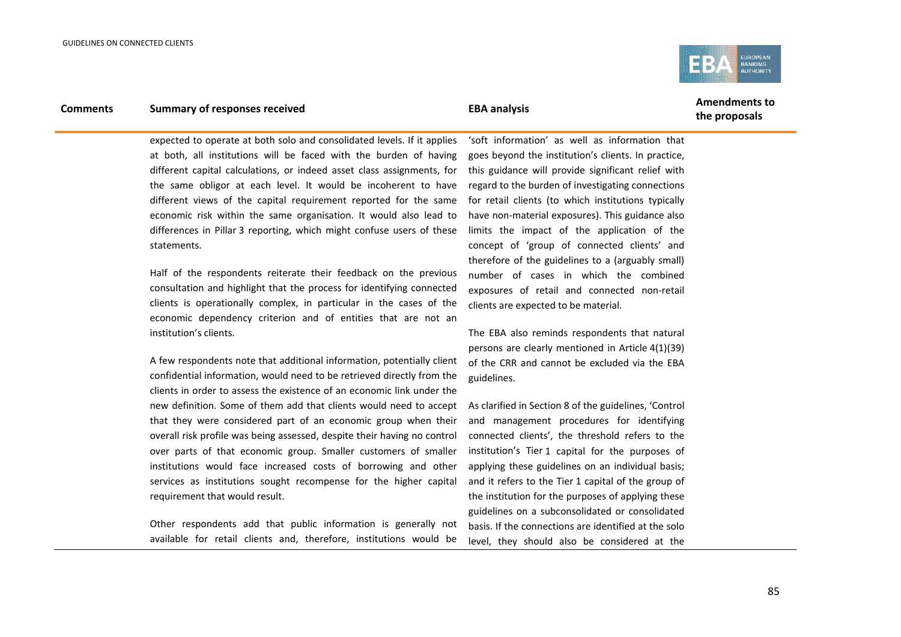| Comments | Summary of responses received | EBA analysis | Amendments to the proposals |
|---|---|---|---|
| | expected to operate at both solo and consolidated levels. If it applies at both, all institutions will be faced with the burden of having different capital calculations, or indeed asset class assignments, for the same obligor at each level. It would be incoherent to have different views of the capital requirement reported for the same economic risk within the same organisation. It would also lead to differences in Pillar 3 reporting, which might confuse users of these statements.<br><br>Half of the respondents reiterate their feedback on the previous consultation and highlight that the process for identifying connected clients is operationally complex, in particular in the cases of the economic dependency criterion and of entities that are not an institution's clients.<br><br>A few respondents note that additional information, potentially client confidential information, would need to be retrieved directly from the clients in order to assess the existence of an economic link under the new definition. Some of them add that clients would need to accept that they were considered part of an economic group when their overall risk profile was being assessed, despite their having no control over parts of that economic group. Smaller customers of smaller institutions would face increased costs of borrowing and other services as institutions sought recompense for the higher capital requirement that would result.<br><br>Other respondents add that public information is generally not available for retail clients and, therefore, institutions would be | 'soft information' as well as information that goes beyond the institution's clients. In practice, this guidance will provide significant relief with regard to the burden of investigating connections for retail clients (to which institutions typically have non-material exposures). This guidance also limits the impact of the application of the concept of 'group of connected clients' and therefore of the guidelines to a (arguably small) number of cases in which the combined exposures of retail and connected non-retail clients are expected to be material.<br><br>The EBA also reminds respondents that natural persons are clearly mentioned in Article 4(1)(39) of the CRR and cannot be excluded via the EBA guidelines.<br><br>As clarified in Section 8 of the guidelines, 'Control and management procedures for identifying connected clients', the threshold refers to the institution's Tier 1 capital for the purposes of applying these guidelines on an individual basis; and it refers to the Tier 1 capital of the group of the institution for the purposes of applying these guidelines on a subconsolidated or consolidated basis. If the connections are identified at the solo level, they should also be considered at the | |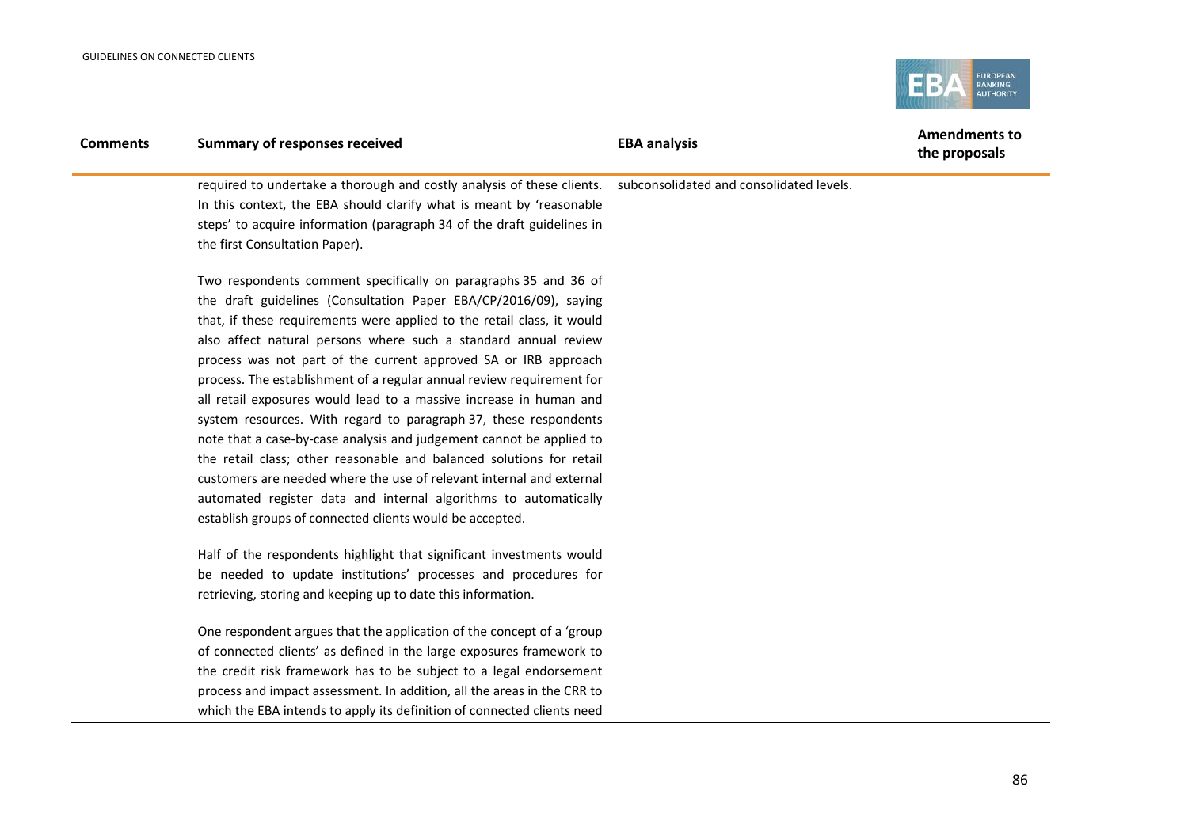| Comments | Summary of responses received | EBA analysis | Amendments to the proposals |
| --- | --- | --- | --- |
| | required to undertake a thorough and costly analysis of these clients. In this context, the EBA should clarify what is meant by 'reasonable steps' to acquire information (paragraph 34 of the draft guidelines in the first Consultation Paper).<br><br>Two respondents comment specifically on paragraphs 35 and 36 of the draft guidelines (Consultation Paper EBA/CP/2016/09), saying that, if these requirements were applied to the retail class, it would also affect natural persons where such a standard annual review process was not part of the current approved SA or IRB approach process. The establishment of a regular annual review requirement for all retail exposures would lead to a massive increase in human and system resources. With regard to paragraph 37, these respondents note that a case-by-case analysis and judgement cannot be applied to the retail class; other reasonable and balanced solutions for retail customers are needed where the use of relevant internal and external automated register data and internal algorithms to automatically establish groups of connected clients would be accepted.<br><br>Half of the respondents highlight that significant investments would be needed to update institutions' processes and procedures for retrieving, storing and keeping up to date this information.<br><br>One respondent argues that the application of the concept of a 'group of connected clients' as defined in the large exposures framework to the credit risk framework has to be subject to a legal endorsement process and impact assessment. In addition, all the areas in the CRR to which the EBA intends to apply its definition of connected clients need | subconsolidated and consolidated levels. | |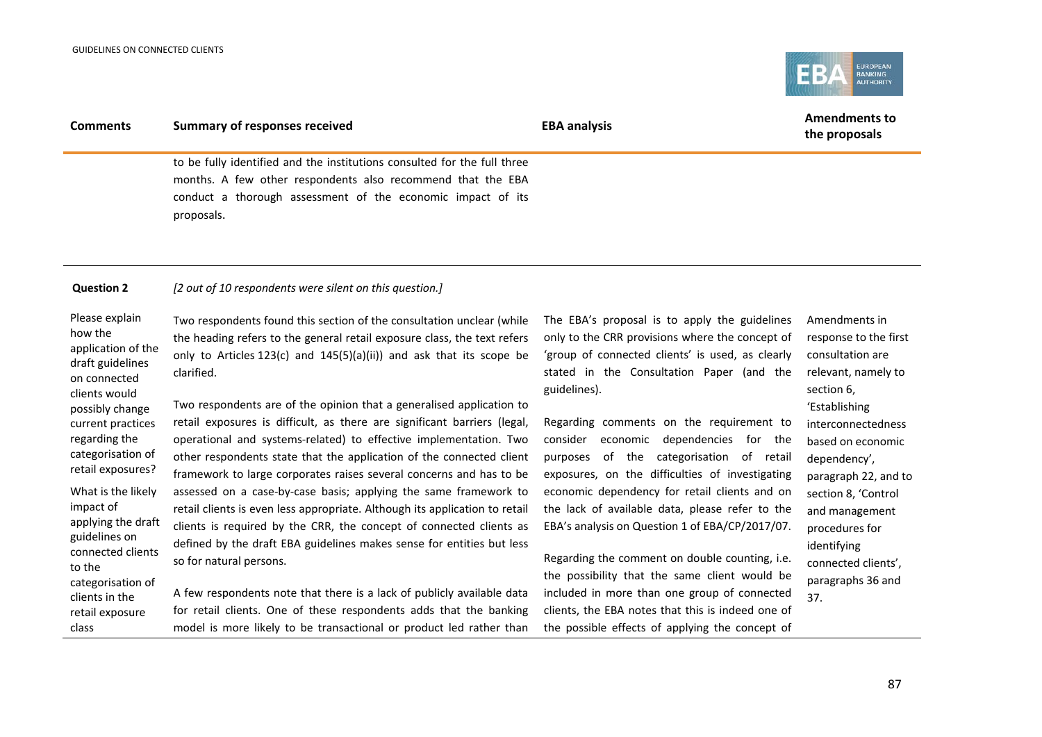| Comments | Summary of responses received | EBA analysis | Amendments to the proposals |
|---|---|---|---|
| | to be fully identified and the institutions consulted for the full three months. A few other respondents also recommend that the EBA conduct a thorough assessment of the economic impact of its proposals. | | |
| **Question 2** | *[2 out of 10 respondents were silent on this question.]* | | |
| Please explain how the application of the draft guidelines on connected clients would possibly change current practices regarding the categorisation of retail exposures?<br><br>What is the likely impact of applying the draft guidelines on connected clients to the categorisation of clients in the retail exposure class | Two respondents found this section of the consultation unclear (while the heading refers to the general retail exposure class, the text refers only to Articles 123(c) and 145(5)(a)(ii)) and ask that its scope be clarified.<br><br>Two respondents are of the opinion that a generalised application to retail exposures is difficult, as there are significant barriers (legal, operational and systems-related) to effective implementation. Two other respondents state that the application of the connected client framework to large corporates raises several concerns and has to be assessed on a case-by-case basis; applying the same framework to retail clients is even less appropriate. Although its application to retail clients is required by the CRR, the concept of connected clients as defined by the draft EBA guidelines makes sense for entities but less so for natural persons.<br><br>A few respondents note that there is a lack of publicly available data for retail clients. One of these respondents adds that the banking model is more likely to be transactional or product led rather than | The EBA's proposal is to apply the guidelines only to the CRR provisions where the concept of 'group of connected clients' is used, as clearly stated in the Consultation Paper (and the guidelines).<br><br>Regarding comments on the requirement to consider economic dependencies for the purposes of the categorisation of retail exposures, on the difficulties of investigating economic dependency for retail clients and on the lack of available data, please refer to the EBA's analysis on Question 1 of EBA/CP/2017/07.<br><br>Regarding the comment on double counting, i.e. the possibility that the same client would be included in more than one group of connected clients, the EBA notes that this is indeed one of the possible effects of applying the concept of | Amendments in response to the first consultation are relevant, namely to section 6, 'Establishing interconnectedness based on economic dependency', paragraph 22, and to section 8, 'Control and management procedures for identifying connected clients', paragraphs 36 and 37. |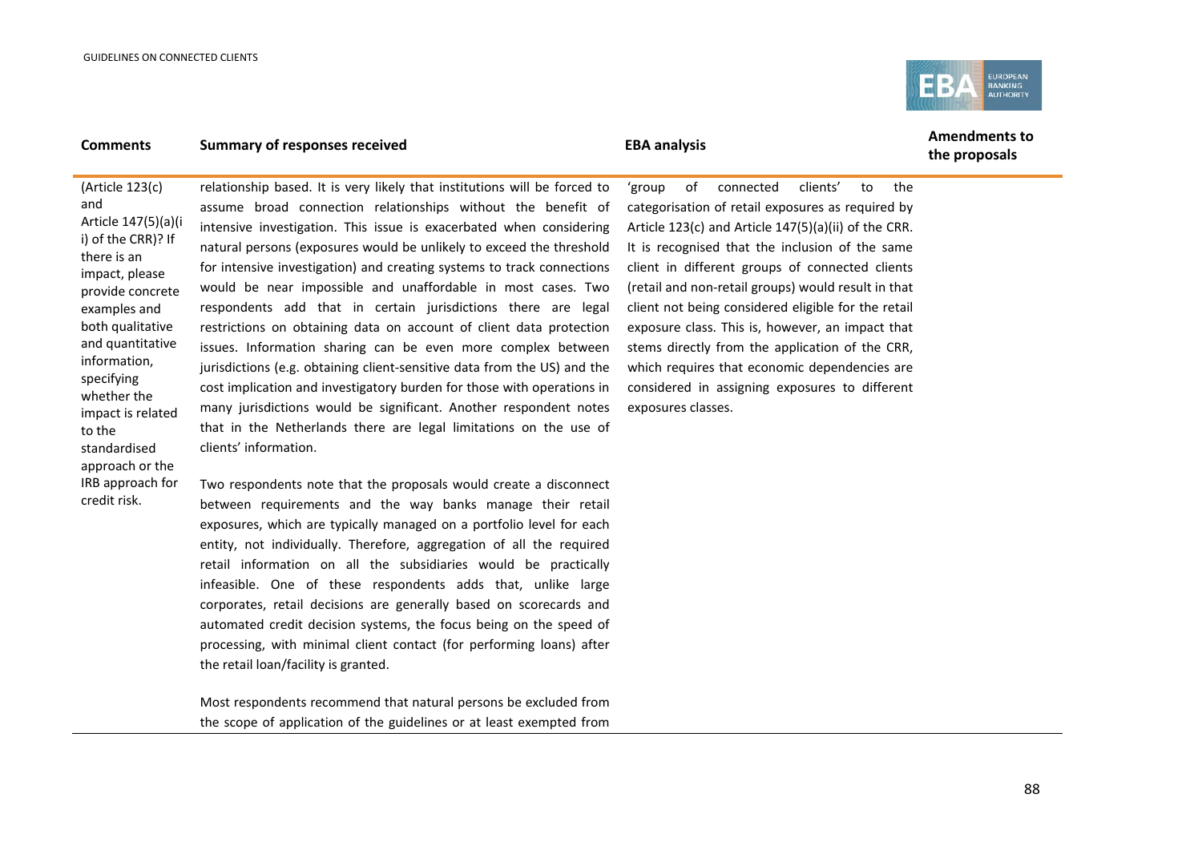| Comments | Summary of responses received | EBA analysis | Amendments to the proposals |
|---|---|---|---|
| (Article 123(c) and Article 147(5)(a)(ii) of the CRR)? If there is an impact, please provide concrete examples and both qualitative and quantitative information, specifying whether the impact is related to the standardised approach or the IRB approach for credit risk. | relationship based. It is very likely that institutions will be forced to assume broad connection relationships without the benefit of intensive investigation. This issue is exacerbated when considering natural persons (exposures would be unlikely to exceed the threshold for intensive investigation) and creating systems to track connections would be near impossible and unaffordable in most cases. Two respondents add that in certain jurisdictions there are legal restrictions on obtaining data on account of client data protection issues. Information sharing can be even more complex between jurisdictions (e.g. obtaining client-sensitive data from the US) and the cost implication and investigatory burden for those with operations in many jurisdictions would be significant. Another respondent notes that in the Netherlands there are legal limitations on the use of clients' information.<br><br>Two respondents note that the proposals would create a disconnect between requirements and the way banks manage their retail exposures, which are typically managed on a portfolio level for each entity, not individually. Therefore, aggregation of all the required retail information on all the subsidiaries would be practically infeasible. One of these respondents adds that, unlike large corporates, retail decisions are generally based on scorecards and automated credit decision systems, the focus being on the speed of processing, with minimal client contact (for performing loans) after the retail loan/facility is granted.<br><br>Most respondents recommend that natural persons be excluded from the scope of application of the guidelines or at least exempted from | 'group of connected clients' to the categorisation of retail exposures as required by Article 123(c) and Article 147(5)(a)(ii) of the CRR. It is recognised that the inclusion of the same client in different groups of connected clients (retail and non-retail groups) would result in that client not being considered eligible for the retail exposure class. This is, however, an impact that stems directly from the application of the CRR, which requires that economic dependencies are considered in assigning exposures to different exposures classes. | |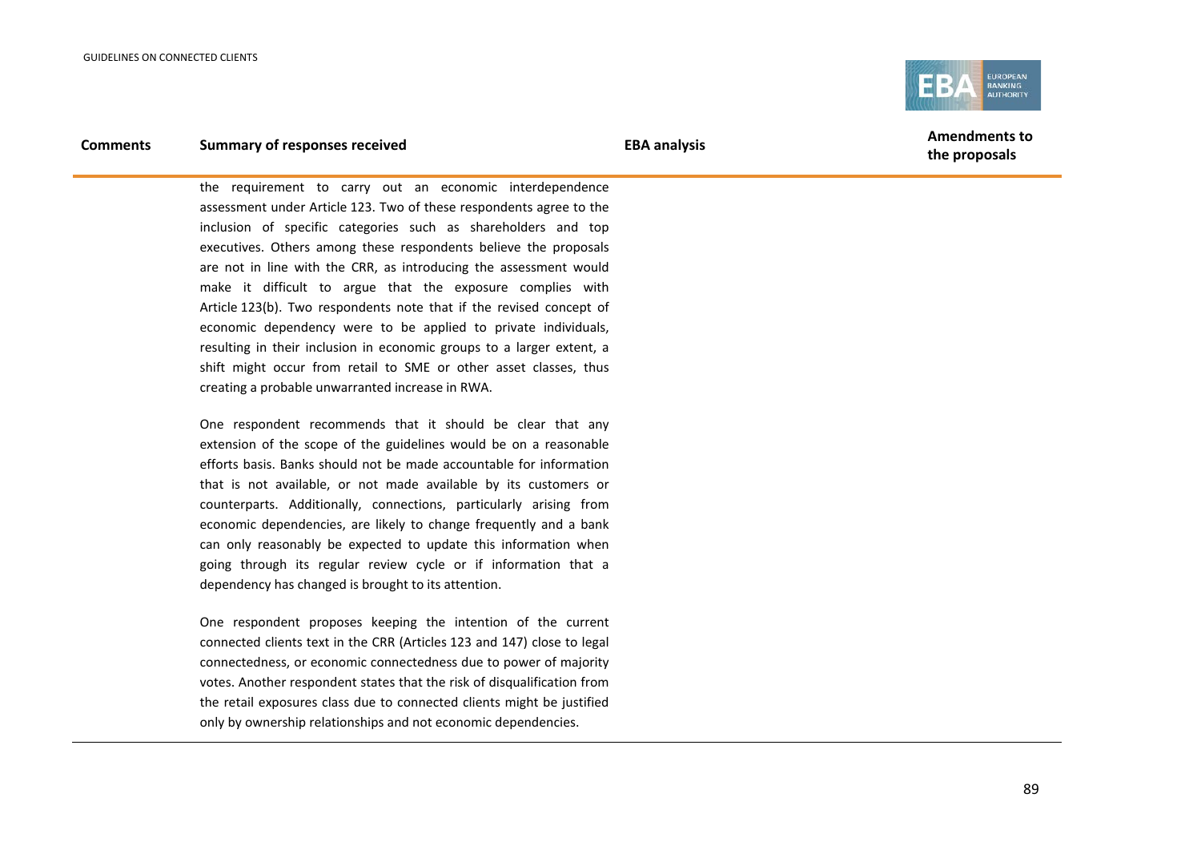| Comments | Summary of responses received | EBA analysis | Amendments to the proposals |
|---|---|---|---|
| | the requirement to carry out an economic interdependence assessment under Article 123. Two of these respondents agree to the inclusion of specific categories such as shareholders and top executives. Others among these respondents believe the proposals are not in line with the CRR, as introducing the assessment would make it difficult to argue that the exposure complies with Article 123(b). Two respondents note that if the revised concept of economic dependency were to be applied to private individuals, resulting in their inclusion in economic groups to a larger extent, a shift might occur from retail to SME or other asset classes, thus creating a probable unwarranted increase in RWA.<br><br>One respondent recommends that it should be clear that any extension of the scope of the guidelines would be on a reasonable efforts basis. Banks should not be made accountable for information that is not available, or not made available by its customers or counterparts. Additionally, connections, particularly arising from economic dependencies, are likely to change frequently and a bank can only reasonably be expected to update this information when going through its regular review cycle or if information that a dependency has changed is brought to its attention.<br><br>One respondent proposes keeping the intention of the current connected clients text in the CRR (Articles 123 and 147) close to legal connectedness, or economic connectedness due to power of majority votes. Another respondent states that the risk of disqualification from the retail exposures class due to connected clients might be justified only by ownership relationships and not economic dependencies. | | |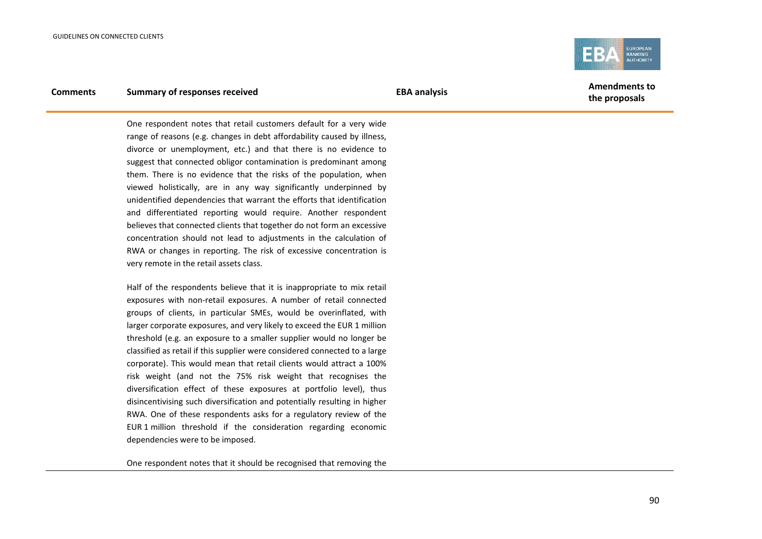| Comments | Summary of responses received | EBA analysis | Amendments to the proposals |
|---|---|---|---|
| | One respondent notes that retail customers default for a very wide range of reasons (e.g. changes in debt affordability caused by illness, divorce or unemployment, etc.) and that there is no evidence to suggest that connected obligor contamination is predominant among them. There is no evidence that the risks of the population, when viewed holistically, are in any way significantly underpinned by unidentified dependencies that warrant the efforts that identification and differentiated reporting would require. Another respondent believes that connected clients that together do not form an excessive concentration should not lead to adjustments in the calculation of RWA or changes in reporting. The risk of excessive concentration is very remote in the retail assets class.<br><br>Half of the respondents believe that it is inappropriate to mix retail exposures with non-retail exposures. A number of retail connected groups of clients, in particular SMEs, would be overinflated, with larger corporate exposures, and very likely to exceed the EUR 1 million threshold (e.g. an exposure to a smaller supplier would no longer be classified as retail if this supplier were considered connected to a large corporate). This would mean that retail clients would attract a 100% risk weight (and not the 75% risk weight that recognises the diversification effect of these exposures at portfolio level), thus disincentivising such diversification and potentially resulting in higher RWA. One of these respondents asks for a regulatory review of the EUR 1 million threshold if the consideration regarding economic dependencies were to be imposed.<br><br>One respondent notes that it should be recognised that removing the | | |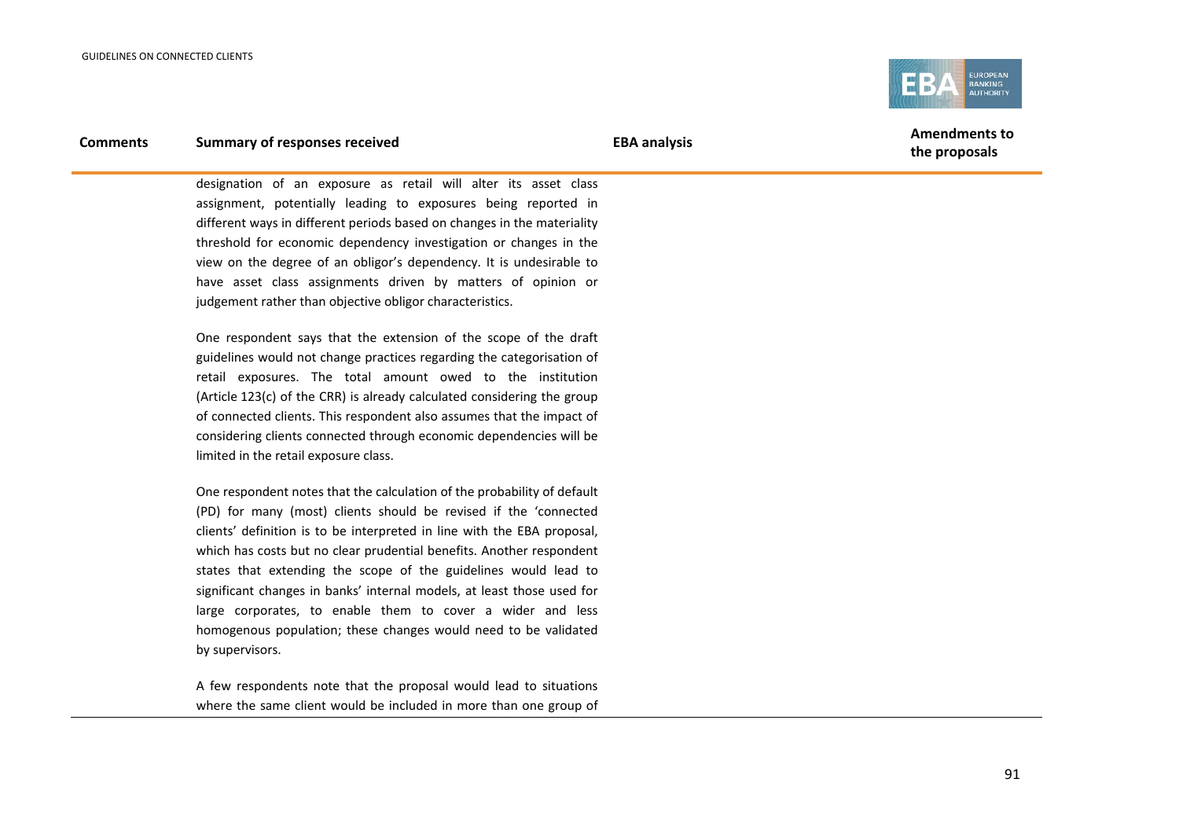| Comments | Summary of responses received | EBA analysis | Amendments to the proposals |
|---|---|---|---|
| | designation of an exposure as retail will alter its asset class assignment, potentially leading to exposures being reported in different ways in different periods based on changes in the materiality threshold for economic dependency investigation or changes in the view on the degree of an obligor's dependency. It is undesirable to have asset class assignments driven by matters of opinion or judgement rather than objective obligor characteristics.<br><br>One respondent says that the extension of the scope of the draft guidelines would not change practices regarding the categorisation of retail exposures. The total amount owed to the institution (Article 123(c) of the CRR) is already calculated considering the group of connected clients. This respondent also assumes that the impact of considering clients connected through economic dependencies will be limited in the retail exposure class.<br><br>One respondent notes that the calculation of the probability of default (PD) for many (most) clients should be revised if the 'connected clients' definition is to be interpreted in line with the EBA proposal, which has costs but no clear prudential benefits. Another respondent states that extending the scope of the guidelines would lead to significant changes in banks' internal models, at least those used for large corporates, to enable them to cover a wider and less homogenous population; these changes would need to be validated by supervisors.<br><br>A few respondents note that the proposal would lead to situations where the same client would be included in more than one group of | | |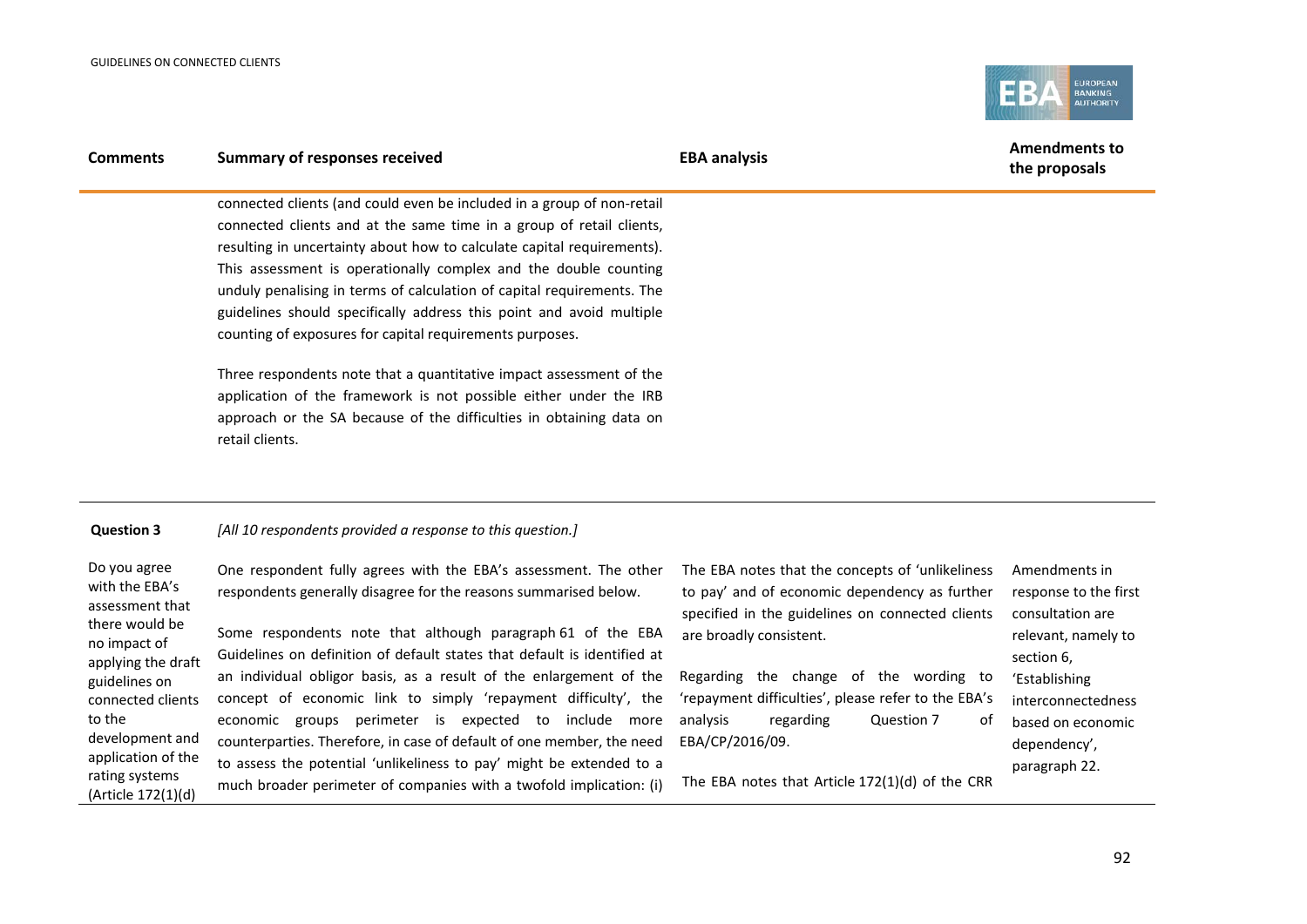| Comments | Summary of responses received | EBA analysis | Amendments to the proposals |
|---|---|---|---|
| | connected clients (and could even be included in a group of non-retail connected clients and at the same time in a group of retail clients, resulting in uncertainty about how to calculate capital requirements). This assessment is operationally complex and the double counting unduly penalising in terms of calculation of capital requirements. The guidelines should specifically address this point and avoid multiple counting of exposures for capital requirements purposes.<br><br>Three respondents note that a quantitative impact assessment of the application of the framework is not possible either under the IRB approach or the SA because of the difficulties in obtaining data on retail clients. | | |
| **Question 3** | *[All 10 respondents provided a response to this question.]* | | |
| Do you agree with the EBA's assessment that there would be no impact of applying the draft guidelines on connected clients to the development and application of the rating systems (Article 172(1)(d) | One respondent fully agrees with the EBA's assessment. The other respondents generally disagree for the reasons summarised below.<br><br>Some respondents note that although paragraph 61 of the EBA Guidelines on definition of default states that default is identified at an individual obligor basis, as a result of the enlargement of the concept of economic link to simply 'repayment difficulty', the economic groups perimeter is expected to include more counterparties. Therefore, in case of default of one member, the need to assess the potential 'unlikeliness to pay' might be extended to a much broader perimeter of companies with a twofold implication: (i) | The EBA notes that the concepts of 'unlikeliness to pay' and of economic dependency as further specified in the guidelines on connected clients are broadly consistent.<br><br>Regarding the change of the wording to 'repayment difficulties', please refer to the EBA's analysis regarding Question 7 of EBA/CP/2016/09.<br><br>The EBA notes that Article 172(1)(d) of the CRR | Amendments in response to the first consultation are relevant, namely to section 6, 'Establishing interconnectedness based on economic dependency', paragraph 22. |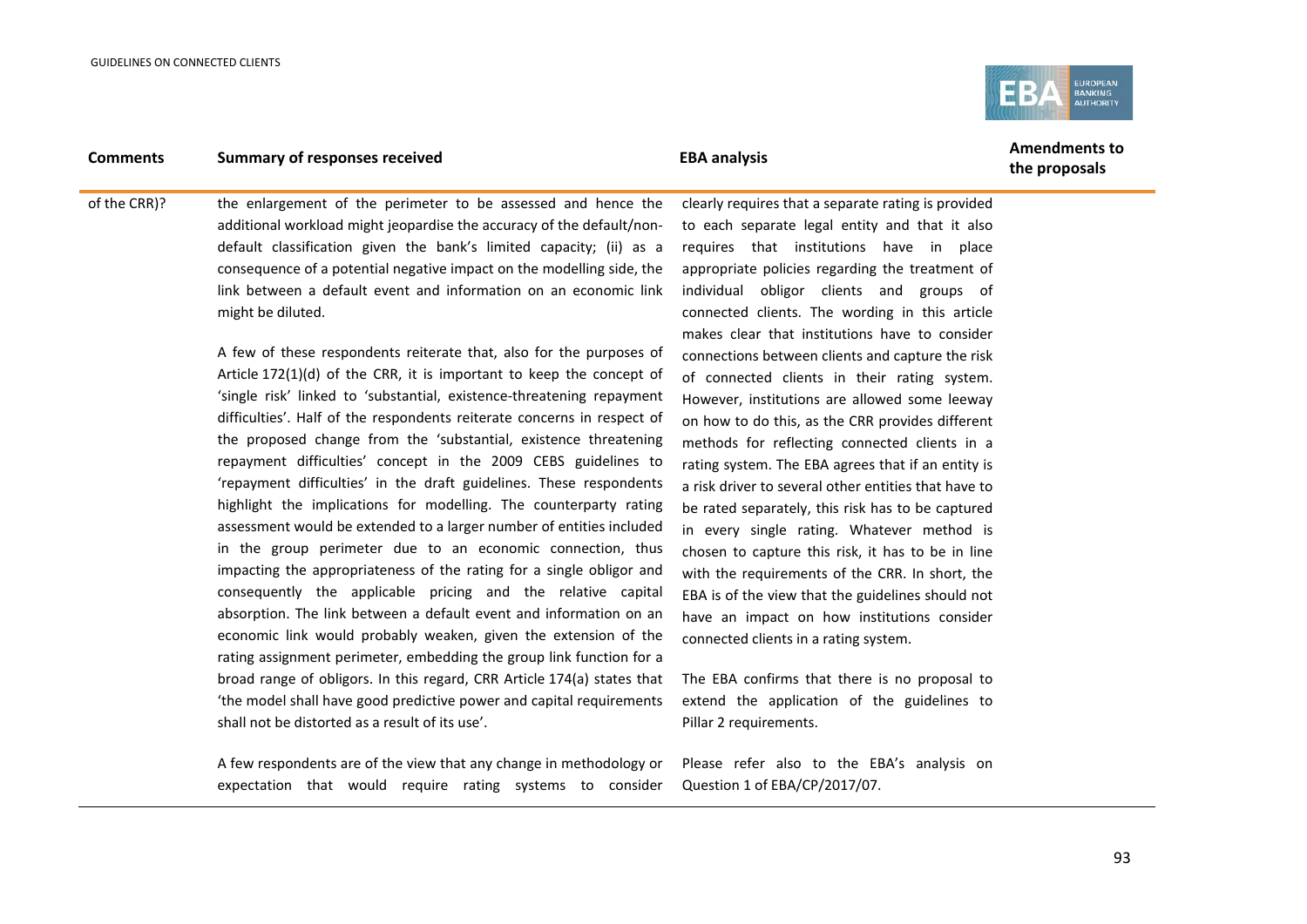| Comments | Summary of responses received | EBA analysis | Amendments to the proposals |
|---|---|---|---|
| of the CRR)? | the enlargement of the perimeter to be assessed and hence the additional workload might jeopardise the accuracy of the default/non-default classification given the bank's limited capacity; (ii) as a consequence of a potential negative impact on the modelling side, the link between a default event and information on an economic link might be diluted.<br><br>A few of these respondents reiterate that, also for the purposes of Article 172(1)(d) of the CRR, it is important to keep the concept of 'single risk' linked to 'substantial, existence-threatening repayment difficulties'. Half of the respondents reiterate concerns in respect of the proposed change from the 'substantial, existence threatening repayment difficulties' concept in the 2009 CEBS guidelines to 'repayment difficulties' in the draft guidelines. These respondents highlight the implications for modelling. The counterparty rating assessment would be extended to a larger number of entities included in the group perimeter due to an economic connection, thus impacting the appropriateness of the rating for a single obligor and consequently the applicable pricing and the relative capital absorption. The link between a default event and information on an economic link would probably weaken, given the extension of the rating assignment perimeter, embedding the group link function for a broad range of obligors. In this regard, CRR Article 174(a) states that 'the model shall have good predictive power and capital requirements shall not be distorted as a result of its use'.<br><br>A few respondents are of the view that any change in methodology or expectation that would require rating systems to consider | clearly requires that a separate rating is provided to each separate legal entity and that it also requires that institutions have in place appropriate policies regarding the treatment of individual obligor clients and groups of connected clients. The wording in this article makes clear that institutions have to consider connections between clients and capture the risk of connected clients in their rating system. However, institutions are allowed some leeway on how to do this, as the CRR provides different methods for reflecting connected clients in a rating system. The EBA agrees that if an entity is a risk driver to several other entities that have to be rated separately, this risk has to be captured in every single rating. Whatever method is chosen to capture this risk, it has to be in line with the requirements of the CRR. In short, the EBA is of the view that the guidelines should not have an impact on how institutions consider connected clients in a rating system.<br><br>The EBA confirms that there is no proposal to extend the application of the guidelines to Pillar 2 requirements.<br><br>Please refer also to the EBA's analysis on Question 1 of EBA/CP/2017/07. | |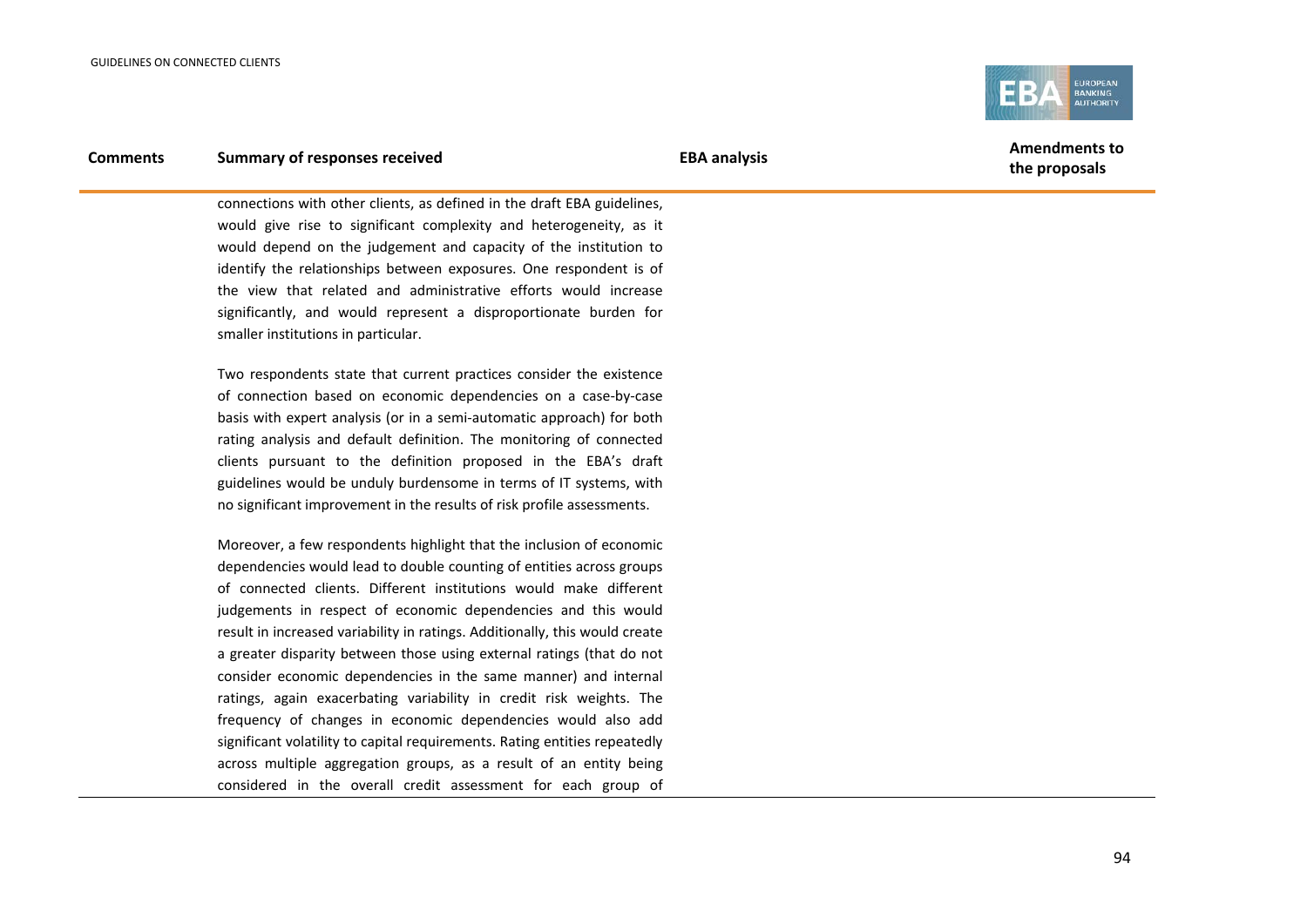| Comments | Summary of responses received | EBA analysis | Amendments to the proposals |
| --- | --- | --- | --- |
| | connections with other clients, as defined in the draft EBA guidelines, would give rise to significant complexity and heterogeneity, as it would depend on the judgement and capacity of the institution to identify the relationships between exposures. One respondent is of the view that related and administrative efforts would increase significantly, and would represent a disproportionate burden for smaller institutions in particular.<br><br>Two respondents state that current practices consider the existence of connection based on economic dependencies on a case-by-case basis with expert analysis (or in a semi-automatic approach) for both rating analysis and default definition. The monitoring of connected clients pursuant to the definition proposed in the EBA's draft guidelines would be unduly burdensome in terms of IT systems, with no significant improvement in the results of risk profile assessments.<br><br>Moreover, a few respondents highlight that the inclusion of economic dependencies would lead to double counting of entities across groups of connected clients. Different institutions would make different judgements in respect of economic dependencies and this would result in increased variability in ratings. Additionally, this would create a greater disparity between those using external ratings (that do not consider economic dependencies in the same manner) and internal ratings, again exacerbating variability in credit risk weights. The frequency of changes in economic dependencies would also add significant volatility to capital requirements. Rating entities repeatedly across multiple aggregation groups, as a result of an entity being considered in the overall credit assessment for each group of | | |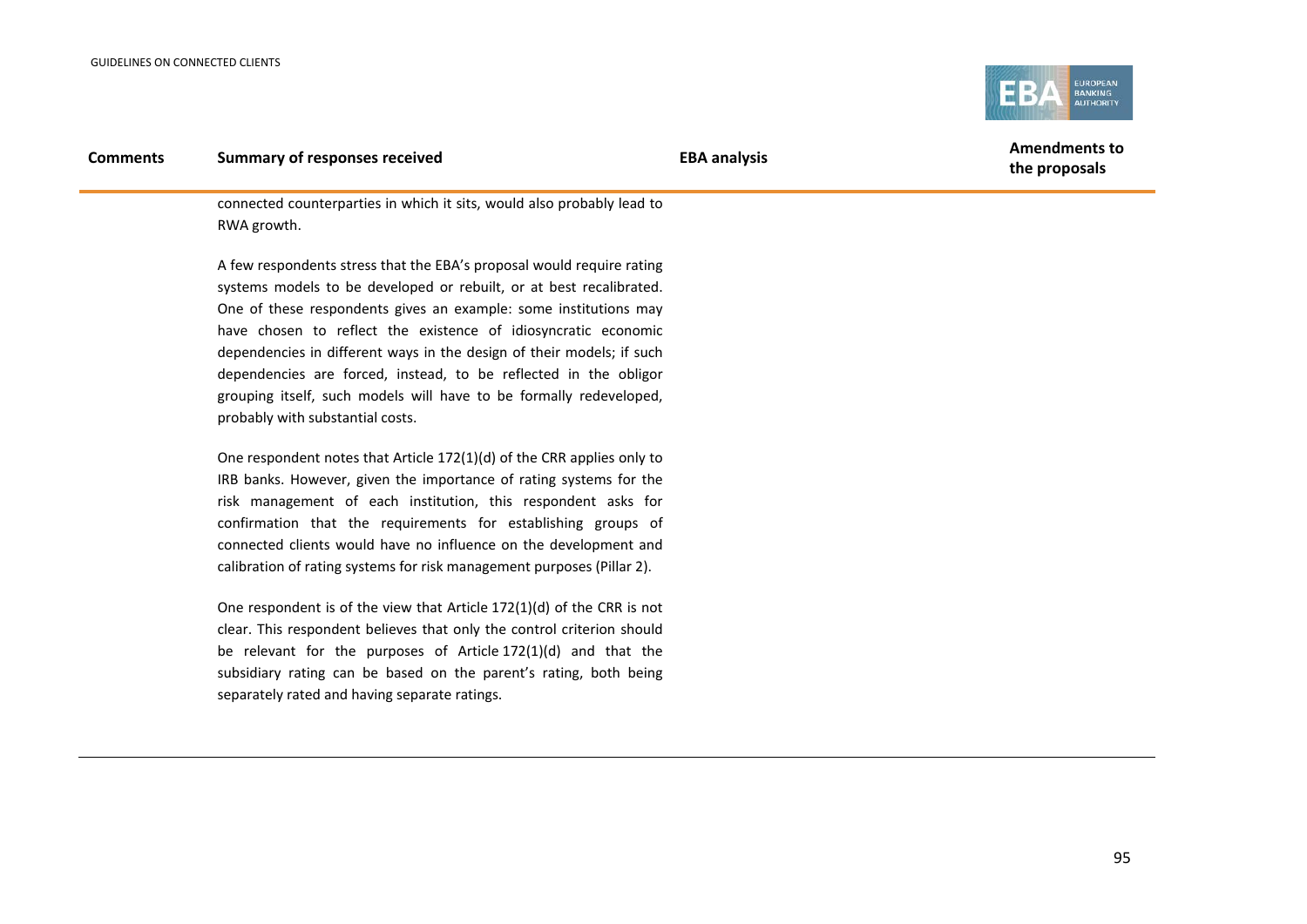| Comments | Summary of responses received | EBA analysis | Amendments to the proposals |
|---|---|---|---|
| | connected counterparties in which it sits, would also probably lead to RWA growth.<br><br>A few respondents stress that the EBA's proposal would require rating systems models to be developed or rebuilt, or at best recalibrated. One of these respondents gives an example: some institutions may have chosen to reflect the existence of idiosyncratic economic dependencies in different ways in the design of their models; if such dependencies are forced, instead, to be reflected in the obligor grouping itself, such models will have to be formally redeveloped, probably with substantial costs.<br><br>One respondent notes that Article 172(1)(d) of the CRR applies only to IRB banks. However, given the importance of rating systems for the risk management of each institution, this respondent asks for confirmation that the requirements for establishing groups of connected clients would have no influence on the development and calibration of rating systems for risk management purposes (Pillar 2).<br><br>One respondent is of the view that Article 172(1)(d) of the CRR is not clear. This respondent believes that only the control criterion should be relevant for the purposes of Article 172(1)(d) and that the subsidiary rating can be based on the parent's rating, both being separately rated and having separate ratings. | | |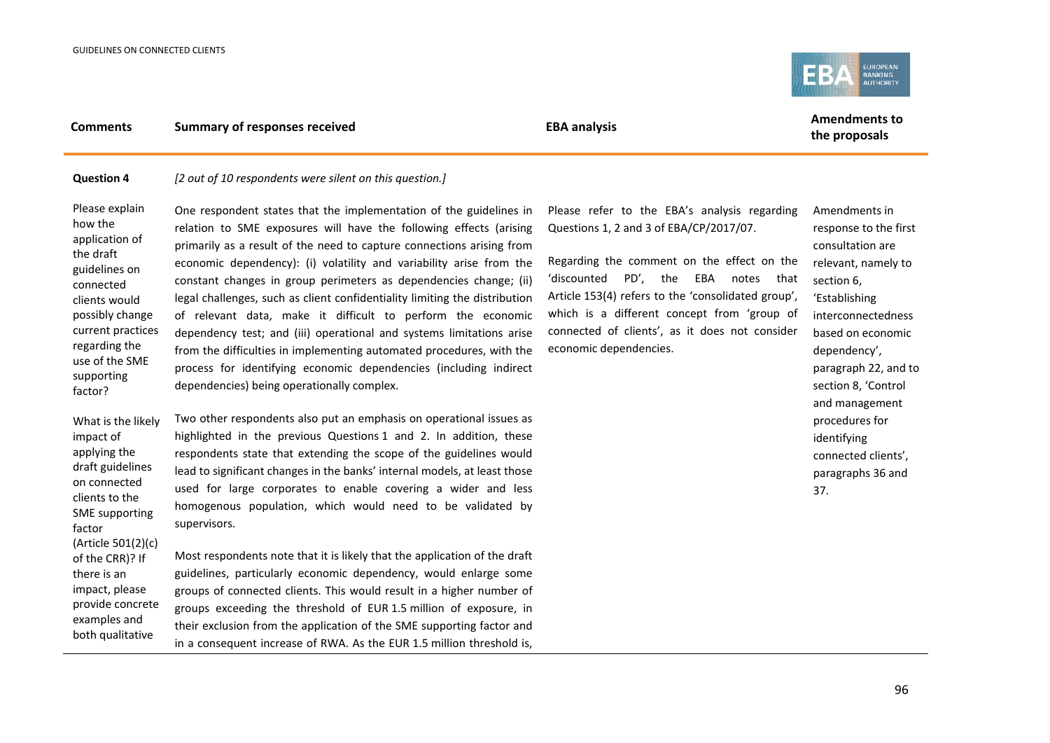| Comments | Summary of responses received | EBA analysis | Amendments to the proposals |
|---|---|---|---|
| **Question 4** | *[2 out of 10 respondents were silent on this question.]* | | |
| Please explain how the application of the draft guidelines on connected clients would possibly change current practices regarding the use of the SME supporting factor?<br><br>What is the likely impact of applying the draft guidelines on connected clients to the SME supporting factor (Article 501(2)(c) of the CRR)? If there is an impact, please provide concrete examples and both qualitative | One respondent states that the implementation of the guidelines in relation to SME exposures will have the following effects (arising primarily as a result of the need to capture connections arising from economic dependency): (i) volatility and variability arise from the constant changes in group perimeters as dependencies change; (ii) legal challenges, such as client confidentiality limiting the distribution of relevant data, make it difficult to perform the economic dependency test; and (iii) operational and systems limitations arise from the difficulties in implementing automated procedures, with the process for identifying economic dependencies (including indirect dependencies) being operationally complex.<br><br>Two other respondents also put an emphasis on operational issues as highlighted in the previous Questions 1 and 2. In addition, these respondents state that extending the scope of the guidelines would lead to significant changes in the banks' internal models, at least those used for large corporates to enable covering a wider and less homogenous population, which would need to be validated by supervisors.<br><br>Most respondents note that it is likely that the application of the draft guidelines, particularly economic dependency, would enlarge some groups of connected clients. This would result in a higher number of groups exceeding the threshold of EUR 1.5 million of exposure, in their exclusion from the application of the SME supporting factor and in a consequent increase of RWA. As the EUR 1.5 million threshold is, | Please refer to the EBA's analysis regarding Questions 1, 2 and 3 of EBA/CP/2017/07.<br><br>Regarding the comment on the effect on the 'discounted PD', the EBA notes that Article 153(4) refers to the 'consolidated group', which is a different concept from 'group of connected of clients', as it does not consider economic dependencies. | Amendments in response to the first consultation are relevant, namely to section 6, 'Establishing interconnectedness based on economic dependency', paragraph 22, and to section 8, 'Control and management procedures for identifying connected clients', paragraphs 36 and 37. |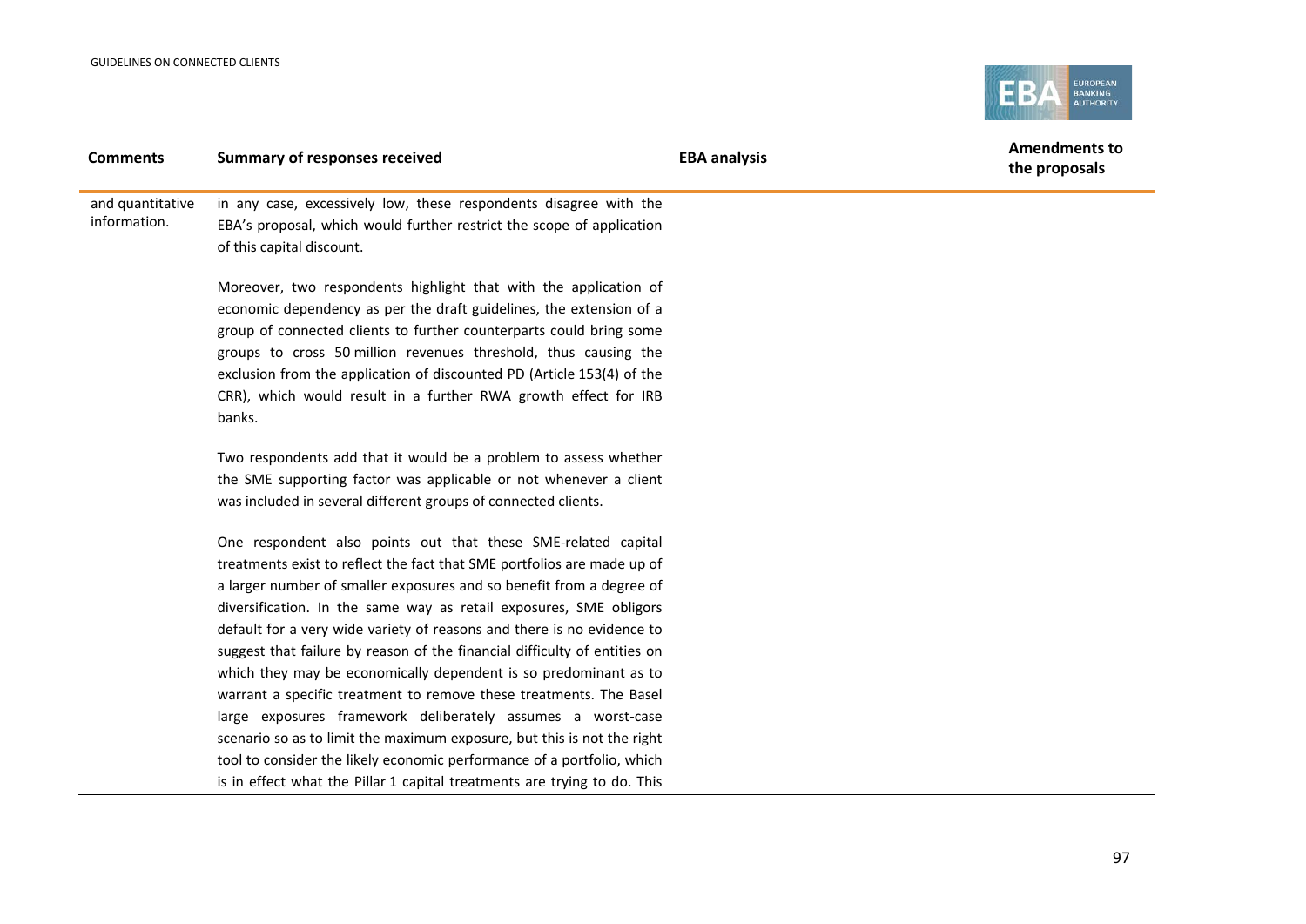| Comments | Summary of responses received | EBA analysis | Amendments to the proposals |
|---|---|---|---|
| and quantitative information. | in any case, excessively low, these respondents disagree with the EBA's proposal, which would further restrict the scope of application of this capital discount.<br><br>Moreover, two respondents highlight that with the application of economic dependency as per the draft guidelines, the extension of a group of connected clients to further counterparts could bring some groups to cross 50 million revenues threshold, thus causing the exclusion from the application of discounted PD (Article 153(4) of the CRR), which would result in a further RWA growth effect for IRB banks.<br><br>Two respondents add that it would be a problem to assess whether the SME supporting factor was applicable or not whenever a client was included in several different groups of connected clients.<br><br>One respondent also points out that these SME-related capital treatments exist to reflect the fact that SME portfolios are made up of a larger number of smaller exposures and so benefit from a degree of diversification. In the same way as retail exposures, SME obligors default for a very wide variety of reasons and there is no evidence to suggest that failure by reason of the financial difficulty of entities on which they may be economically dependent is so predominant as to warrant a specific treatment to remove these treatments. The Basel large exposures framework deliberately assumes a worst-case scenario so as to limit the maximum exposure, but this is not the right tool to consider the likely economic performance of a portfolio, which is in effect what the Pillar 1 capital treatments are trying to do. This | | |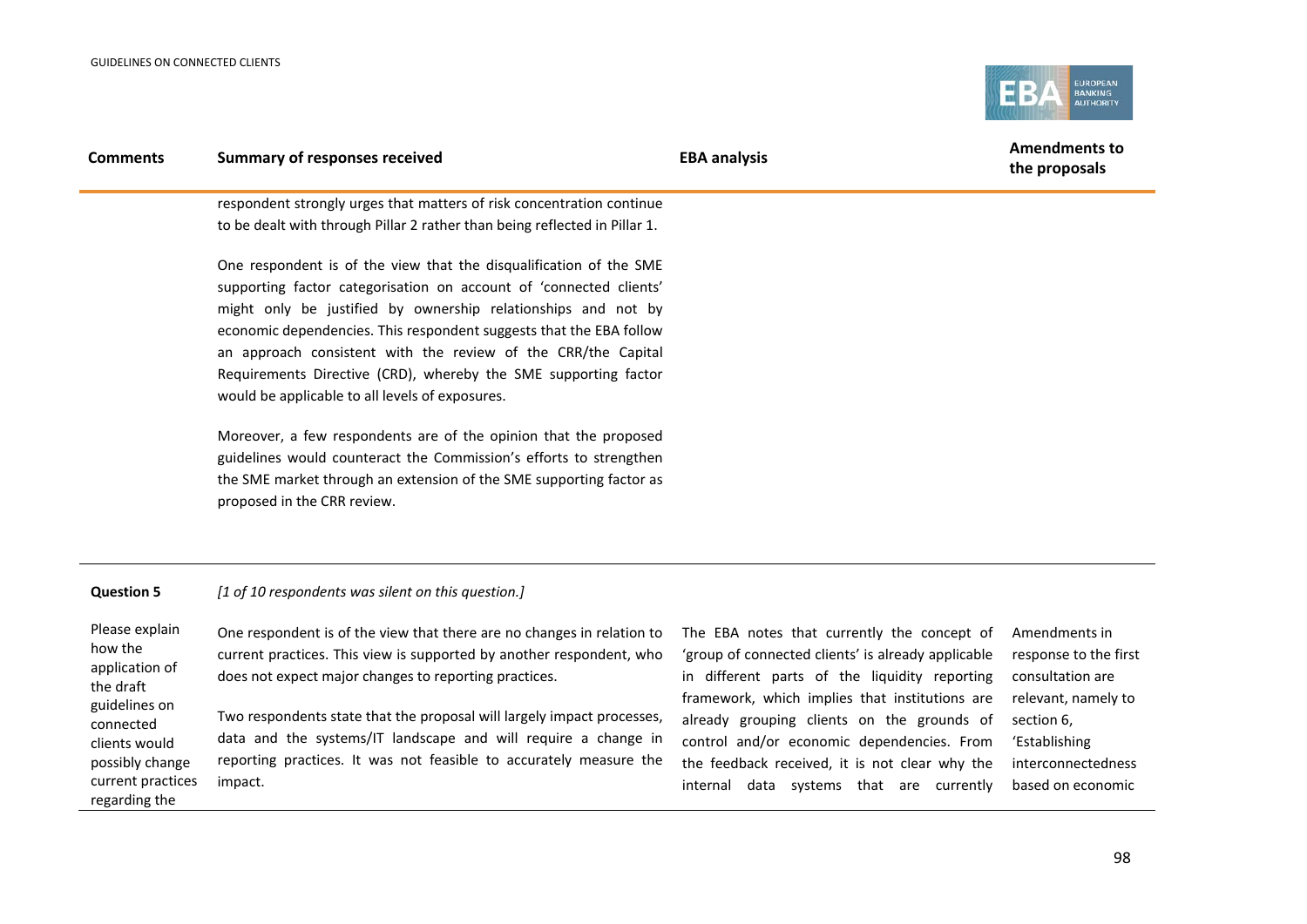| Comments | Summary of responses received | EBA analysis | Amendments to the proposals |
|---|---|---|---|
| | respondent strongly urges that matters of risk concentration continue to be dealt with through Pillar 2 rather than being reflected in Pillar 1.<br><br>One respondent is of the view that the disqualification of the SME supporting factor categorisation on account of 'connected clients' might only be justified by ownership relationships and not by economic dependencies. This respondent suggests that the EBA follow an approach consistent with the review of the CRR/the Capital Requirements Directive (CRD), whereby the SME supporting factor would be applicable to all levels of exposures.<br><br>Moreover, a few respondents are of the opinion that the proposed guidelines would counteract the Commission's efforts to strengthen the SME market through an extension of the SME supporting factor as proposed in the CRR review. | | |
| **Question 5** | *[1 of 10 respondents was silent on this question.]* | | |
| Please explain how the application of the draft guidelines on connected clients would possibly change current practices regarding the | One respondent is of the view that there are no changes in relation to current practices. This view is supported by another respondent, who does not expect major changes to reporting practices.<br><br>Two respondents state that the proposal will largely impact processes, data and the systems/IT landscape and will require a change in reporting practices. It was not feasible to accurately measure the impact. | The EBA notes that currently the concept of 'group of connected clients' is already applicable in different parts of the liquidity reporting framework, which implies that institutions are already grouping clients on the grounds of control and/or economic dependencies. From the feedback received, it is not clear why the internal data systems that are currently | Amendments in response to the first consultation are relevant, namely to section 6, 'Establishing interconnectedness based on economic |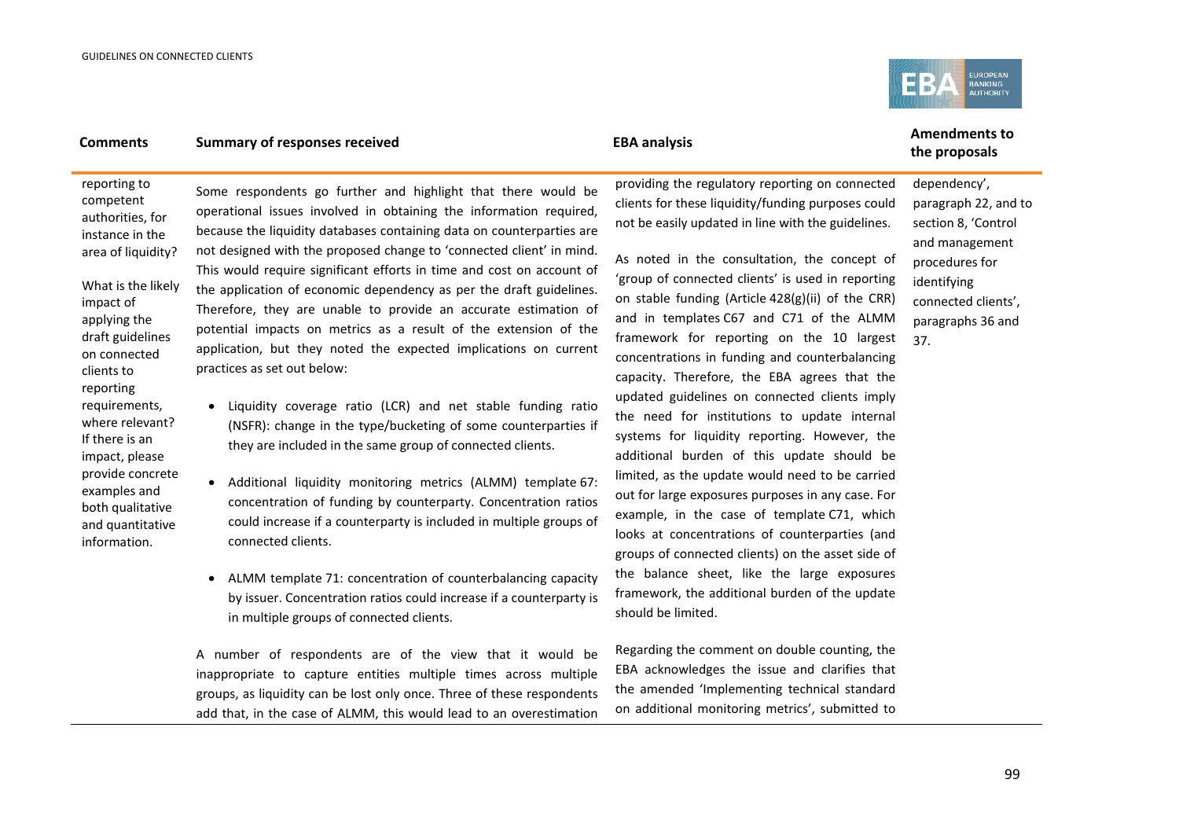| Comments | Summary of responses received | EBA analysis | Amendments to the proposals |
|---|---|---|---|
| reporting to competent authorities, for instance in the area of liquidity?<br><br>What is the likely impact of applying the draft guidelines on connected clients to reporting requirements, where relevant? If there is an impact, please provide concrete examples and both qualitative and quantitative information. | Some respondents go further and highlight that there would be operational issues involved in obtaining the information required, because the liquidity databases containing data on counterparties are not designed with the proposed change to 'connected client' in mind. This would require significant efforts in time and cost on account of the application of economic dependency as per the draft guidelines. Therefore, they are unable to provide an accurate estimation of potential impacts on metrics as a result of the extension of the application, but they noted the expected implications on current practices as set out below:<br><br>• Liquidity coverage ratio (LCR) and net stable funding ratio (NSFR): change in the type/bucketing of some counterparties if they are included in the same group of connected clients.<br><br>• Additional liquidity monitoring metrics (ALMM) template 67: concentration of funding by counterparty. Concentration ratios could increase if a counterparty is included in multiple groups of connected clients.<br><br>• ALMM template 71: concentration of counterbalancing capacity by issuer. Concentration ratios could increase if a counterparty is in multiple groups of connected clients.<br><br>A number of respondents are of the view that it would be inappropriate to capture entities multiple times across multiple groups, as liquidity can be lost only once. Three of these respondents add that, in the case of ALMM, this would lead to an overestimation | providing the regulatory reporting on connected clients for these liquidity/funding purposes could not be easily updated in line with the guidelines.<br><br>As noted in the consultation, the concept of 'group of connected clients' is used in reporting on stable funding (Article 428(g)(ii) of the CRR) and in templates C67 and C71 of the ALMM framework for reporting on the 10 largest concentrations in funding and counterbalancing capacity. Therefore, the EBA agrees that the updated guidelines on connected clients imply the need for institutions to update internal systems for liquidity reporting. However, the additional burden of this update should be limited, as the update would need to be carried out for large exposures purposes in any case. For example, in the case of template C71, which looks at concentrations of counterparties (and groups of connected clients) on the asset side of the balance sheet, like the large exposures framework, the additional burden of the update should be limited.<br><br>Regarding the comment on double counting, the EBA acknowledges the issue and clarifies that the amended 'Implementing technical standard on additional monitoring metrics', submitted to | dependency', paragraph 22, and to section 8, 'Control and management procedures for identifying connected clients', paragraphs 36 and 37. |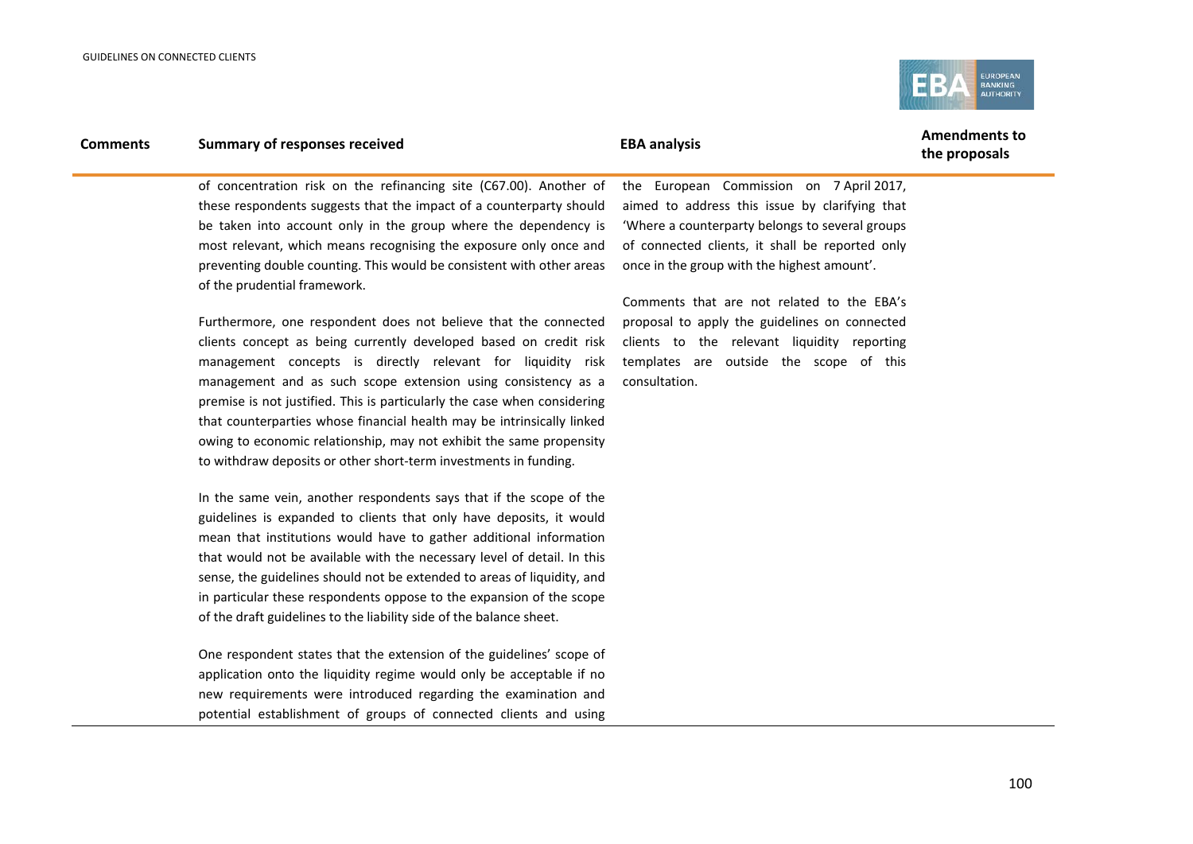| Comments | Summary of responses received | EBA analysis | Amendments to the proposals |
|---|---|---|---|
| | of concentration risk on the refinancing site (C67.00). Another of these respondents suggests that the impact of a counterparty should be taken into account only in the group where the dependency is most relevant, which means recognising the exposure only once and preventing double counting. This would be consistent with other areas of the prudential framework.<br><br>Furthermore, one respondent does not believe that the connected clients concept as being currently developed based on credit risk management concepts is directly relevant for liquidity risk management and as such scope extension using consistency as a premise is not justified. This is particularly the case when considering that counterparties whose financial health may be intrinsically linked owing to economic relationship, may not exhibit the same propensity to withdraw deposits or other short-term investments in funding.<br><br>In the same vein, another respondents says that if the scope of the guidelines is expanded to clients that only have deposits, it would mean that institutions would have to gather additional information that would not be available with the necessary level of detail. In this sense, the guidelines should not be extended to areas of liquidity, and in particular these respondents oppose to the expansion of the scope of the draft guidelines to the liability side of the balance sheet.<br><br>One respondent states that the extension of the guidelines' scope of application onto the liquidity regime would only be acceptable if no new requirements were introduced regarding the examination and potential establishment of groups of connected clients and using | the European Commission on 7 April 2017, aimed to address this issue by clarifying that 'Where a counterparty belongs to several groups of connected clients, it shall be reported only once in the group with the highest amount'.<br><br>Comments that are not related to the EBA's proposal to apply the guidelines on connected clients to the relevant liquidity reporting templates are outside the scope of this consultation. | |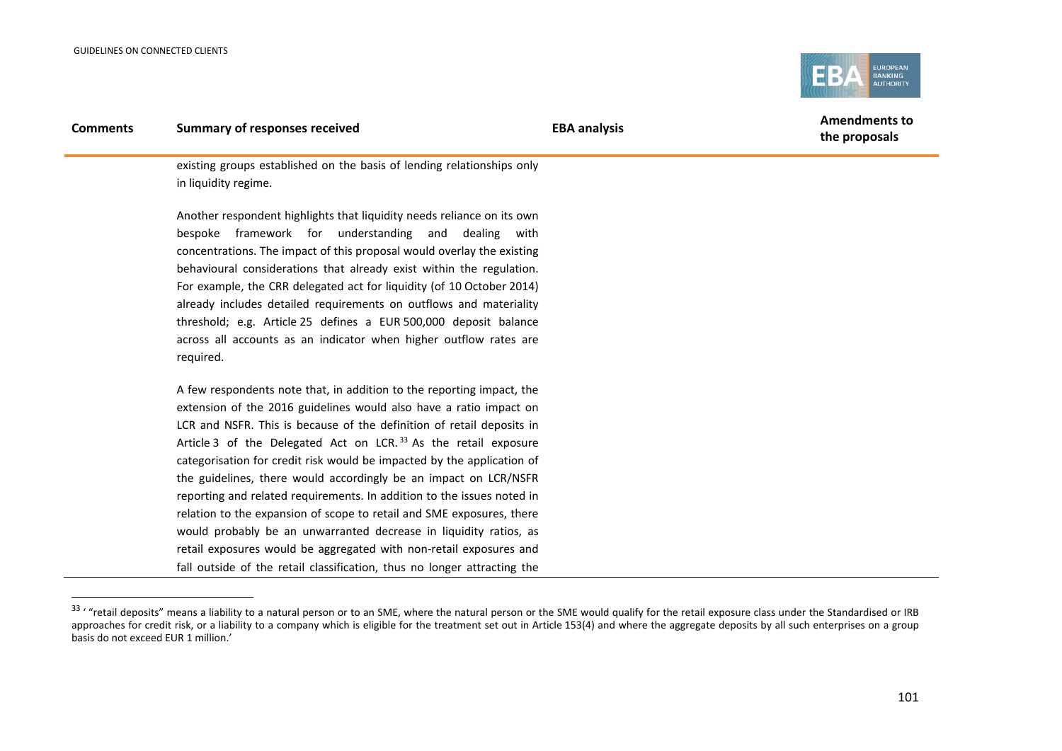| Comments | Summary of responses received | EBA analysis | Amendments to the proposals |
|---|---|---|---|
| | existing groups established on the basis of lending relationships only in liquidity regime.<br><br>Another respondent highlights that liquidity needs reliance on its own bespoke framework for understanding and dealing with concentrations. The impact of this proposal would overlay the existing behavioural considerations that already exist within the regulation. For example, the CRR delegated act for liquidity (of 10 October 2014) already includes detailed requirements on outflows and materiality threshold; e.g. Article 25 defines a EUR 500,000 deposit balance across all accounts as an indicator when higher outflow rates are required.<br><br>A few respondents note that, in addition to the reporting impact, the extension of the 2016 guidelines would also have a ratio impact on LCR and NSFR. This is because of the definition of retail deposits in Article 3 of the Delegated Act on LCR.[33] As the retail exposure categorisation for credit risk would be impacted by the application of the guidelines, there would accordingly be an impact on LCR/NSFR reporting and related requirements. In addition to the issues noted in relation to the expansion of scope to retail and SME exposures, there would probably be an unwarranted decrease in liquidity ratios, as retail exposures would be aggregated with non-retail exposures and fall outside of the retail classification, thus no longer attracting the | | |

[33] ' "retail deposits" means a liability to a natural person or to an SME, where the natural person or the SME would qualify for the retail exposure class under the Standardised or IRB approaches for credit risk, or a liability to a company which is eligible for the treatment set out in Article 153(4) and where the aggregate deposits by all such enterprises on a group basis do not exceed EUR 1 million.'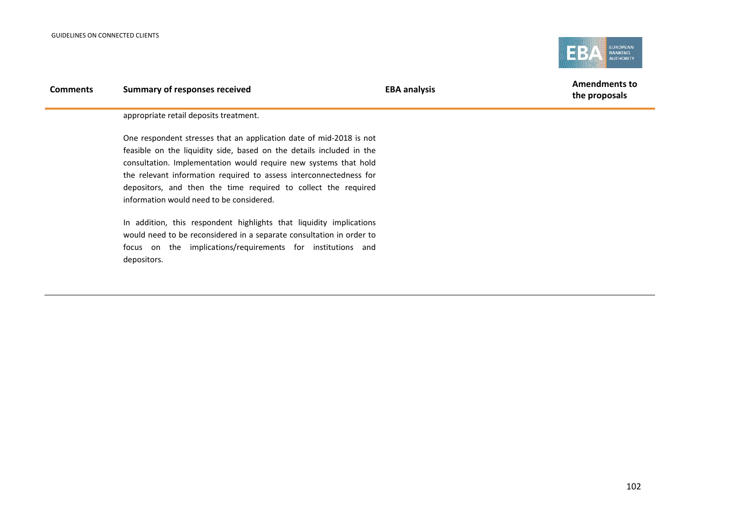| Comments | Summary of responses received | EBA analysis | Amendments to the proposals |
|---|---|---|---|
| | appropriate retail deposits treatment.<br><br>One respondent stresses that an application date of mid-2018 is not feasible on the liquidity side, based on the details included in the consultation. Implementation would require new systems that hold the relevant information required to assess interconnectedness for depositors, and then the time required to collect the required information would need to be considered.<br><br>In addition, this respondent highlights that liquidity implications would need to be reconsidered in a separate consultation in order to focus on the implications/requirements for institutions and depositors. | | |